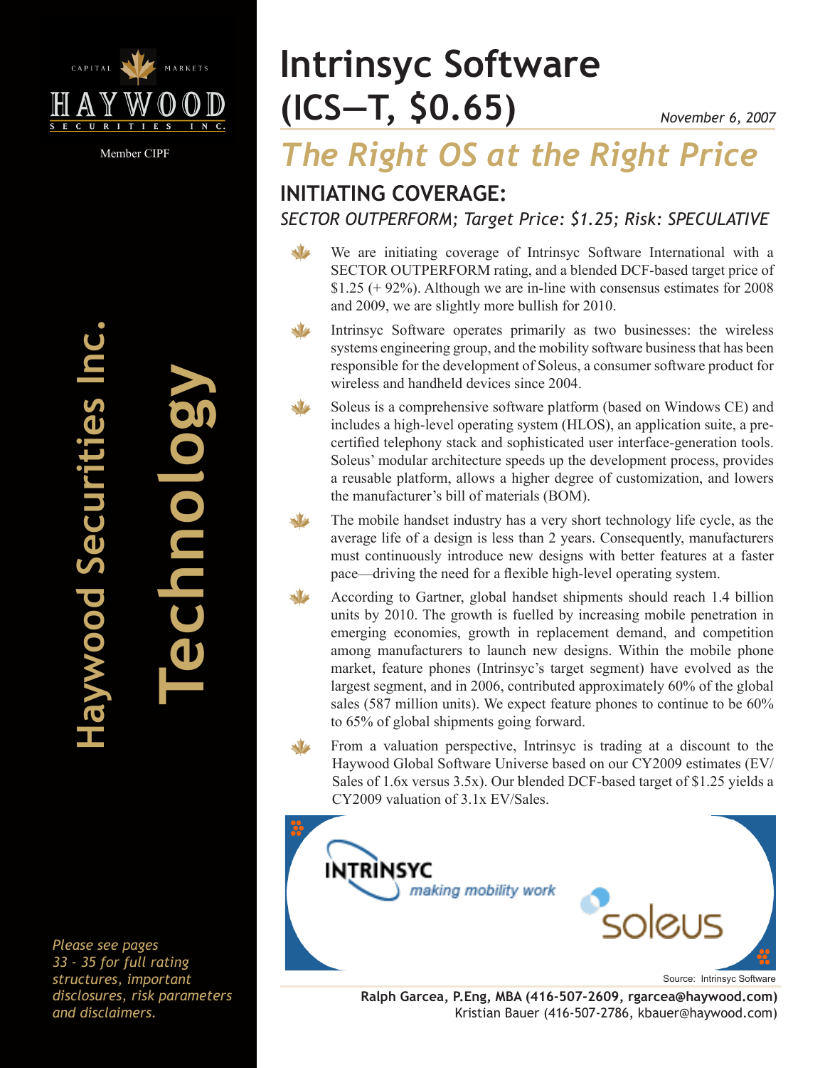# Intrinsyc Software (ICS—T, $0.65)

*November 6, 2007*

## *The Right OS at the Right Price*

### INITIATING COVERAGE:

*SECTOR OUTPERFORM; Target Price: $1.25; Risk: SPECULATIVE*

- We are initiating coverage of Intrinsyc Software International with a SECTOR OUTPERFORM rating, and a blended DCF-based target price of $1.25 (+ 92%). Although we are in-line with consensus estimates for 2008 and 2009, we are slightly more bullish for 2010.
- Intrinsyc Software operates primarily as two businesses: the wireless systems engineering group, and the mobility software business that has been responsible for the development of Soleus, a consumer software product for wireless and handheld devices since 2004.
- Soleus is a comprehensive software platform (based on Windows CE) and includes a high-level operating system (HLOS), an application suite, a pre-certified telephony stack and sophisticated user interface-generation tools. Soleus' modular architecture speeds up the development process, provides a reusable platform, allows a higher degree of customization, and lowers the manufacturer's bill of materials (BOM).
- The mobile handset industry has a very short technology life cycle, as the average life of a design is less than 2 years. Consequently, manufacturers must continuously introduce new designs with better features at a faster pace—driving the need for a flexible high-level operating system.
- According to Gartner, global handset shipments should reach 1.4 billion units by 2010. The growth is fuelled by increasing mobile penetration in emerging economies, growth in replacement demand, and competition among manufacturers to launch new designs. Within the mobile phone market, feature phones (Intrinsyc's target segment) have evolved as the largest segment, and in 2006, contributed approximately 60% of the global sales (587 million units). We expect feature phones to continue to be 60% to 65% of global shipments going forward.
- From a valuation perspective, Intrinsyc is trading at a discount to the Haywood Global Software Universe based on our CY2009 estimates (EV/Sales of 1.6x versus 3.5x). Our blended DCF-based target of $1.25 yields a CY2009 valuation of 3.1x EV/Sales.

INTRINSYC *making mobility work*

soleus

Source: Intrinsyc Software

**Ralph Garcea, P.Eng, MBA (416-507-2609, rgarcea@haywood.com)**
Kristian Bauer (416-507-2786, kbauer@haywood.com)

HAYWOOD SECURITIES INC. — Capital Markets — Member CIPF

**Haywood Securities Inc.**

**Technology**

*Please see pages 33 - 35 for full rating structures, important disclosures, risk parameters and disclaimers.*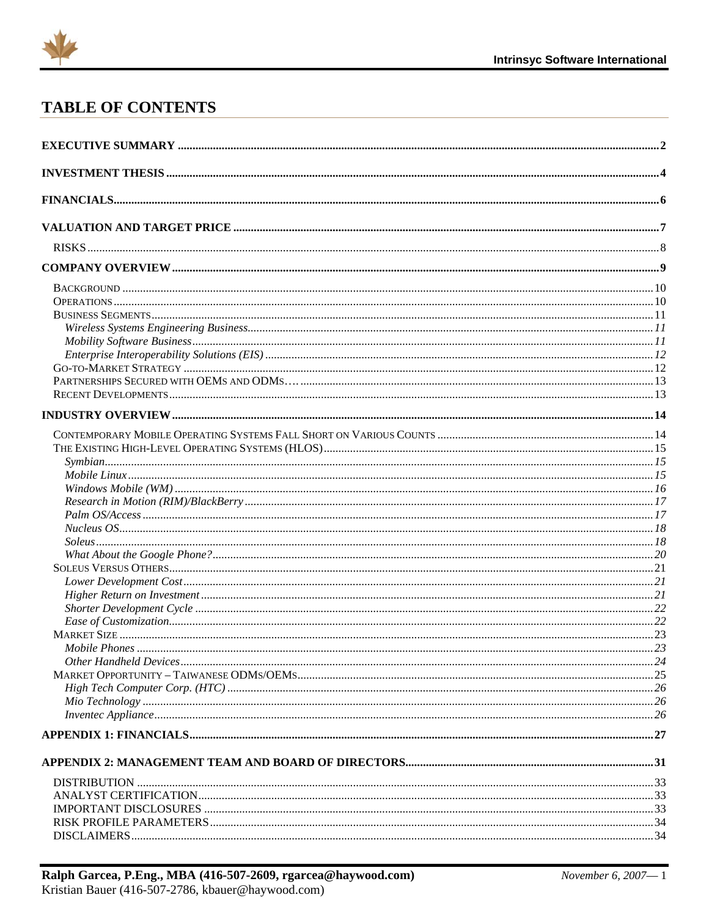# TABLE OF CONTENTS

| | |
|---|---|
| **EXECUTIVE SUMMARY** | **2** |
| **INVESTMENT THESIS** | **4** |
| **FINANCIALS** | **6** |
| **VALUATION AND TARGET PRICE** | **7** |
| RISKS | 8 |
| **COMPANY OVERVIEW** | **9** |
| BACKGROUND | 10 |
| OPERATIONS | 10 |
| BUSINESS SEGMENTS | 11 |
| *Wireless Systems Engineering Business* | *11* |
| *Mobility Software Business* | *11* |
| *Enterprise Interoperability Solutions (EIS)* | *12* |
| GO-TO-MARKET STRATEGY | 12 |
| PARTNERSHIPS SECURED WITH OEMS AND ODMS… | 13 |
| RECENT DEVELOPMENTS | 13 |
| **INDUSTRY OVERVIEW** | **14** |
| CONTEMPORARY MOBILE OPERATING SYSTEMS FALL SHORT ON VARIOUS COUNTS | 14 |
| THE EXISTING HIGH-LEVEL OPERATING SYSTEMS (HLOS) | 15 |
| *Symbian* | *15* |
| *Mobile Linux* | *15* |
| *Windows Mobile (WM)* | *16* |
| *Research in Motion (RIM)/BlackBerry* | *17* |
| *Palm OS/Access* | *17* |
| *Nucleus OS* | *18* |
| *Soleus* | *18* |
| *What About the Google Phone?* | *20* |
| SOLEUS VERSUS OTHERS | 21 |
| *Lower Development Cost* | *21* |
| *Higher Return on Investment* | *21* |
| *Shorter Development Cycle* | *22* |
| *Ease of Customization* | *22* |
| MARKET SIZE | 23 |
| *Mobile Phones* | *23* |
| *Other Handheld Devices* | *24* |
| MARKET OPPORTUNITY – TAIWANESE ODMS/OEMS | 25 |
| *High Tech Computer Corp. (HTC)* | *26* |
| *Mio Technology* | *26* |
| *Inventec Appliance* | *26* |
| **APPENDIX 1: FINANCIALS** | **27** |
| **APPENDIX 2: MANAGEMENT TEAM AND BOARD OF DIRECTORS** | **31** |
| DISTRIBUTION | 33 |
| ANALYST CERTIFICATION | 33 |
| IMPORTANT DISCLOSURES | 33 |
| RISK PROFILE PARAMETERS | 34 |
| DISCLAIMERS | 34 |

**Ralph Garcea, P.Eng., MBA (416-507-2609, rgarcea@haywood.com)**
Kristian Bauer (416-507-2786, kbauer@haywood.com)

*November 6, 2007*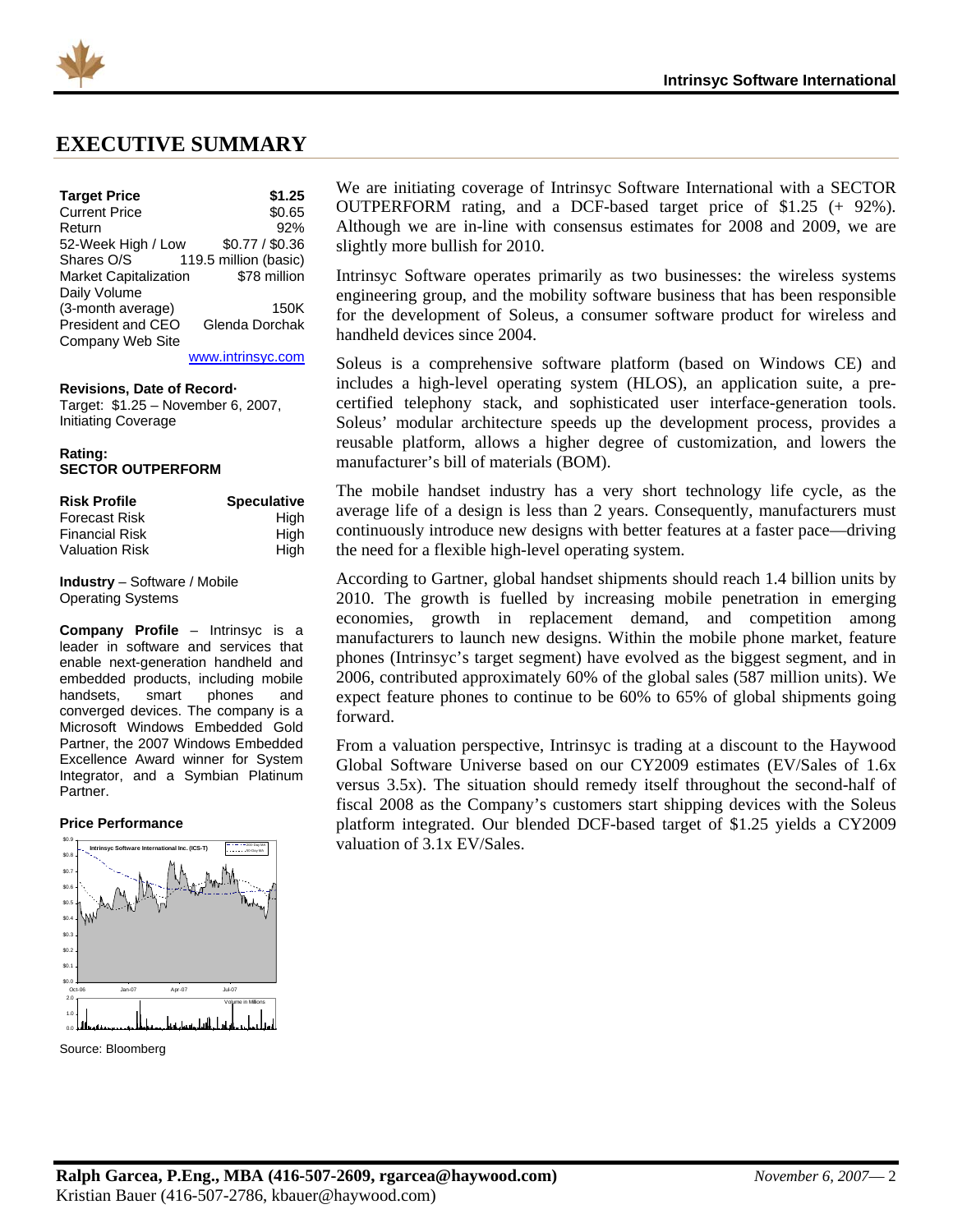# EXECUTIVE SUMMARY

| **Target Price** | **$1.25** |
|---|---|
| Current Price | $0.65 |
| Return | 92% |
| 52-Week High / Low | $0.77 / $0.36 |
| Shares O/S | 119.5 million (basic) |
| Market Capitalization | $78 million |
| Daily Volume (3-month average) | 150K |
| President and CEO | Glenda Dorchak |
| Company Web Site | www.intrinsyc.com |

**Revisions, Date of Record·**
Target: $1.25 – November 6, 2007, Initiating Coverage

**Rating:**
**SECTOR OUTPERFORM**

| **Risk Profile** | **Speculative** |
|---|---|
| Forecast Risk | High |
| Financial Risk | High |
| Valuation Risk | High |

**Industry** – Software / Mobile Operating Systems

**Company Profile** – Intrinsyc is a leader in software and services that enable next-generation handheld and embedded products, including mobile handsets, smart phones and converged devices. The company is a Microsoft Windows Embedded Gold Partner, the 2007 Windows Embedded Excellence Award winner for System Integrator, and a Symbian Platinum Partner.

**Price Performance**

Source: Bloomberg

We are initiating coverage of Intrinsyc Software International with a SECTOR OUTPERFORM rating, and a DCF-based target price of $1.25 (+ 92%). Although we are in-line with consensus estimates for 2008 and 2009, we are slightly more bullish for 2010.

Intrinsyc Software operates primarily as two businesses: the wireless systems engineering group, and the mobility software business that has been responsible for the development of Soleus, a consumer software product for wireless and handheld devices since 2004.

Soleus is a comprehensive software platform (based on Windows CE) and includes a high-level operating system (HLOS), an application suite, a pre-certified telephony stack, and sophisticated user interface-generation tools. Soleus' modular architecture speeds up the development process, provides a reusable platform, allows a higher degree of customization, and lowers the manufacturer's bill of materials (BOM).

The mobile handset industry has a very short technology life cycle, as the average life of a design is less than 2 years. Consequently, manufacturers must continuously introduce new designs with better features at a faster pace—driving the need for a flexible high-level operating system.

According to Gartner, global handset shipments should reach 1.4 billion units by 2010. The growth is fuelled by increasing mobile penetration in emerging economies, growth in replacement demand, and competition among manufacturers to launch new designs. Within the mobile phone market, feature phones (Intrinsyc's target segment) have evolved as the biggest segment, and in 2006, contributed approximately 60% of the global sales (587 million units). We expect feature phones to continue to be 60% to 65% of global shipments going forward.

From a valuation perspective, Intrinsyc is trading at a discount to the Haywood Global Software Universe based on our CY2009 estimates (EV/Sales of 1.6x versus 3.5x). The situation should remedy itself throughout the second-half of fiscal 2008 as the Company's customers start shipping devices with the Soleus platform integrated. Our blended DCF-based target of $1.25 yields a CY2009 valuation of 3.1x EV/Sales.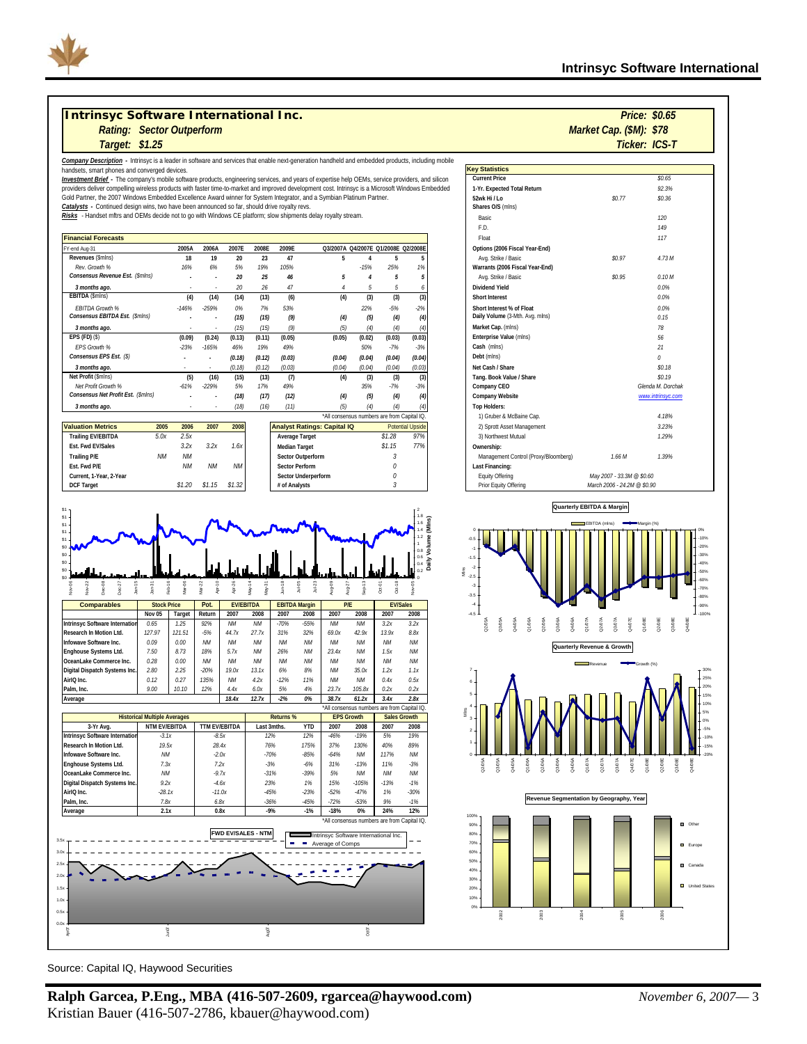# Intrinsyc Software International Inc.

*Rating: Sector Outperform*

*Target: $1.25*

*Price: $0.65*

*Market Cap. ($M): $78*

*Ticker: ICS-T*

**Company Description** - Intrinsyc is a leader in software and services that enable next-generation handheld and embedded products, including mobile handsets, smart phones and converged devices.

**Investment Brief** - The company's mobile software products, engineering services, and years of expertise help OEMs, service providers, and silicon providers deliver compelling wireless products with faster time-to-market and improved development cost. Intrinsyc is a Microsoft Windows Embedded Gold Partner, the 2007 Windows Embedded Excellence Award winner for System Integrator, and a Symbian Platinum Partner.

**Catalysts** - Continued design wins, two have been announced so far, should drive royalty revs.

**Risks** - Handset mftrs and OEMs decide not to go with Windows CE platform; slow shipments delay royalty stream.

## Financial Forecasts

| FY-end Aug-31 | 2005A | 2006A | 2007E | 2008E | 2009E | Q3/2007A | Q4/2007E | Q1/2008E | Q2/2008E |
|---|---|---|---|---|---|---|---|---|---|
| Revenues ($mlns) | 18 | 19 | 20 | 23 | 47 | 5 | 4 | 5 | 5 |
| Rev. Growth % | 16% | 6% | 5% | 19% | 105% | | -15% | 25% | 1% |
| Consensus Revenue Est. ($mlns) | - | - | 20 | 25 | 46 | 5 | 4 | 5 | 5 |
| 3 months ago. | - | - | 20 | 26 | 47 | 4 | 5 | 5 | 6 |
| EBITDA ($mlns) | (4) | (14) | (14) | (13) | (6) | (4) | (3) | (3) | (3) |
| EBITDA Growth % | -146% | -259% | 0% | 7% | 53% | | 22% | -5% | -2% |
| Consensus EBITDA Est. ($mlns) | - | - | (15) | (15) | (9) | (4) | (5) | (4) | (4) |
| 3 months ago. | - | - | (15) | (15) | (9) | (5) | (4) | (4) | (4) |
| EPS (FD) ($) | (0.09) | (0.24) | (0.13) | (0.11) | (0.05) | (0.05) | (0.02) | (0.03) | (0.03) |
| EPS Growth % | -23% | -165% | 46% | 19% | 49% | | 50% | -7% | -3% |
| Consensus EPS Est. ($) | - | - | (0.18) | (0.12) | (0.03) | (0.04) | (0.04) | (0.04) | (0.04) |
| 3 months ago. | - | - | (0.18) | (0.12) | (0.03) | (0.04) | (0.04) | (0.04) | (0.03) |
| Net Profit ($mlns) | (5) | (16) | (15) | (13) | (7) | (4) | (3) | (3) | (3) |
| Net Profit Growth % | -61% | -229% | 5% | 17% | 49% | | 35% | -7% | -3% |
| Consensus Net Profit Est. ($mlns) | - | - | (18) | (17) | (12) | (4) | (5) | (4) | (4) |
| 3 months ago. | - | - | (18) | (16) | (11) | (5) | (4) | (4) | (4) |

*All consensus numbers are from Capital IQ.

## Valuation Metrics

| | 2005 | 2006 | 2007 | 2008 |
|---|---|---|---|---|
| Trailing EV/EBITDA | 5.0x | 2.5x | | |
| Est. Fwd EV/Sales | | 3.2x | 3.2x | 1.6x |
| Trailing P/E | NM | NM | | |
| Est. Fwd P/E | | NM | NM | NM |
| Current, 1-Year, 2-Year | | | | |
| DCF Target | | $1.20 | $1.15 | $1.32 |

## Analyst Ratings: Capital IQ

| | | Potential Upside |
|---|---|---|
| Average Target | $1.28 | 97% |
| Median Target | $1.15 | 77% |
| Sector Outperform | 3 | |
| Sector Perform | 0 | |
| Sector Underperform | 0 | |
| # of Analysts | 3 | |

## Key Statistics

| | | |
|---|---|---|
| Current Price | | $0.65 |
| 1-Yr. Expected Total Return | | 92.3% |
| 52wk Hi / Lo | $0.77 | $0.36 |
| Shares O/S (mlns) | | |
| Basic | | 120 |
| F.D. | | 149 |
| Float | | 117 |
| Options (2006 Fiscal Year-End) | | |
| Avg. Strike / Basic | $0.97 | 4.73 M |
| Warrants (2006 Fiscal Year-End) | | |
| Avg. Strike / Basic | $0.95 | 0.10 M |
| Dividend Yield | | 0.0% |
| Short Interest | | 0.0% |
| Short Interest % of Float | | 0.0% |
| Daily Volume (3-Mth. Avg. mlns) | | 0.15 |
| Market Cap. (mlns) | | 78 |
| Enterprise Value (mlns) | | 56 |
| Cash (mlns) | | 21 |
| Debt (mlns) | | 0 |
| Net Cash / Share | | $0.18 |
| Tang. Book Value / Share | | $0.19 |
| Company CEO | | Glenda M. Dorchak |
| Company Website | | www.intrinsyc.com |
| Top Holders: | | |
| 1) Gruber & McBaine Cap. | | 4.18% |
| 2) Sprott Asset Management | | 3.23% |
| 3) Northwest Mutual | | 1.29% |
| Ownership: | | |
| Management Control (Proxy/Bloomberg) | 1.66 M | 1.39% |
| Last Financing: | | |
| Equity Offering | May 2007 - 33.3M @ $0.60 | |
| Prior Equity Offering | March 2006 - 24.2M @ $0.90 | |

## Comparables

| Comparables | Stock Price Nov 05 | Target | Pot. Return | EV/EBITDA 2007 | EV/EBITDA 2008 | EBITDA Margin 2007 | EBITDA Margin 2008 | P/E 2007 | P/E 2008 | EV/Sales 2007 | EV/Sales 2008 |
|---|---|---|---|---|---|---|---|---|---|---|---|
| Intrinsyc Software International | 0.65 | 1.25 | 92% | NM | NM | -70% | -55% | NM | NM | 3.2x | 3.2x |
| Research In Motion Ltd. | 127.97 | 121.51 | -5% | 44.7x | 27.7x | 31% | 32% | 69.0x | 42.9x | 13.9x | 8.8x |
| Infowave Software Inc. | 0.09 | 0.00 | NM | NM | NM | NM | NM | NM | NM | NM | NM |
| Enghouse Systems Ltd. | 7.50 | 8.73 | 18% | 5.7x | NM | 26% | NM | 23.4x | NM | 1.5x | NM |
| OceanLake Commerce Inc. | 0.28 | 0.00 | NM | NM | NM | NM | NM | NM | NM | NM | NM |
| Digital Dispatch Systems Inc. | 2.80 | 2.25 | -20% | 19.0x | 13.1x | 6% | 8% | NM | 35.0x | 1.2x | 1.1x |
| AirIQ Inc. | 0.12 | 0.27 | 135% | NM | 4.2x | -12% | 11% | NM | NM | 0.4x | 0.5x |
| Palm, Inc. | 9.00 | 10.10 | 12% | 4.4x | 6.0x | 5% | 4% | 23.7x | 105.8x | 0.2x | 0.2x |
| Average | | | | 18.4x | 12.7x | -2% | 0% | 38.7x | 61.2x | 3.4x | 2.8x |

*All consensus numbers are from Capital IQ.

## Historical Multiple Averages

| 3-Yr Avg. | NTM EV/EBITDA | TTM EV/EBITDA | Returns % Last 3mths. | Returns % YTD | EPS Growth 2007 | EPS Growth 2008 | Sales Growth 2007 | Sales Growth 2008 |
|---|---|---|---|---|---|---|---|---|
| Intrinsyc Software International | -3.1x | -8.5x | 12% | 12% | -46% | -19% | 5% | 19% |
| Research In Motion Ltd. | 19.5x | 28.4x | 76% | 175% | 37% | 130% | 40% | 89% |
| Infowave Software Inc. | NM | -2.0x | -70% | -85% | -64% | NM | 117% | NM |
| Enghouse Systems Ltd. | 7.3x | 7.2x | -3% | -6% | 31% | -13% | 11% | -3% |
| OceanLake Commerce Inc. | NM | -9.7x | -31% | -39% | 5% | NM | NM | NM |
| Digital Dispatch Systems Inc. | 9.2x | -4.6x | 23% | 1% | 15% | -105% | -13% | -1% |
| AirIQ Inc. | -28.1x | -11.0x | -45% | -23% | -52% | -47% | 1% | -30% |
| Palm, Inc. | 7.8x | 6.8x | -36% | -45% | -72% | -53% | 9% | -1% |
| Average | 2.1x | 0.8x | -9% | -1% | -18% | 0% | 24% | 12% |

*All consensus numbers are from Capital IQ.

Source: Capital IQ, Haywood Securities

**Ralph Garcea, P.Eng., MBA (416-507-2609, rgarcea@haywood.com)**
Kristian Bauer (416-507-2786, kbauer@haywood.com)

*November 6, 2007*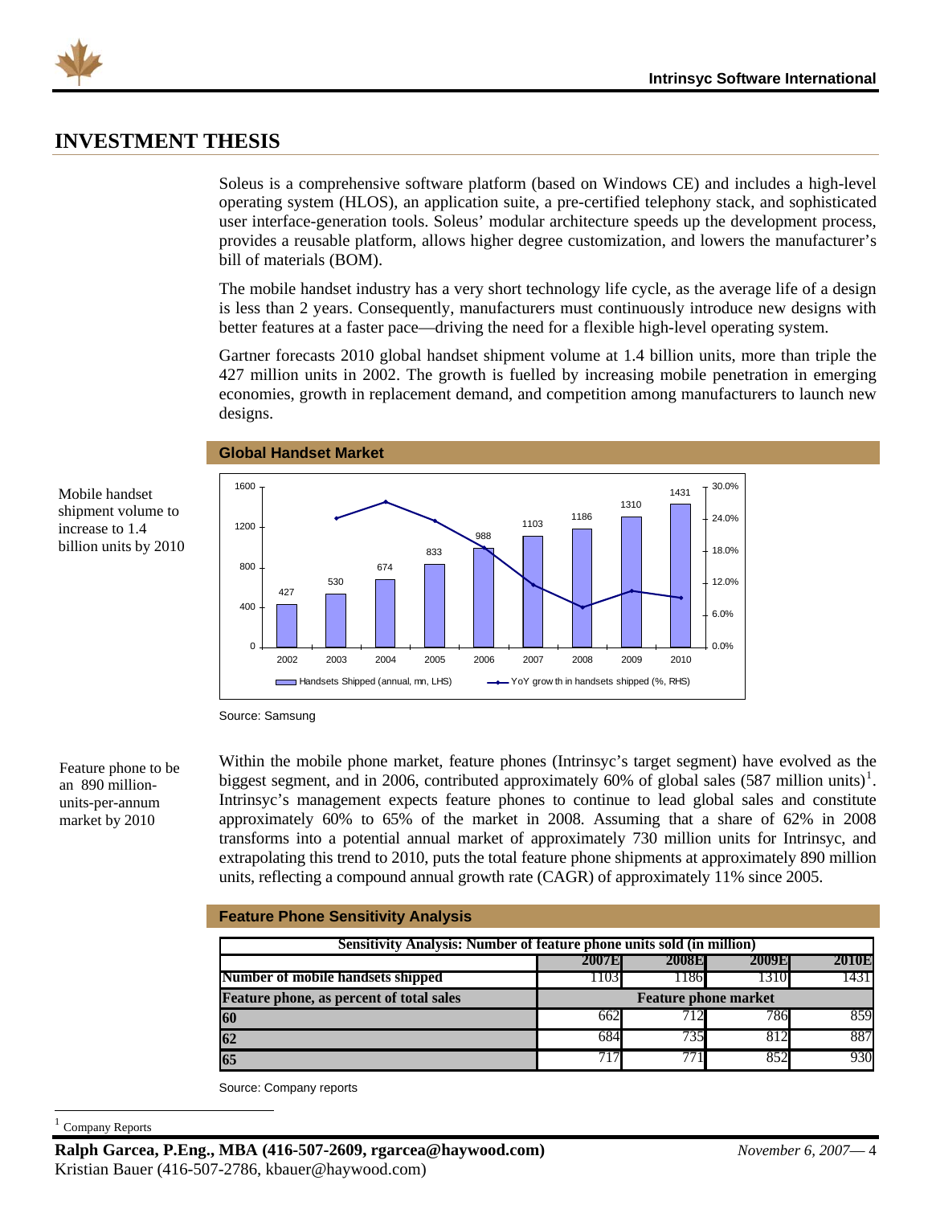# INVESTMENT THESIS

Soleus is a comprehensive software platform (based on Windows CE) and includes a high-level operating system (HLOS), an application suite, a pre-certified telephony stack, and sophisticated user interface-generation tools. Soleus' modular architecture speeds up the development process, provides a reusable platform, allows higher degree customization, and lowers the manufacturer's bill of materials (BOM).

The mobile handset industry has a very short technology life cycle, as the average life of a design is less than 2 years. Consequently, manufacturers must continuously introduce new designs with better features at a faster pace—driving the need for a flexible high-level operating system.

Mobile handset shipment volume to increase to 1.4 billion units by 2010

Gartner forecasts 2010 global handset shipment volume at 1.4 billion units, more than triple the 427 million units in 2002. The growth is fuelled by increasing mobile penetration in emerging economies, growth in replacement demand, and competition among manufacturers to launch new designs.

**Global Handset Market**

| Year | Handsets Shipped (annual, mn, LHS) |
|---|---|
| 2002 | 427 |
| 2003 | 530 |
| 2004 | 674 |
| 2005 | 833 |
| 2006 | 988 |
| 2007 | 1103 |
| 2008 | 1186 |
| 2009 | 1310 |
| 2010 | 1431 |

Handsets Shipped (annual, mn, LHS) — YoY growth in handsets shipped (%, RHS)

Source: Samsung

Feature phone to be an 890 million-units-per-annum market by 2010

Within the mobile phone market, feature phones (Intrinsyc's target segment) have evolved as the biggest segment, and in 2006, contributed approximately 60% of global sales (587 million units)[1]. Intrinsyc's management expects feature phones to continue to lead global sales and constitute approximately 60% to 65% of the market in 2008. Assuming that a share of 62% in 2008 transforms into a potential annual market of approximately 730 million units for Intrinsyc, and extrapolating this trend to 2010, puts the total feature phone shipments at approximately 890 million units, reflecting a compound annual growth rate (CAGR) of approximately 11% since 2005.

**Feature Phone Sensitivity Analysis**

| Sensitivity Analysis: Number of feature phone units sold (in million) | | | | |
|---|---|---|---|---|
| | 2007E | 2008E | 2009E | 2010E |
| Number of mobile handsets shipped | 1103 | 1186 | 1310 | 1431 |
| Feature phone, as percent of total sales | Feature phone market | | | |
| 60 | 662 | 712 | 786 | 859 |
| 62 | 684 | 735 | 812 | 887 |
| 65 | 717 | 771 | 852 | 930 |

Source: Company reports

[1] Company Reports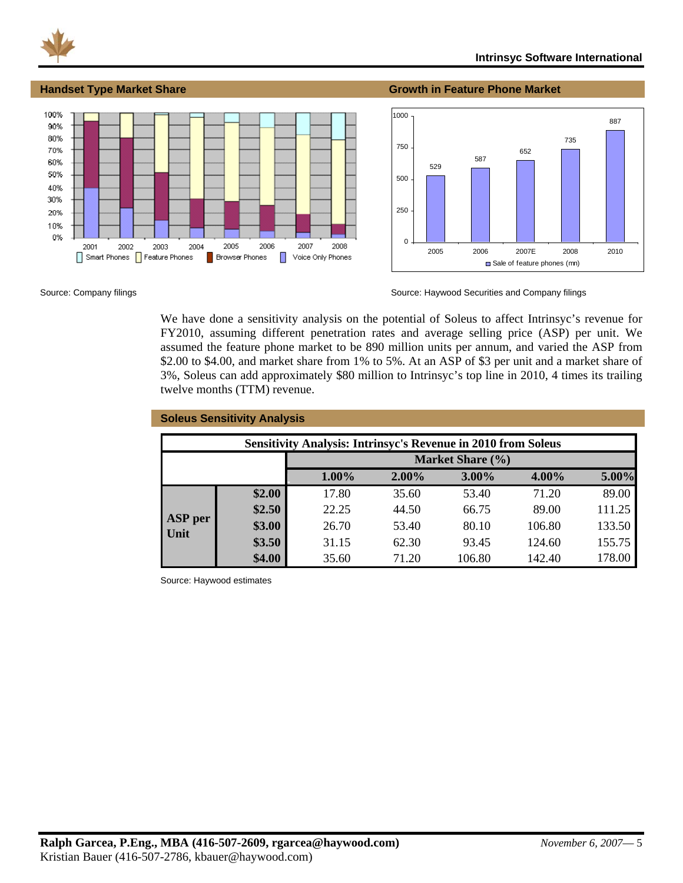**Handset Type Market Share**

Source: Company filings

**Growth in Feature Phone Market**

Source: Haywood Securities and Company filings

We have done a sensitivity analysis on the potential of Soleus to affect Intrinsyc's revenue for FY2010, assuming different penetration rates and average selling price (ASP) per unit. We assumed the feature phone market to be 890 million units per annum, and varied the ASP from $2.00 to $4.00, and market share from 1% to 5%. At an ASP of $3 per unit and a market share of 3%, Soleus can add approximately $80 million to Intrinsyc's top line in 2010, 4 times its trailing twelve months (TTM) revenue.

**Soleus Sensitivity Analysis**

**Sensitivity Analysis: Intrinsyc's Revenue in 2010 from Soleus**

| | | Market Share (%) | | | | |
|---|---|---|---|---|---|---|
| | | 1.00% | 2.00% | 3.00% | 4.00% | 5.00% |
| ASP per Unit | $2.00 | 17.80 | 35.60 | 53.40 | 71.20 | 89.00 |
| | $2.50 | 22.25 | 44.50 | 66.75 | 89.00 | 111.25 |
| | $3.00 | 26.70 | 53.40 | 80.10 | 106.80 | 133.50 |
| | $3.50 | 31.15 | 62.30 | 93.45 | 124.60 | 155.75 |
| | $4.00 | 35.60 | 71.20 | 106.80 | 142.40 | 178.00 |

Source: Haywood estimates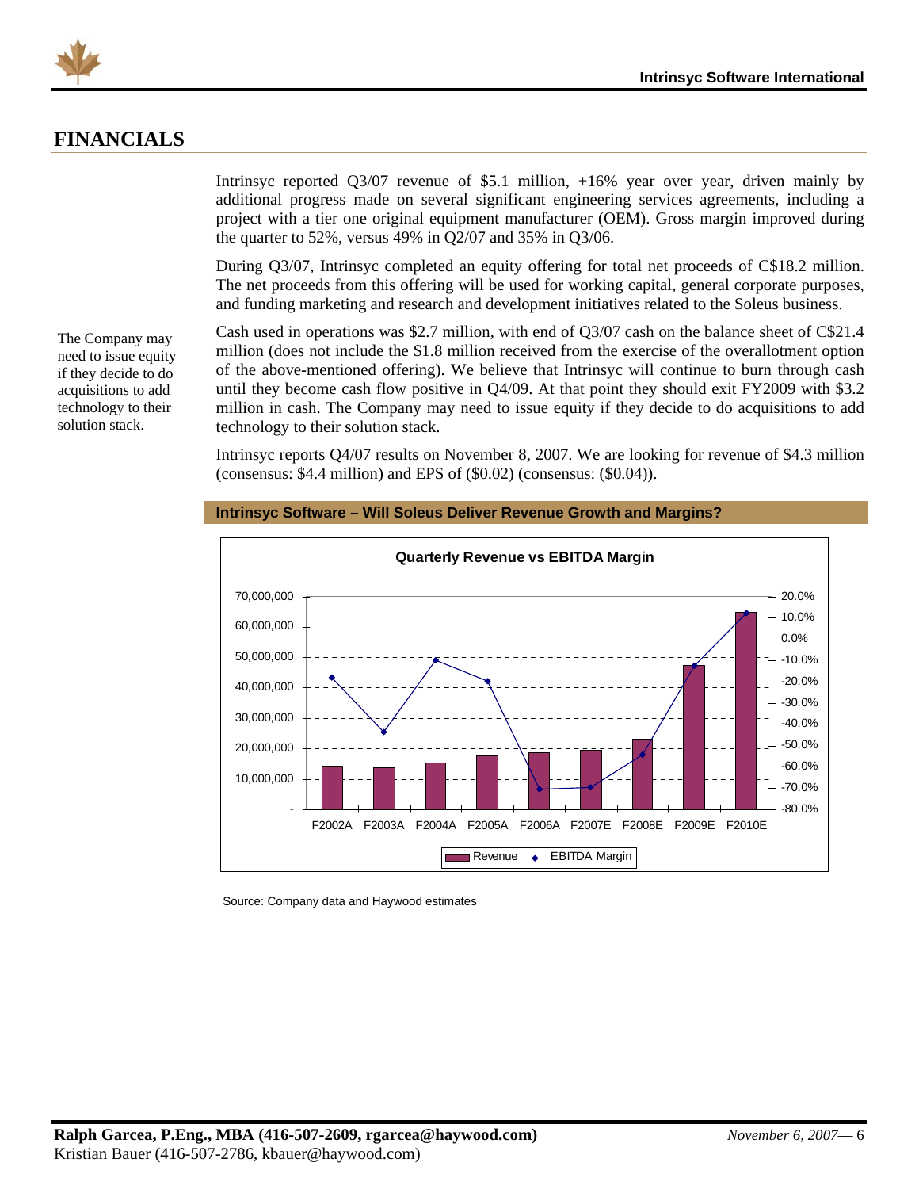## FINANCIALS

Intrinsyc reported Q3/07 revenue of $5.1 million, +16% year over year, driven mainly by additional progress made on several significant engineering services agreements, including a project with a tier one original equipment manufacturer (OEM). Gross margin improved during the quarter to 52%, versus 49% in Q2/07 and 35% in Q3/06.

During Q3/07, Intrinsyc completed an equity offering for total net proceeds of C$18.2 million. The net proceeds from this offering will be used for working capital, general corporate purposes, and funding marketing and research and development initiatives related to the Soleus business.

The Company may need to issue equity if they decide to do acquisitions to add technology to their solution stack.

Cash used in operations was $2.7 million, with end of Q3/07 cash on the balance sheet of C$21.4 million (does not include the $1.8 million received from the exercise of the overallotment option of the above-mentioned offering). We believe that Intrinsyc will continue to burn through cash until they become cash flow positive in Q4/09. At that point they should exit FY2009 with $3.2 million in cash. The Company may need to issue equity if they decide to do acquisitions to add technology to their solution stack.

Intrinsyc reports Q4/07 results on November 8, 2007. We are looking for revenue of $4.3 million (consensus: $4.4 million) and EPS of ($0.02) (consensus: ($0.04)).

**Intrinsyc Software – Will Soleus Deliver Revenue Growth and Margins?**

**Quarterly Revenue vs EBITDA Margin**

Source: Company data and Haywood estimates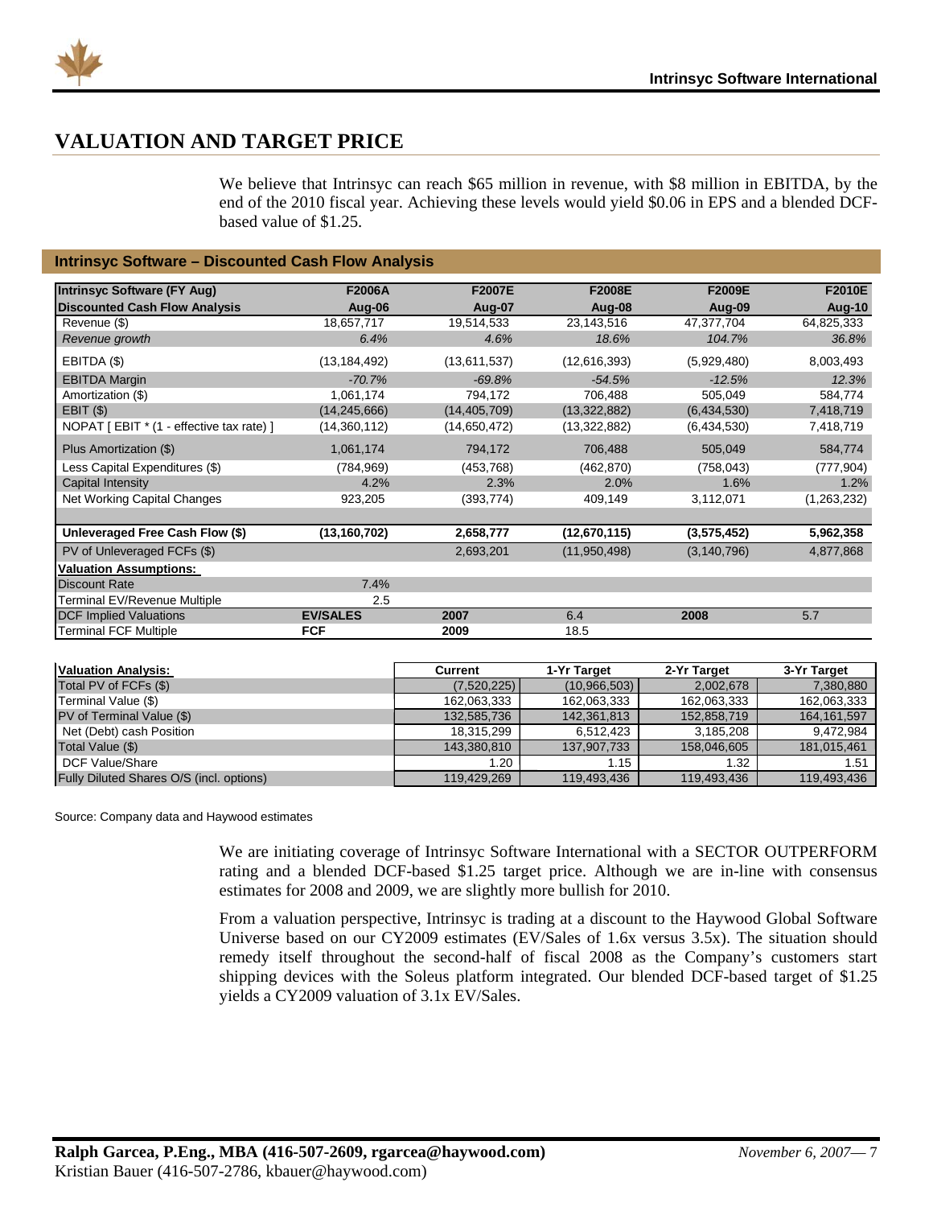# VALUATION AND TARGET PRICE

We believe that Intrinsyc can reach $65 million in revenue, with $8 million in EBITDA, by the end of the 2010 fiscal year. Achieving these levels would yield $0.06 in EPS and a blended DCF-based value of $1.25.

**Intrinsyc Software – Discounted Cash Flow Analysis**

| Intrinsyc Software (FY Aug) | F2006A | F2007E | F2008E | F2009E | F2010E |
|---|---|---|---|---|---|
| **Discounted Cash Flow Analysis** | **Aug-06** | **Aug-07** | **Aug-08** | **Aug-09** | **Aug-10** |
| Revenue ($) | 18,657,717 | 19,514,533 | 23,143,516 | 47,377,704 | 64,825,333 |
| *Revenue growth* | *6.4%* | *4.6%* | *18.6%* | *104.7%* | *36.8%* |
| EBITDA ($) | (13,184,492) | (13,611,537) | (12,616,393) | (5,929,480) | 8,003,493 |
| EBITDA Margin | *-70.7%* | *-69.8%* | *-54.5%* | *-12.5%* | *12.3%* |
| Amortization ($) | 1,061,174 | 794,172 | 706,488 | 505,049 | 584,774 |
| EBIT ($) | (14,245,666) | (14,405,709) | (13,322,882) | (6,434,530) | 7,418,719 |
| NOPAT [ EBIT * (1 - effective tax rate) ] | (14,360,112) | (14,650,472) | (13,322,882) | (6,434,530) | 7,418,719 |
| Plus Amortization ($) | 1,061,174 | 794,172 | 706,488 | 505,049 | 584,774 |
| Less Capital Expenditures ($) | (784,969) | (453,768) | (462,870) | (758,043) | (777,904) |
| Capital Intensity | 4.2% | 2.3% | 2.0% | 1.6% | 1.2% |
| Net Working Capital Changes | 923,205 | (393,774) | 409,149 | 3,112,071 | (1,263,232) |
| | | | | | |
| **Unleveraged Free Cash Flow ($)** | **(13,160,702)** | **2,658,777** | **(12,670,115)** | **(3,575,452)** | **5,962,358** |
| PV of Unleveraged FCFs ($) | | 2,693,201 | (11,950,498) | (3,140,796) | 4,877,868 |
| **Valuation Assumptions:** | | | | | |
| Discount Rate | 7.4% | | | | |
| Terminal EV/Revenue Multiple | 2.5 | | | | |
| DCF Implied Valuations | **EV/SALES** | **2007** | 6.4 | **2008** | 5.7 |
| Terminal FCF Multiple | **FCF** | **2009** | 18.5 | | |

| Valuation Analysis: | Current | 1-Yr Target | 2-Yr Target | 3-Yr Target |
|---|---|---|---|---|
| Total PV of FCFs ($) | (7,520,225) | (10,966,503) | 2,002,678 | 7,380,880 |
| Terminal Value ($) | 162,063,333 | 162,063,333 | 162,063,333 | 162,063,333 |
| PV of Terminal Value ($) | 132,585,736 | 142,361,813 | 152,858,719 | 164,161,597 |
| Net (Debt) cash Position | 18,315,299 | 6,512,423 | 3,185,208 | 9,472,984 |
| Total Value ($) | 143,380,810 | 137,907,733 | 158,046,605 | 181,015,461 |
| DCF Value/Share | 1.20 | 1.15 | 1.32 | 1.51 |
| Fully Diluted Shares O/S (incl. options) | 119,429,269 | 119,493,436 | 119,493,436 | 119,493,436 |

Source: Company data and Haywood estimates

We are initiating coverage of Intrinsyc Software International with a SECTOR OUTPERFORM rating and a blended DCF-based $1.25 target price. Although we are in-line with consensus estimates for 2008 and 2009, we are slightly more bullish for 2010.

From a valuation perspective, Intrinsyc is trading at a discount to the Haywood Global Software Universe based on our CY2009 estimates (EV/Sales of 1.6x versus 3.5x). The situation should remedy itself throughout the second-half of fiscal 2008 as the Company's customers start shipping devices with the Soleus platform integrated. Our blended DCF-based target of $1.25 yields a CY2009 valuation of 3.1x EV/Sales.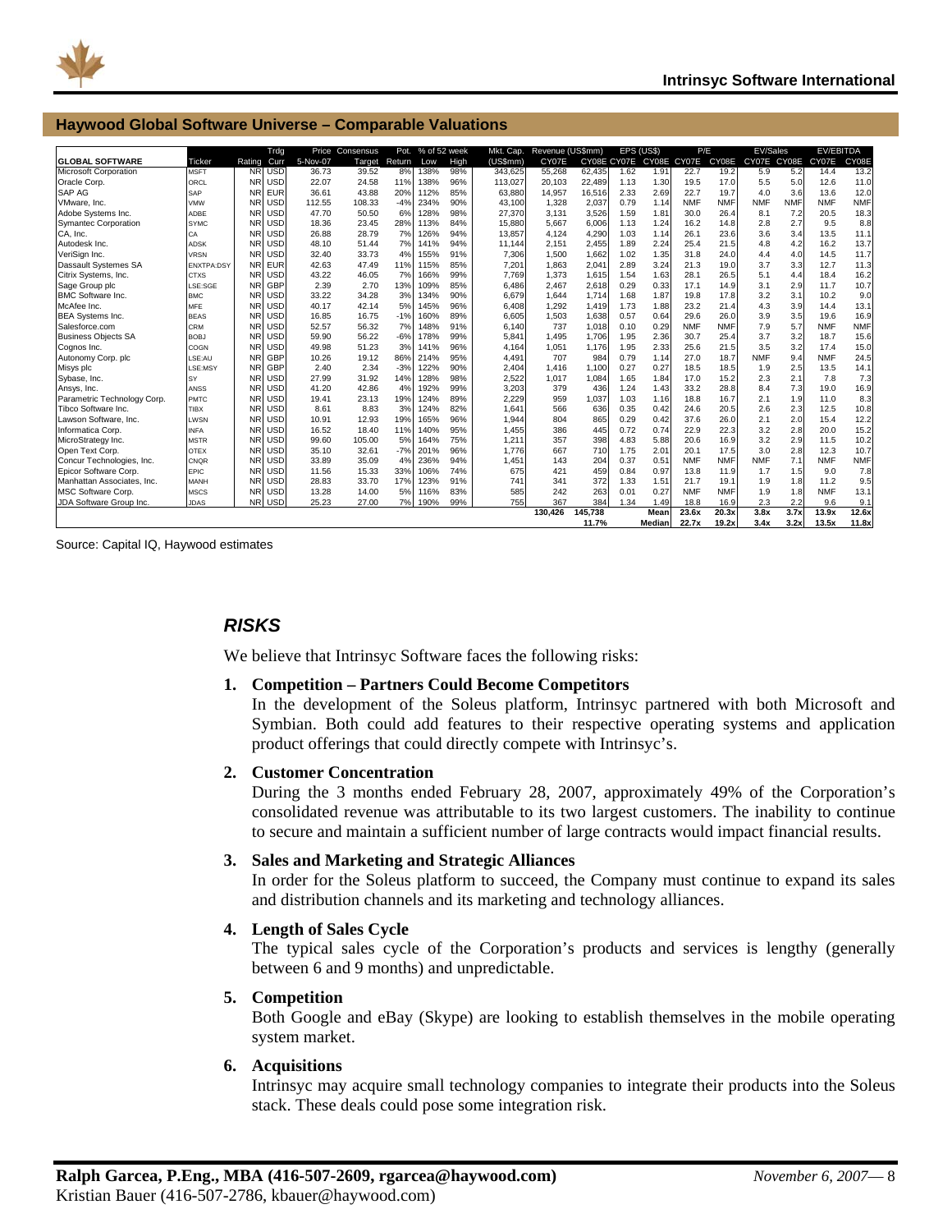## Haywood Global Software Universe – Comparable Valuations

| GLOBAL SOFTWARE | Ticker | Rating | Trdg Curr | Price 5-Nov-07 | Consensus Target | Pot. Return | % of 52 week Low | % of 52 week High | Mkt. Cap. (US$mm) | Revenue (US$mm) CY07E | Revenue (US$mm) CY08E | EPS (US$) CY07E | EPS (US$) CY08E | P/E CY07E | P/E CY08E | EV/Sales CY07E | EV/Sales CY08E | EV/EBITDA CY07E | EV/EBITDA CY08E |
|---|---|---|---|---|---|---|---|---|---|---|---|---|---|---|---|---|---|---|---|
| Microsoft Corporation | MSFT | NR | USD | 36.73 | 39.52 | 8% | 138% | 98% | 343,625 | 55,268 | 62,435 | 1.62 | 1.91 | 22.7 | 19.2 | 5.9 | 5.2 | 14.4 | 13.2 |
| Oracle Corp. | ORCL | NR | USD | 22.07 | 24.58 | 11% | 138% | 96% | 113,027 | 20,103 | 22,489 | 1.13 | 1.30 | 19.5 | 17.0 | 5.5 | 5.0 | 12.6 | 11.0 |
| SAP AG | SAP | NR | EUR | 36.61 | 43.88 | 20% | 112% | 85% | 63,880 | 14,957 | 16,516 | 2.33 | 2.69 | 22.7 | 19.7 | 4.0 | 3.6 | 13.6 | 12.0 |
| VMware, Inc. | VMW | NR | USD | 112.55 | 108.33 | -4% | 234% | 90% | 43,100 | 1,328 | 2,037 | 0.79 | 1.14 | NMF | NMF | NMF | NMF | NMF | NMF |
| Adobe Systems Inc. | ADBE | NR | USD | 47.70 | 50.50 | 6% | 128% | 98% | 27,370 | 3,131 | 3,526 | 1.59 | 1.81 | 30.0 | 26.4 | 8.1 | 7.2 | 20.5 | 18.3 |
| Symantec Corporation | SYMC | NR | USD | 18.36 | 23.45 | 28% | 113% | 84% | 15,880 | 5,667 | 6,006 | 1.13 | 1.24 | 16.2 | 14.8 | 2.8 | 2.7 | 9.5 | 8.8 |
| CA, Inc. | CA | NR | USD | 26.88 | 28.79 | 7% | 126% | 94% | 13,857 | 4,124 | 4,290 | 1.03 | 1.14 | 26.1 | 23.6 | 3.6 | 3.4 | 13.5 | 11.1 |
| Autodesk Inc. | ADSK | NR | USD | 48.10 | 51.44 | 7% | 141% | 94% | 11,144 | 2,151 | 2,455 | 1.89 | 2.24 | 25.4 | 21.5 | 4.8 | 4.2 | 16.2 | 13.7 |
| VeriSign Inc. | VRSN | NR | USD | 32.40 | 33.73 | 4% | 155% | 91% | 7,306 | 1,500 | 1,662 | 1.02 | 1.35 | 31.8 | 24.0 | 4.4 | 4.0 | 14.5 | 11.7 |
| Dassault Systemes SA | ENXTPA:DSY | NR | EUR | 42.63 | 47.49 | 11% | 115% | 85% | 7,201 | 1,863 | 2,041 | 2.89 | 3.24 | 21.3 | 19.0 | 3.7 | 3.3 | 12.7 | 11.3 |
| Citrix Systems, Inc. | CTXS | NR | USD | 43.22 | 46.05 | 7% | 166% | 99% | 7,769 | 1,373 | 1,615 | 1.54 | 1.63 | 28.1 | 26.5 | 5.1 | 4.4 | 18.4 | 16.2 |
| Sage Group plc | LSE:SGE | NR | GBP | 2.39 | 2.70 | 13% | 109% | 85% | 6,486 | 2,467 | 2,618 | 0.29 | 0.33 | 17.1 | 14.9 | 3.1 | 2.9 | 11.7 | 10.7 |
| BMC Software Inc. | BMC | NR | USD | 33.22 | 34.28 | 3% | 134% | 90% | 6,679 | 1,644 | 1,714 | 1.68 | 1.87 | 19.8 | 17.8 | 3.2 | 3.1 | 10.2 | 9.0 |
| McAfee Inc. | MFE | NR | USD | 40.17 | 42.14 | 5% | 145% | 96% | 6,408 | 1,292 | 1,419 | 1.73 | 1.88 | 23.2 | 21.4 | 4.3 | 3.9 | 14.4 | 13.1 |
| BEA Systems Inc. | BEAS | NR | USD | 16.85 | 16.75 | -1% | 160% | 89% | 6,605 | 1,503 | 1,638 | 0.57 | 0.64 | 29.6 | 26.0 | 3.9 | 3.5 | 19.6 | 16.9 |
| Salesforce.com | CRM | NR | USD | 52.57 | 56.32 | 7% | 148% | 91% | 6,140 | 737 | 1,018 | 0.10 | 0.29 | NMF | NMF | 7.9 | 5.7 | NMF | NMF |
| Business Objects SA | BOBJ | NR | USD | 59.90 | 56.22 | -6% | 178% | 99% | 5,841 | 1,495 | 1,706 | 1.95 | 2.36 | 30.7 | 25.4 | 3.7 | 3.2 | 18.7 | 15.6 |
| Cognos Inc. | COGN | NR | USD | 49.98 | 51.23 | 3% | 141% | 96% | 4,164 | 1,051 | 1,176 | 1.95 | 2.33 | 25.6 | 21.5 | 3.5 | 3.2 | 17.4 | 15.0 |
| Autonomy Corp. plc | LSE:AU | NR | GBP | 10.26 | 19.12 | 86% | 214% | 95% | 4,491 | 707 | 984 | 0.79 | 1.14 | 27.0 | 18.7 | NMF | 9.4 | NMF | 24.5 |
| Misys plc | LSE:MSY | NR | GBP | 2.40 | 2.34 | -3% | 122% | 90% | 2,404 | 1,416 | 1,100 | 0.27 | 0.27 | 18.5 | 18.5 | 1.9 | 2.5 | 13.5 | 14.1 |
| Sybase, Inc. | SY | NR | USD | 27.99 | 31.92 | 14% | 128% | 98% | 2,522 | 1,017 | 1,084 | 1.65 | 1.84 | 17.0 | 15.2 | 2.3 | 2.1 | 7.8 | 7.3 |
| Ansys, Inc. | ANSS | NR | USD | 41.20 | 42.86 | 4% | 192% | 99% | 3,203 | 379 | 436 | 1.24 | 1.43 | 33.2 | 28.8 | 8.4 | 7.3 | 19.0 | 16.9 |
| Parametric Technology Corp. | PMTC | NR | USD | 19.41 | 23.13 | 19% | 124% | 89% | 2,229 | 959 | 1,037 | 1.03 | 1.16 | 18.8 | 16.7 | 2.1 | 1.9 | 11.0 | 8.3 |
| Tibco Software Inc. | TIBX | NR | USD | 8.61 | 8.83 | 3% | 124% | 82% | 1,641 | 566 | 636 | 0.35 | 0.42 | 24.6 | 20.5 | 2.6 | 2.3 | 12.5 | 10.8 |
| Lawson Software, Inc. | LWSN | NR | USD | 10.91 | 12.93 | 19% | 165% | 96% | 1,944 | 804 | 865 | 0.29 | 0.42 | 37.6 | 26.0 | 2.1 | 2.0 | 15.4 | 12.2 |
| Informatica Corp. | INFA | NR | USD | 16.52 | 18.40 | 11% | 140% | 95% | 1,455 | 386 | 445 | 0.72 | 0.74 | 22.9 | 22.3 | 3.2 | 2.8 | 20.0 | 15.2 |
| MicroStrategy Inc. | MSTR | NR | USD | 99.60 | 105.00 | 5% | 164% | 75% | 1,211 | 357 | 398 | 4.83 | 5.88 | 20.6 | 16.9 | 3.2 | 2.9 | 11.5 | 10.2 |
| Open Text Corp. | OTEX | NR | USD | 35.10 | 32.61 | -7% | 201% | 96% | 1,776 | 667 | 710 | 1.75 | 2.01 | 20.1 | 17.5 | 3.0 | 2.8 | 12.3 | 10.7 |
| Concur Technologies, Inc. | CNQR | NR | USD | 33.89 | 35.09 | 4% | 236% | 94% | 1,451 | 143 | 204 | 0.37 | 0.51 | NMF | NMF | NMF | 7.1 | NMF | NMF |
| Epicor Software Corp. | EPIC | NR | USD | 11.56 | 15.33 | 33% | 106% | 74% | 675 | 421 | 459 | 0.84 | 0.97 | 13.8 | 11.9 | 1.7 | 1.5 | 9.0 | 7.8 |
| Manhattan Associates, Inc. | MANH | NR | USD | 28.83 | 33.70 | 17% | 123% | 91% | 741 | 341 | 372 | 1.33 | 1.51 | 21.7 | 19.1 | 1.9 | 1.8 | 11.2 | 9.5 |
| MSC Software Corp. | MSCS | NR | USD | 13.28 | 14.00 | 5% | 116% | 83% | 585 | 242 | 263 | 0.01 | 0.27 | NMF | NMF | 1.9 | 1.8 | NMF | 13.1 |
| JDA Software Group Inc. | JDAS | NR | USD | 25.23 | 27.00 | 7% | 190% | 99% | 755 | 367 | 384 | 1.34 | 1.49 | 18.8 | 16.9 | 2.3 | 2.2 | 9.6 | 9.1 |
| | | | | | | | | | | 130,426 | 145,738 | | Mean | 23.6x | 20.3x | 3.8x | 3.7x | 13.9x | 12.6x |
| | | | | | | | | | | | 11.7% | | Median | 22.7x | 19.2x | 3.4x | 3.2x | 13.5x | 11.8x |

Source: Capital IQ, Haywood estimates

## *RISKS*

We believe that Intrinsyc Software faces the following risks:

1. **Competition – Partners Could Become Competitors**
   In the development of the Soleus platform, Intrinsyc partnered with both Microsoft and Symbian. Both could add features to their respective operating systems and application product offerings that could directly compete with Intrinsyc's.

2. **Customer Concentration**
   During the 3 months ended February 28, 2007, approximately 49% of the Corporation's consolidated revenue was attributable to its two largest customers. The inability to continue to secure and maintain a sufficient number of large contracts would impact financial results.

3. **Sales and Marketing and Strategic Alliances**
   In order for the Soleus platform to succeed, the Company must continue to expand its sales and distribution channels and its marketing and technology alliances.

4. **Length of Sales Cycle**
   The typical sales cycle of the Corporation's products and services is lengthy (generally between 6 and 9 months) and unpredictable.

5. **Competition**
   Both Google and eBay (Skype) are looking to establish themselves in the mobile operating system market.

6. **Acquisitions**
   Intrinsyc may acquire small technology companies to integrate their products into the Soleus stack. These deals could pose some integration risk.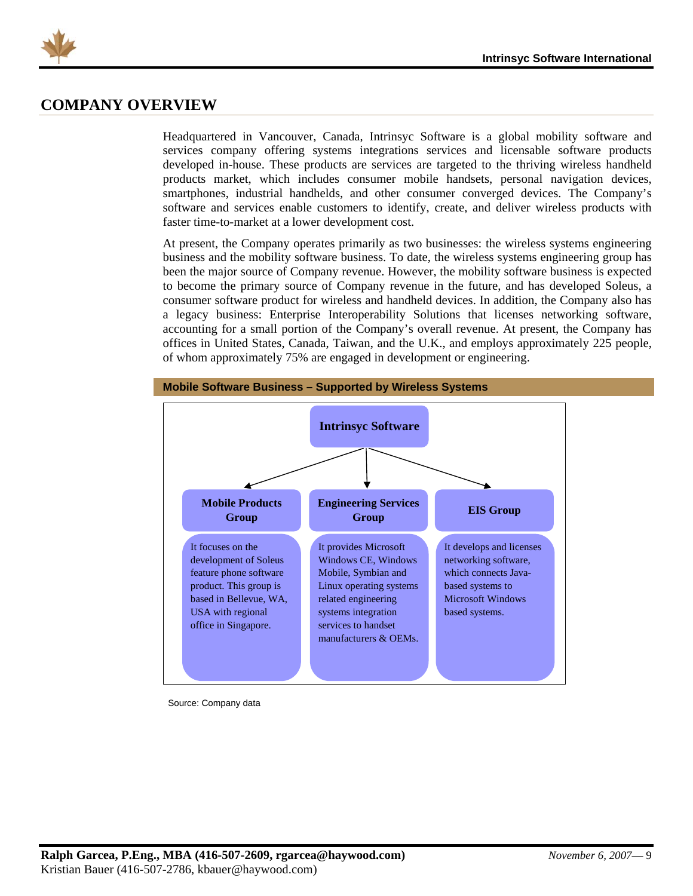## COMPANY OVERVIEW

Headquartered in Vancouver, Canada, Intrinsyc Software is a global mobility software and services company offering systems integrations services and licensable software products developed in-house. These products are services are targeted to the thriving wireless handheld products market, which includes consumer mobile handsets, personal navigation devices, smartphones, industrial handhelds, and other consumer converged devices. The Company's software and services enable customers to identify, create, and deliver wireless products with faster time-to-market at a lower development cost.

At present, the Company operates primarily as two businesses: the wireless systems engineering business and the mobility software business. To date, the wireless systems engineering group has been the major source of Company revenue. However, the mobility software business is expected to become the primary source of Company revenue in the future, and has developed Soleus, a consumer software product for wireless and handheld devices. In addition, the Company also has a legacy business: Enterprise Interoperability Solutions that licenses networking software, accounting for a small portion of the Company's overall revenue. At present, the Company has offices in United States, Canada, Taiwan, and the U.K., and employs approximately 225 people, of whom approximately 75% are engaged in development or engineering.

**Mobile Software Business – Supported by Wireless Systems**

**Intrinsyc Software**

| **Mobile Products Group** | **Engineering Services Group** | **EIS Group** |
|---|---|---|
| It focuses on the development of Soleus feature phone software product. This group is based in Bellevue, WA, USA with regional office in Singapore. | It provides Microsoft Windows CE, Windows Mobile, Symbian and Linux operating systems related engineering systems integration services to handset manufacturers & OEMs. | It develops and licenses networking software, which connects Java-based systems to Microsoft Windows based systems. |

Source: Company data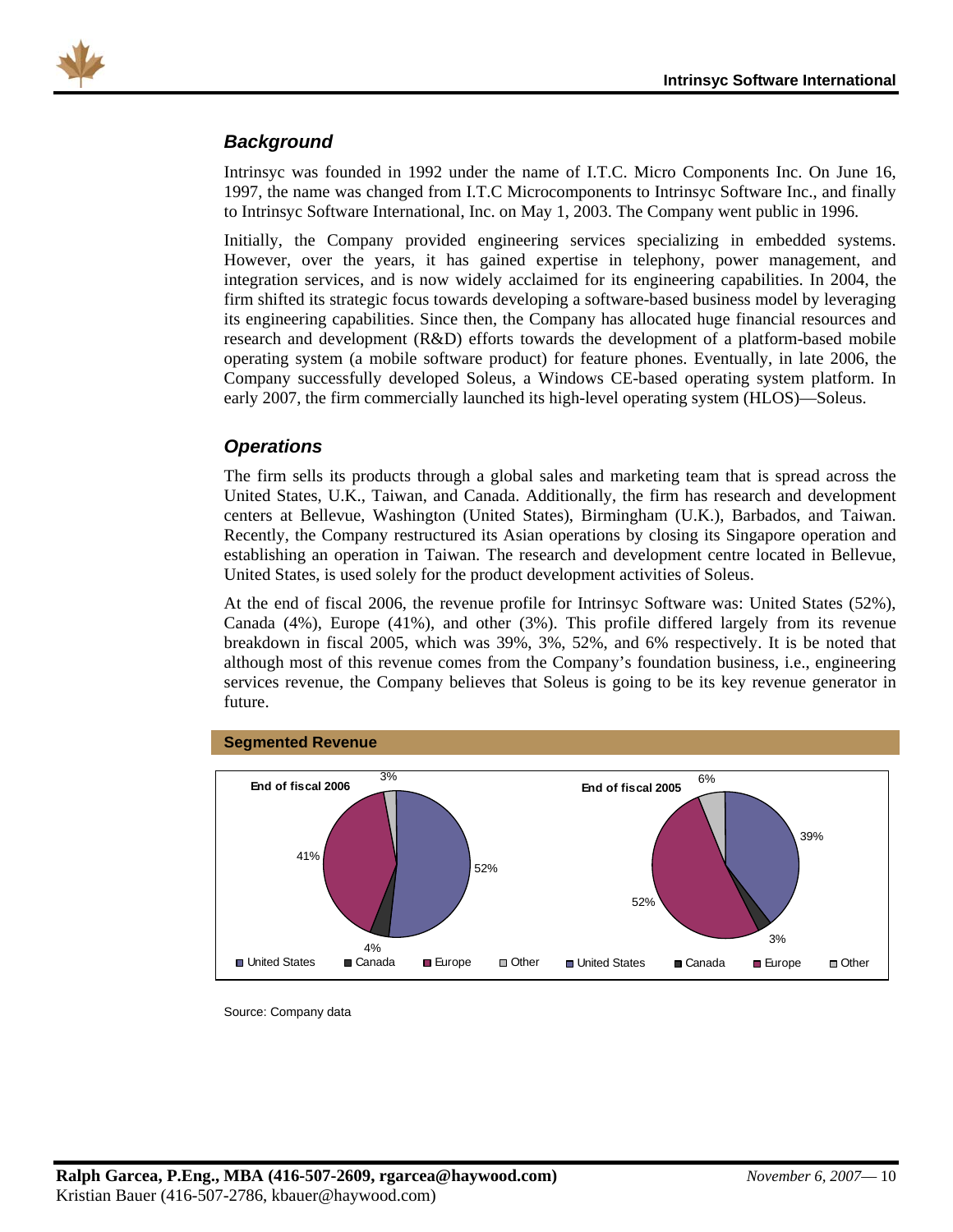## *Background*

Intrinsyc was founded in 1992 under the name of I.T.C. Micro Components Inc. On June 16, 1997, the name was changed from I.T.C Microcomponents to Intrinsyc Software Inc., and finally to Intrinsyc Software International, Inc. on May 1, 2003. The Company went public in 1996.

Initially, the Company provided engineering services specializing in embedded systems. However, over the years, it has gained expertise in telephony, power management, and integration services, and is now widely acclaimed for its engineering capabilities. In 2004, the firm shifted its strategic focus towards developing a software-based business model by leveraging its engineering capabilities. Since then, the Company has allocated huge financial resources and research and development (R&D) efforts towards the development of a platform-based mobile operating system (a mobile software product) for feature phones. Eventually, in late 2006, the Company successfully developed Soleus, a Windows CE-based operating system platform. In early 2007, the firm commercially launched its high-level operating system (HLOS)—Soleus.

## *Operations*

The firm sells its products through a global sales and marketing team that is spread across the United States, U.K., Taiwan, and Canada. Additionally, the firm has research and development centers at Bellevue, Washington (United States), Birmingham (U.K.), Barbados, and Taiwan. Recently, the Company restructured its Asian operations by closing its Singapore operation and establishing an operation in Taiwan. The research and development centre located in Bellevue, United States, is used solely for the product development activities of Soleus.

At the end of fiscal 2006, the revenue profile for Intrinsyc Software was: United States (52%), Canada (4%), Europe (41%), and other (3%). This profile differed largely from its revenue breakdown in fiscal 2005, which was 39%, 3%, 52%, and 6% respectively. It is be noted that although most of this revenue comes from the Company's foundation business, i.e., engineering services revenue, the Company believes that Soleus is going to be its key revenue generator in future.

**Segmented Revenue**

| | End of fiscal 2006 | End of fiscal 2005 |
|---|---|---|
| United States | 52% | 39% |
| Canada | 4% | 3% |
| Europe | 41% | 52% |
| Other | 3% | 6% |

Source: Company data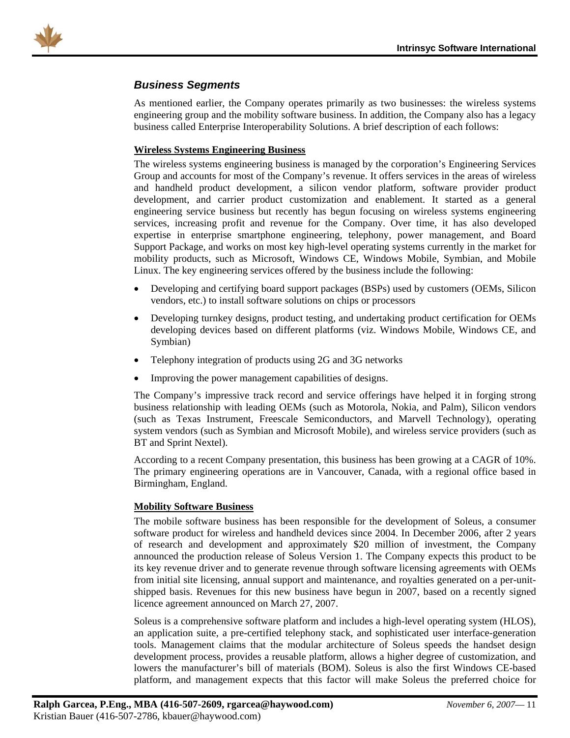### *Business Segments*

As mentioned earlier, the Company operates primarily as two businesses: the wireless systems engineering group and the mobility software business. In addition, the Company also has a legacy business called Enterprise Interoperability Solutions. A brief description of each follows:

**Wireless Systems Engineering Business**

The wireless systems engineering business is managed by the corporation's Engineering Services Group and accounts for most of the Company's revenue. It offers services in the areas of wireless and handheld product development, a silicon vendor platform, software provider product development, and carrier product customization and enablement. It started as a general engineering service business but recently has begun focusing on wireless systems engineering services, increasing profit and revenue for the Company. Over time, it has also developed expertise in enterprise smartphone engineering, telephony, power management, and Board Support Package, and works on most key high-level operating systems currently in the market for mobility products, such as Microsoft, Windows CE, Windows Mobile, Symbian, and Mobile Linux. The key engineering services offered by the business include the following:

- Developing and certifying board support packages (BSPs) used by customers (OEMs, Silicon vendors, etc.) to install software solutions on chips or processors
- Developing turnkey designs, product testing, and undertaking product certification for OEMs developing devices based on different platforms (viz. Windows Mobile, Windows CE, and Symbian)
- Telephony integration of products using 2G and 3G networks
- Improving the power management capabilities of designs.

The Company's impressive track record and service offerings have helped it in forging strong business relationship with leading OEMs (such as Motorola, Nokia, and Palm), Silicon vendors (such as Texas Instrument, Freescale Semiconductors, and Marvell Technology), operating system vendors (such as Symbian and Microsoft Mobile), and wireless service providers (such as BT and Sprint Nextel).

According to a recent Company presentation, this business has been growing at a CAGR of 10%. The primary engineering operations are in Vancouver, Canada, with a regional office based in Birmingham, England.

**Mobility Software Business**

The mobile software business has been responsible for the development of Soleus, a consumer software product for wireless and handheld devices since 2004. In December 2006, after 2 years of research and development and approximately $20 million of investment, the Company announced the production release of Soleus Version 1. The Company expects this product to be its key revenue driver and to generate revenue through software licensing agreements with OEMs from initial site licensing, annual support and maintenance, and royalties generated on a per-unit-shipped basis. Revenues for this new business have begun in 2007, based on a recently signed licence agreement announced on March 27, 2007.

Soleus is a comprehensive software platform and includes a high-level operating system (HLOS), an application suite, a pre-certified telephony stack, and sophisticated user interface-generation tools. Management claims that the modular architecture of Soleus speeds the handset design development process, provides a reusable platform, allows a higher degree of customization, and lowers the manufacturer's bill of materials (BOM). Soleus is also the first Windows CE-based platform, and management expects that this factor will make Soleus the preferred choice for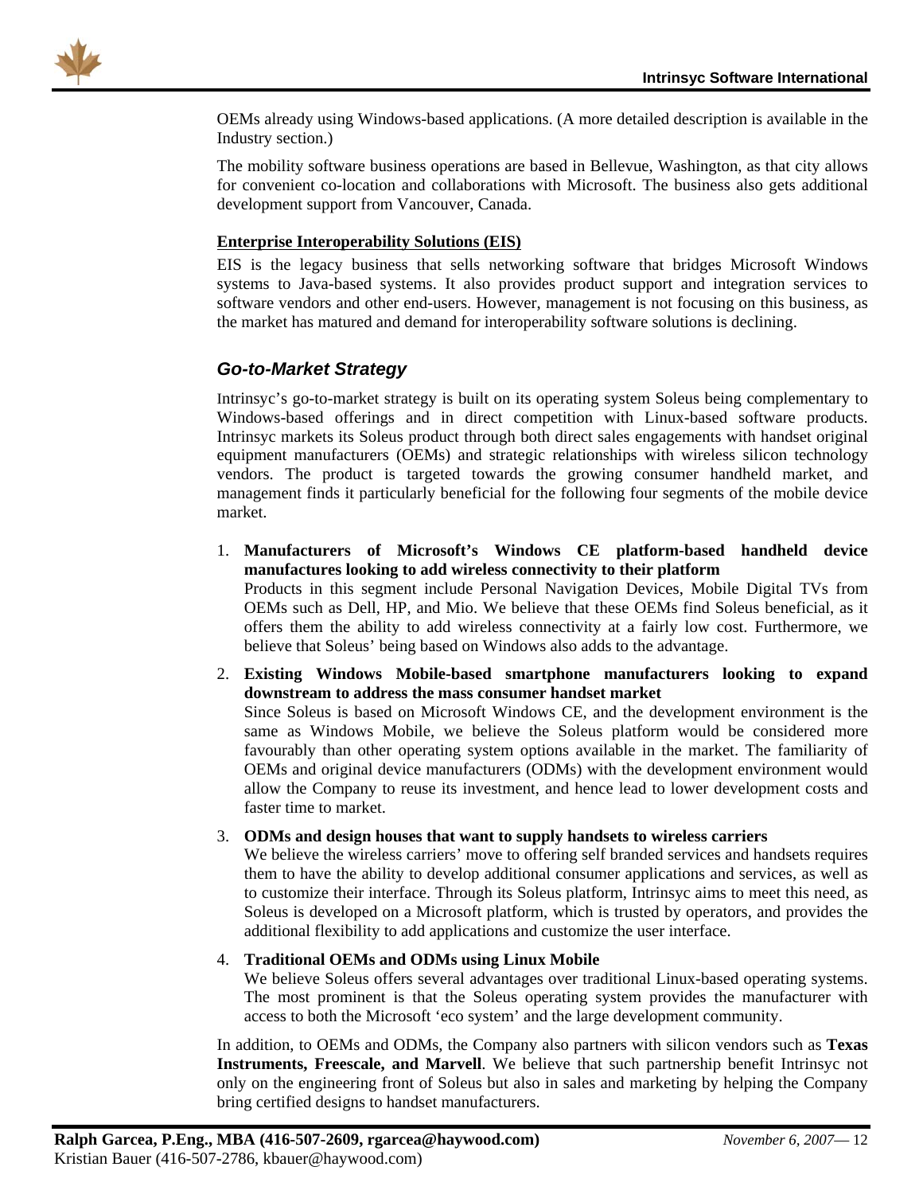OEMs already using Windows-based applications. (A more detailed description is available in the Industry section.)

The mobility software business operations are based in Bellevue, Washington, as that city allows for convenient co-location and collaborations with Microsoft. The business also gets additional development support from Vancouver, Canada.

**Enterprise Interoperability Solutions (EIS)**

EIS is the legacy business that sells networking software that bridges Microsoft Windows systems to Java-based systems. It also provides product support and integration services to software vendors and other end-users. However, management is not focusing on this business, as the market has matured and demand for interoperability software solutions is declining.

### *Go-to-Market Strategy*

Intrinsyc's go-to-market strategy is built on its operating system Soleus being complementary to Windows-based offerings and in direct competition with Linux-based software products. Intrinsyc markets its Soleus product through both direct sales engagements with handset original equipment manufacturers (OEMs) and strategic relationships with wireless silicon technology vendors. The product is targeted towards the growing consumer handheld market, and management finds it particularly beneficial for the following four segments of the mobile device market.

1. **Manufacturers of Microsoft's Windows CE platform-based handheld device manufactures looking to add wireless connectivity to their platform**
   Products in this segment include Personal Navigation Devices, Mobile Digital TVs from OEMs such as Dell, HP, and Mio. We believe that these OEMs find Soleus beneficial, as it offers them the ability to add wireless connectivity at a fairly low cost. Furthermore, we believe that Soleus' being based on Windows also adds to the advantage.
2. **Existing Windows Mobile-based smartphone manufacturers looking to expand downstream to address the mass consumer handset market**
   Since Soleus is based on Microsoft Windows CE, and the development environment is the same as Windows Mobile, we believe the Soleus platform would be considered more favourably than other operating system options available in the market. The familiarity of OEMs and original device manufacturers (ODMs) with the development environment would allow the Company to reuse its investment, and hence lead to lower development costs and faster time to market.
3. **ODMs and design houses that want to supply handsets to wireless carriers**
   We believe the wireless carriers' move to offering self branded services and handsets requires them to have the ability to develop additional consumer applications and services, as well as to customize their interface. Through its Soleus platform, Intrinsyc aims to meet this need, as Soleus is developed on a Microsoft platform, which is trusted by operators, and provides the additional flexibility to add applications and customize the user interface.
4. **Traditional OEMs and ODMs using Linux Mobile**
   We believe Soleus offers several advantages over traditional Linux-based operating systems. The most prominent is that the Soleus operating system provides the manufacturer with access to both the Microsoft 'eco system' and the large development community.

In addition, to OEMs and ODMs, the Company also partners with silicon vendors such as **Texas Instruments, Freescale, and Marvell**. We believe that such partnership benefit Intrinsyc not only on the engineering front of Soleus but also in sales and marketing by helping the Company bring certified designs to handset manufacturers.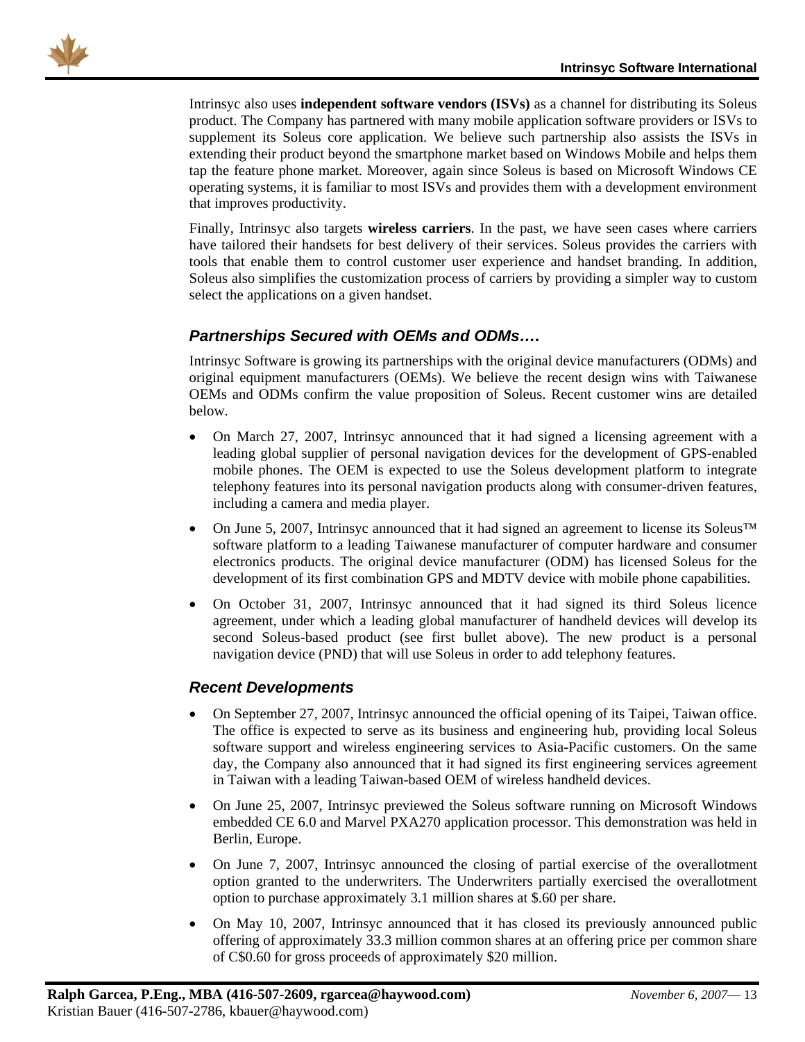Intrinsyc also uses **independent software vendors (ISVs)** as a channel for distributing its Soleus product. The Company has partnered with many mobile application software providers or ISVs to supplement its Soleus core application. We believe such partnership also assists the ISVs in extending their product beyond the smartphone market based on Windows Mobile and helps them tap the feature phone market. Moreover, again since Soleus is based on Microsoft Windows CE operating systems, it is familiar to most ISVs and provides them with a development environment that improves productivity.

Finally, Intrinsyc also targets **wireless carriers**. In the past, we have seen cases where carriers have tailored their handsets for best delivery of their services. Soleus provides the carriers with tools that enable them to control customer user experience and handset branding. In addition, Soleus also simplifies the customization process of carriers by providing a simpler way to custom select the applications on a given handset.

### *Partnerships Secured with OEMs and ODMs….*

Intrinsyc Software is growing its partnerships with the original device manufacturers (ODMs) and original equipment manufacturers (OEMs). We believe the recent design wins with Taiwanese OEMs and ODMs confirm the value proposition of Soleus. Recent customer wins are detailed below.

- On March 27, 2007, Intrinsyc announced that it had signed a licensing agreement with a leading global supplier of personal navigation devices for the development of GPS-enabled mobile phones. The OEM is expected to use the Soleus development platform to integrate telephony features into its personal navigation products along with consumer-driven features, including a camera and media player.
- On June 5, 2007, Intrinsyc announced that it had signed an agreement to license its Soleus™ software platform to a leading Taiwanese manufacturer of computer hardware and consumer electronics products. The original device manufacturer (ODM) has licensed Soleus for the development of its first combination GPS and MDTV device with mobile phone capabilities.
- On October 31, 2007, Intrinsyc announced that it had signed its third Soleus licence agreement, under which a leading global manufacturer of handheld devices will develop its second Soleus-based product (see first bullet above). The new product is a personal navigation device (PND) that will use Soleus in order to add telephony features.

### *Recent Developments*

- On September 27, 2007, Intrinsyc announced the official opening of its Taipei, Taiwan office. The office is expected to serve as its business and engineering hub, providing local Soleus software support and wireless engineering services to Asia-Pacific customers. On the same day, the Company also announced that it had signed its first engineering services agreement in Taiwan with a leading Taiwan-based OEM of wireless handheld devices.
- On June 25, 2007, Intrinsyc previewed the Soleus software running on Microsoft Windows embedded CE 6.0 and Marvel PXA270 application processor. This demonstration was held in Berlin, Europe.
- On June 7, 2007, Intrinsyc announced the closing of partial exercise of the overallotment option granted to the underwriters. The Underwriters partially exercised the overallotment option to purchase approximately 3.1 million shares at $.60 per share.
- On May 10, 2007, Intrinsyc announced that it has closed its previously announced public offering of approximately 33.3 million common shares at an offering price per common share of C$0.60 for gross proceeds of approximately $20 million.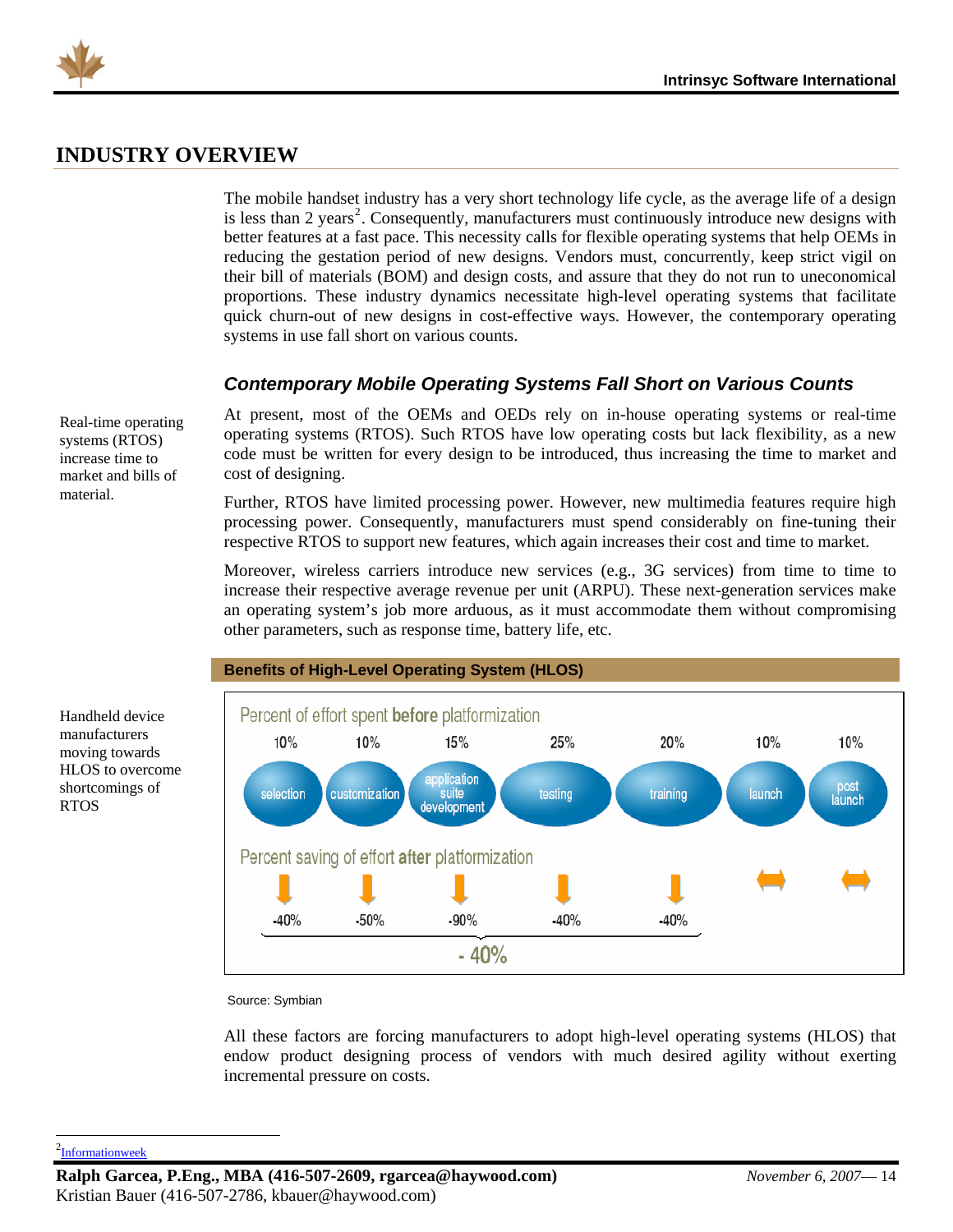# INDUSTRY OVERVIEW

The mobile handset industry has a very short technology life cycle, as the average life of a design is less than 2 years[2]. Consequently, manufacturers must continuously introduce new designs with better features at a fast pace. This necessity calls for flexible operating systems that help OEMs in reducing the gestation period of new designs. Vendors must, concurrently, keep strict vigil on their bill of materials (BOM) and design costs, and assure that they do not run to uneconomical proportions. These industry dynamics necessitate high-level operating systems that facilitate quick churn-out of new designs in cost-effective ways. However, the contemporary operating systems in use fall short on various counts.

## *Contemporary Mobile Operating Systems Fall Short on Various Counts*

Real-time operating systems (RTOS) increase time to market and bills of material.

At present, most of the OEMs and OEDs rely on in-house operating systems or real-time operating systems (RTOS). Such RTOS have low operating costs but lack flexibility, as a new code must be written for every design to be introduced, thus increasing the time to market and cost of designing.

Further, RTOS have limited processing power. However, new multimedia features require high processing power. Consequently, manufacturers must spend considerably on fine-tuning their respective RTOS to support new features, which again increases their cost and time to market.

Moreover, wireless carriers introduce new services (e.g., 3G services) from time to time to increase their respective average revenue per unit (ARPU). These next-generation services make an operating system's job more arduous, as it must accommodate them without compromising other parameters, such as response time, battery life, etc.

Handheld device manufacturers moving towards HLOS to overcome shortcomings of RTOS

**Benefits of High-Level Operating System (HLOS)**

| | selection | customization | application suite development | testing | training | launch | post launch |
|---|---|---|---|---|---|---|---|
| Percent of effort spent **before** platformization | 10% | 10% | 15% | 25% | 20% | 10% | 10% |
| Percent saving of effort **after** platformization | -40% | -50% | -90% | -40% | -40% | ↔ | ↔ |

Overall (selection through training): - 40%

Source: Symbian

All these factors are forcing manufacturers to adopt high-level operating systems (HLOS) that endow product designing process of vendors with much desired agility without exerting incremental pressure on costs.

[2] Informationweek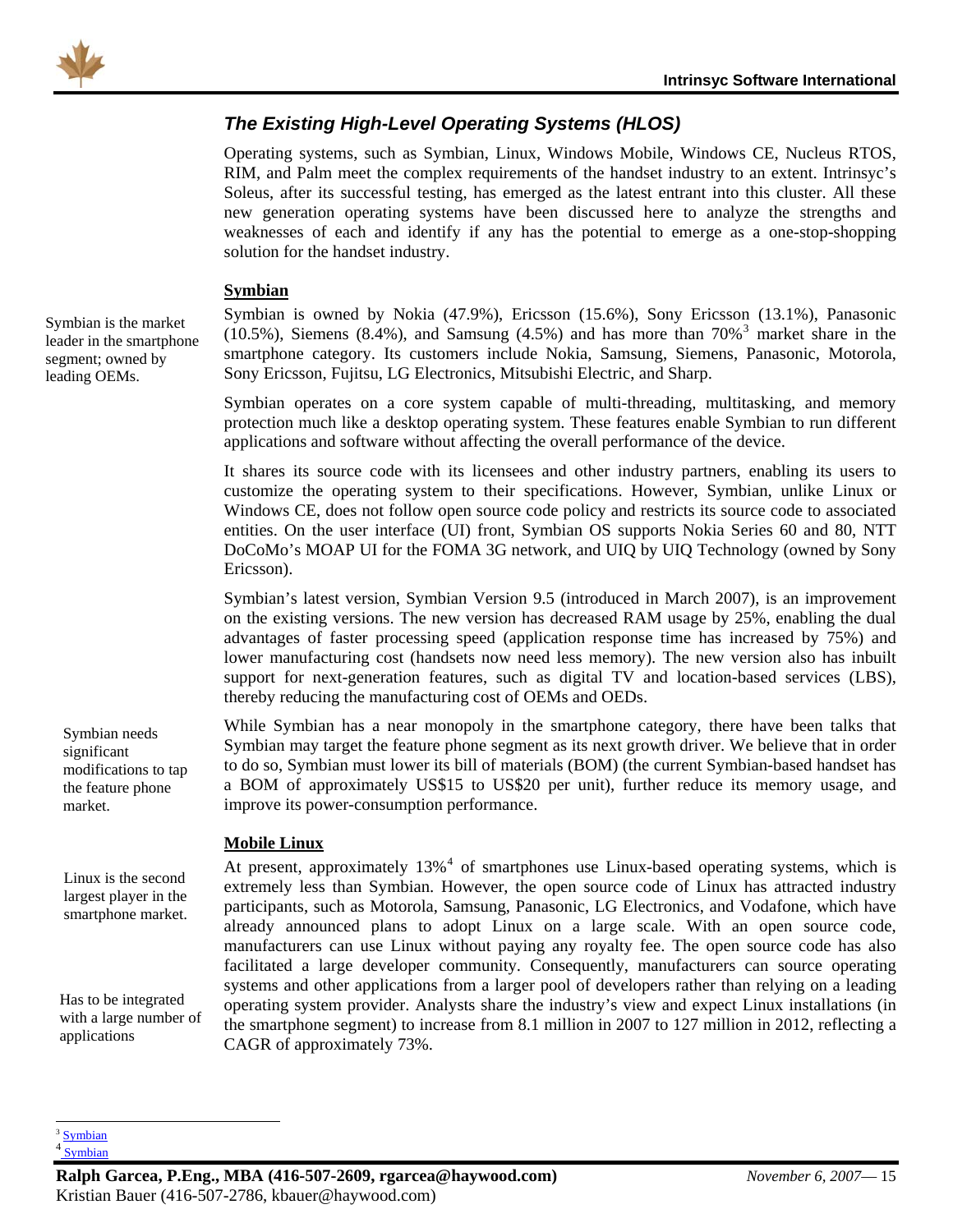## *The Existing High-Level Operating Systems (HLOS)*

Operating systems, such as Symbian, Linux, Windows Mobile, Windows CE, Nucleus RTOS, RIM, and Palm meet the complex requirements of the handset industry to an extent. Intrinsyc's Soleus, after its successful testing, has emerged as the latest entrant into this cluster. All these new generation operating systems have been discussed here to analyze the strengths and weaknesses of each and identify if any has the potential to emerge as a one-stop-shopping solution for the handset industry.

### Symbian

Symbian is the market leader in the smartphone segment; owned by leading OEMs.

Symbian is owned by Nokia (47.9%), Ericsson (15.6%), Sony Ericsson (13.1%), Panasonic (10.5%), Siemens (8.4%), and Samsung (4.5%) and has more than 70%[3] market share in the smartphone category. Its customers include Nokia, Samsung, Siemens, Panasonic, Motorola, Sony Ericsson, Fujitsu, LG Electronics, Mitsubishi Electric, and Sharp.

Symbian operates on a core system capable of multi-threading, multitasking, and memory protection much like a desktop operating system. These features enable Symbian to run different applications and software without affecting the overall performance of the device.

It shares its source code with its licensees and other industry partners, enabling its users to customize the operating system to their specifications. However, Symbian, unlike Linux or Windows CE, does not follow open source code policy and restricts its source code to associated entities. On the user interface (UI) front, Symbian OS supports Nokia Series 60 and 80, NTT DoCoMo's MOAP UI for the FOMA 3G network, and UIQ by UIQ Technology (owned by Sony Ericsson).

Symbian's latest version, Symbian Version 9.5 (introduced in March 2007), is an improvement on the existing versions. The new version has decreased RAM usage by 25%, enabling the dual advantages of faster processing speed (application response time has increased by 75%) and lower manufacturing cost (handsets now need less memory). The new version also has inbuilt support for next-generation features, such as digital TV and location-based services (LBS), thereby reducing the manufacturing cost of OEMs and OEDs.

Symbian needs significant modifications to tap the feature phone market.

While Symbian has a near monopoly in the smartphone category, there have been talks that Symbian may target the feature phone segment as its next growth driver. We believe that in order to do so, Symbian must lower its bill of materials (BOM) (the current Symbian-based handset has a BOM of approximately US$15 to US$20 per unit), further reduce its memory usage, and improve its power-consumption performance.

### Mobile Linux

Linux is the second largest player in the smartphone market.

Has to be integrated with a large number of applications

At present, approximately 13%[4] of smartphones use Linux-based operating systems, which is extremely less than Symbian. However, the open source code of Linux has attracted industry participants, such as Motorola, Samsung, Panasonic, LG Electronics, and Vodafone, which have already announced plans to adopt Linux on a large scale. With an open source code, manufacturers can use Linux without paying any royalty fee. The open source code has also facilitated a large developer community. Consequently, manufacturers can source operating systems and other applications from a larger pool of developers rather than relying on a leading operating system provider. Analysts share the industry's view and expect Linux installations (in the smartphone segment) to increase from 8.1 million in 2007 to 127 million in 2012, reflecting a CAGR of approximately 73%.

---

[3] Symbian
[4] Symbian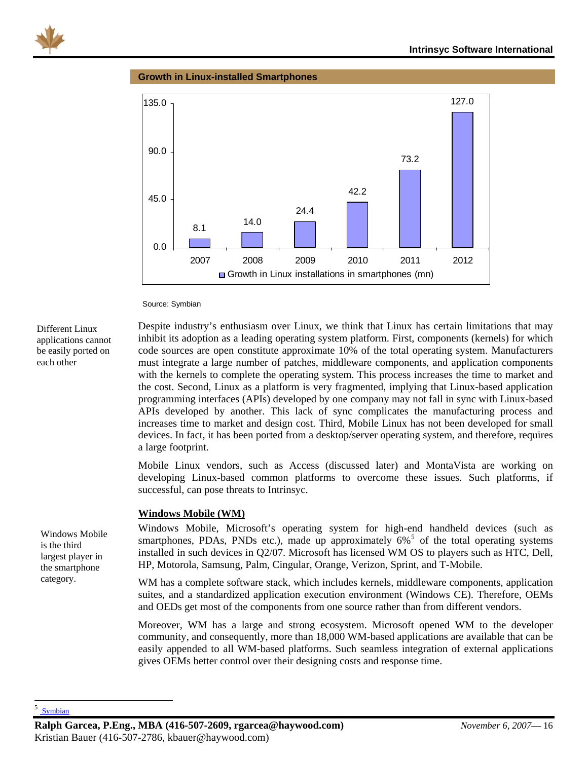**Growth in Linux-installed Smartphones**

| Year | Growth in Linux installations in smartphones (mn) |
| --- | --- |
| 2007 | 8.1 |
| 2008 | 14.0 |
| 2009 | 24.4 |
| 2010 | 42.2 |
| 2011 | 73.2 |
| 2012 | 127.0 |

Source: Symbian

Different Linux applications cannot be easily ported on each other

Despite industry's enthusiasm over Linux, we think that Linux has certain limitations that may inhibit its adoption as a leading operating system platform. First, components (kernels) for which code sources are open constitute approximate 10% of the total operating system. Manufacturers must integrate a large number of patches, middleware components, and application components with the kernels to complete the operating system. This process increases the time to market and the cost. Second, Linux as a platform is very fragmented, implying that Linux-based application programming interfaces (APIs) developed by one company may not fall in sync with Linux-based APIs developed by another. This lack of sync complicates the manufacturing process and increases time to market and design cost. Third, Mobile Linux has not been developed for small devices. In fact, it has been ported from a desktop/server operating system, and therefore, requires a large footprint.

Mobile Linux vendors, such as Access (discussed later) and MontaVista are working on developing Linux-based common platforms to overcome these issues. Such platforms, if successful, can pose threats to Intrinsyc.

## Windows Mobile (WM)

Windows Mobile is the third largest player in the smartphone category.

Windows Mobile, Microsoft's operating system for high-end handheld devices (such as smartphones, PDAs, PNDs etc.), made up approximately 6%[5] of the total operating systems installed in such devices in Q2/07. Microsoft has licensed WM OS to players such as HTC, Dell, HP, Motorola, Samsung, Palm, Cingular, Orange, Verizon, Sprint, and T-Mobile.

WM has a complete software stack, which includes kernels, middleware components, application suites, and a standardized application execution environment (Windows CE). Therefore, OEMs and OEDs get most of the components from one source rather than from different vendors.

Moreover, WM has a large and strong ecosystem. Microsoft opened WM to the developer community, and consequently, more than 18,000 WM-based applications are available that can be easily appended to all WM-based platforms. Such seamless integration of external applications gives OEMs better control over their designing costs and response time.

[5] Symbian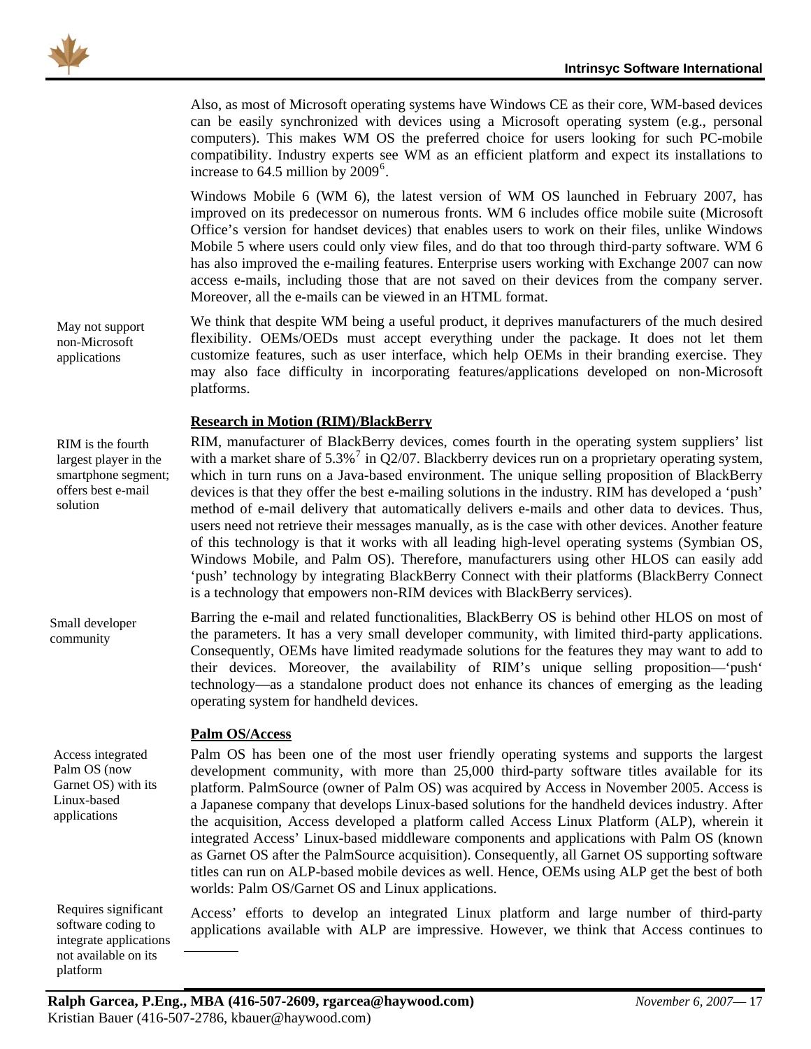Also, as most of Microsoft operating systems have Windows CE as their core, WM-based devices can be easily synchronized with devices using a Microsoft operating system (e.g., personal computers). This makes WM OS the preferred choice for users looking for such PC-mobile compatibility. Industry experts see WM as an efficient platform and expect its installations to increase to 64.5 million by 2009[6].

Windows Mobile 6 (WM 6), the latest version of WM OS launched in February 2007, has improved on its predecessor on numerous fronts. WM 6 includes office mobile suite (Microsoft Office's version for handset devices) that enables users to work on their files, unlike Windows Mobile 5 where users could only view files, and do that too through third-party software. WM 6 has also improved the e-mailing features. Enterprise users working with Exchange 2007 can now access e-mails, including those that are not saved on their devices from the company server. Moreover, all the e-mails can be viewed in an HTML format.

*May not support non-Microsoft applications*

We think that despite WM being a useful product, it deprives manufacturers of the much desired flexibility. OEMs/OEDs must accept everything under the package. It does not let them customize features, such as user interface, which help OEMs in their branding exercise. They may also face difficulty in incorporating features/applications developed on non-Microsoft platforms.

**Research in Motion (RIM)/BlackBerry**

*RIM is the fourth largest player in the smartphone segment; offers best e-mail solution*

RIM, manufacturer of BlackBerry devices, comes fourth in the operating system suppliers' list with a market share of 5.3%[7] in Q2/07. Blackberry devices run on a proprietary operating system, which in turn runs on a Java-based environment. The unique selling proposition of BlackBerry devices is that they offer the best e-mailing solutions in the industry. RIM has developed a 'push' method of e-mail delivery that automatically delivers e-mails and other data to devices. Thus, users need not retrieve their messages manually, as is the case with other devices. Another feature of this technology is that it works with all leading high-level operating systems (Symbian OS, Windows Mobile, and Palm OS). Therefore, manufacturers using other HLOS can easily add 'push' technology by integrating BlackBerry Connect with their platforms (BlackBerry Connect is a technology that empowers non-RIM devices with BlackBerry services).

*Small developer community*

Barring the e-mail and related functionalities, BlackBerry OS is behind other HLOS on most of the parameters. It has a very small developer community, with limited third-party applications. Consequently, OEMs have limited readymade solutions for the features they may want to add to their devices. Moreover, the availability of RIM's unique selling proposition—'push' technology—as a standalone product does not enhance its chances of emerging as the leading operating system for handheld devices.

**Palm OS/Access**

*Access integrated Palm OS (now Garnet OS) with its Linux-based applications*

Palm OS has been one of the most user friendly operating systems and supports the largest development community, with more than 25,000 third-party software titles available for its platform. PalmSource (owner of Palm OS) was acquired by Access in November 2005. Access is a Japanese company that develops Linux-based solutions for the handheld devices industry. After the acquisition, Access developed a platform called Access Linux Platform (ALP), wherein it integrated Access' Linux-based middleware components and applications with Palm OS (known as Garnet OS after the PalmSource acquisition). Consequently, all Garnet OS supporting software titles can run on ALP-based mobile devices as well. Hence, OEMs using ALP get the best of both worlds: Palm OS/Garnet OS and Linux applications.

*Requires significant software coding to integrate applications not available on its platform*

Access' efforts to develop an integrated Linux platform and large number of third-party applications available with ALP are impressive. However, we think that Access continues to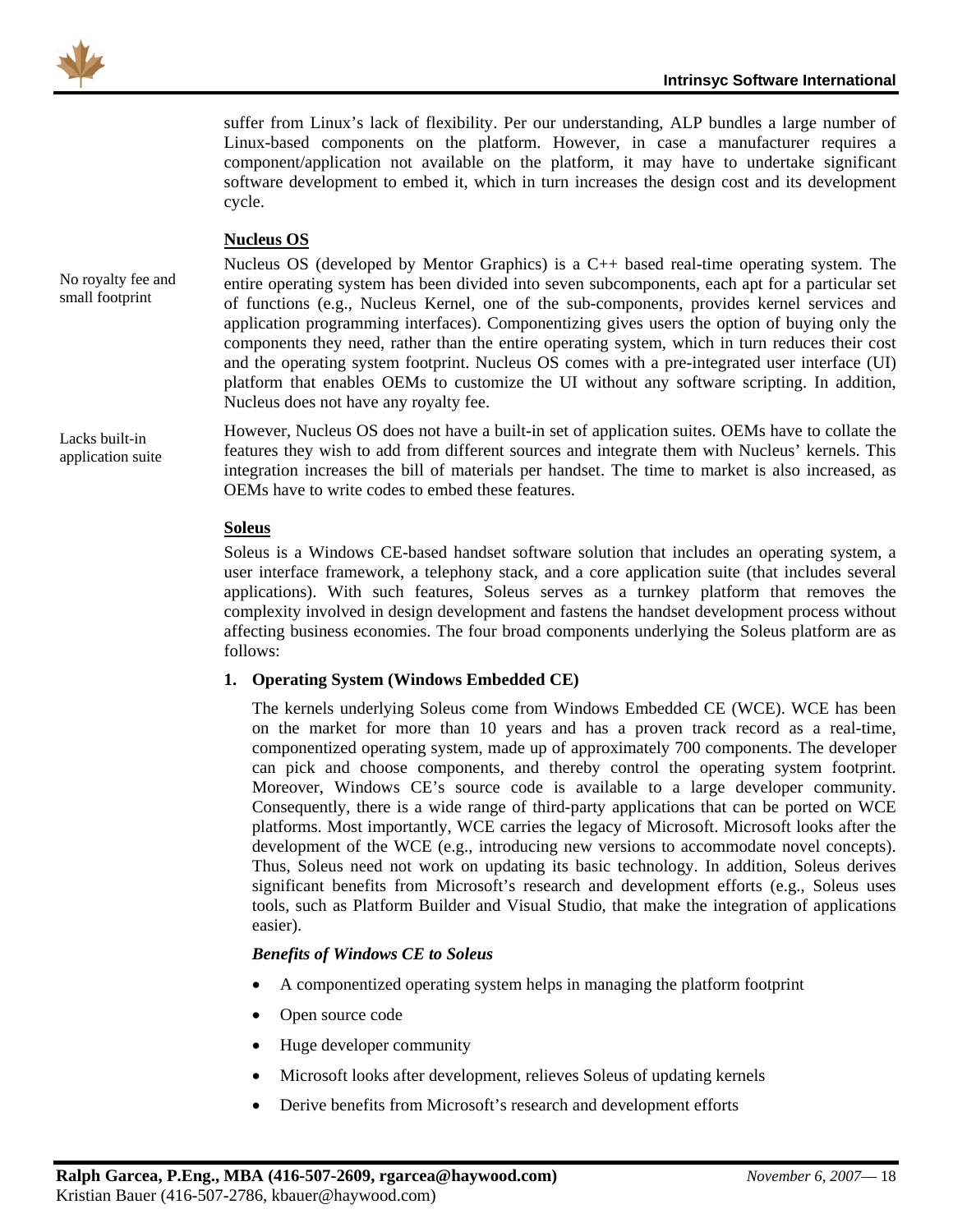suffer from Linux's lack of flexibility. Per our understanding, ALP bundles a large number of Linux-based components on the platform. However, in case a manufacturer requires a component/application not available on the platform, it may have to undertake significant software development to embed it, which in turn increases the design cost and its development cycle.

**Nucleus OS**

No royalty fee and small footprint

Nucleus OS (developed by Mentor Graphics) is a C++ based real-time operating system. The entire operating system has been divided into seven subcomponents, each apt for a particular set of functions (e.g., Nucleus Kernel, one of the sub-components, provides kernel services and application programming interfaces). Componentizing gives users the option of buying only the components they need, rather than the entire operating system, which in turn reduces their cost and the operating system footprint. Nucleus OS comes with a pre-integrated user interface (UI) platform that enables OEMs to customize the UI without any software scripting. In addition, Nucleus does not have any royalty fee.

Lacks built-in application suite

However, Nucleus OS does not have a built-in set of application suites. OEMs have to collate the features they wish to add from different sources and integrate them with Nucleus' kernels. This integration increases the bill of materials per handset. The time to market is also increased, as OEMs have to write codes to embed these features.

**Soleus**

Soleus is a Windows CE-based handset software solution that includes an operating system, a user interface framework, a telephony stack, and a core application suite (that includes several applications). With such features, Soleus serves as a turnkey platform that removes the complexity involved in design development and fastens the handset development process without affecting business economies. The four broad components underlying the Soleus platform are as follows:

**1. Operating System (Windows Embedded CE)**

The kernels underlying Soleus come from Windows Embedded CE (WCE). WCE has been on the market for more than 10 years and has a proven track record as a real-time, componentized operating system, made up of approximately 700 components. The developer can pick and choose components, and thereby control the operating system footprint. Moreover, Windows CE's source code is available to a large developer community. Consequently, there is a wide range of third-party applications that can be ported on WCE platforms. Most importantly, WCE carries the legacy of Microsoft. Microsoft looks after the development of the WCE (e.g., introducing new versions to accommodate novel concepts). Thus, Soleus need not work on updating its basic technology. In addition, Soleus derives significant benefits from Microsoft's research and development efforts (e.g., Soleus uses tools, such as Platform Builder and Visual Studio, that make the integration of applications easier).

***Benefits of Windows CE to Soleus***

- A componentized operating system helps in managing the platform footprint
- Open source code
- Huge developer community
- Microsoft looks after development, relieves Soleus of updating kernels
- Derive benefits from Microsoft's research and development efforts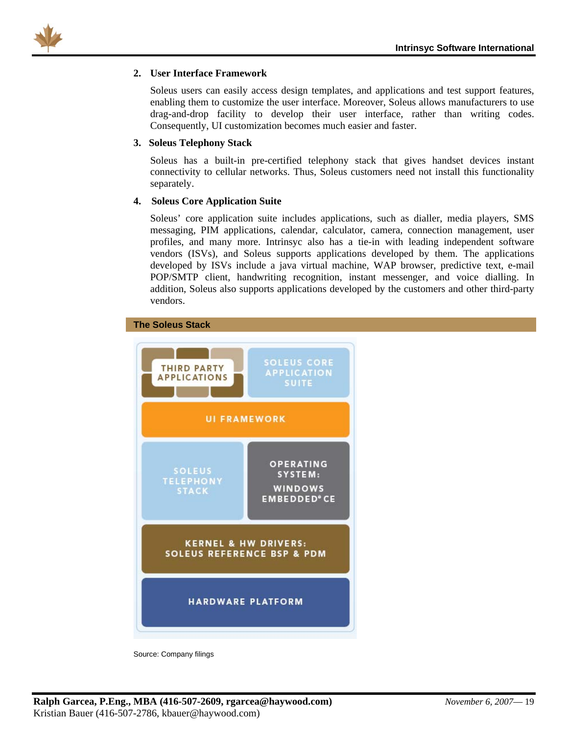2. **User Interface Framework**

   Soleus users can easily access design templates, and applications and test support features, enabling them to customize the user interface. Moreover, Soleus allows manufacturers to use drag-and-drop facility to develop their user interface, rather than writing codes. Consequently, UI customization becomes much easier and faster.

3. **Soleus Telephony Stack**

   Soleus has a built-in pre-certified telephony stack that gives handset devices instant connectivity to cellular networks. Thus, Soleus customers need not install this functionality separately.

4. **Soleus Core Application Suite**

   Soleus' core application suite includes applications, such as dialler, media players, SMS messaging, PIM applications, calendar, calculator, camera, connection management, user profiles, and many more. Intrinsyc also has a tie-in with leading independent software vendors (ISVs), and Soleus supports applications developed by them. The applications developed by ISVs include a java virtual machine, WAP browser, predictive text, e-mail POP/SMTP client, handwriting recognition, instant messenger, and voice dialling. In addition, Soleus also supports applications developed by the customers and other third-party vendors.

**The Soleus Stack**

| THIRD PARTY APPLICATIONS | SOLEUS CORE APPLICATION SUITE |
|---|---|
| UI FRAMEWORK | |
| SOLEUS TELEPHONY STACK | OPERATING SYSTEM: WINDOWS EMBEDDED® CE |
| KERNEL & HW DRIVERS: SOLEUS REFERENCE BSP & PDM | |
| HARDWARE PLATFORM | |

Source: Company filings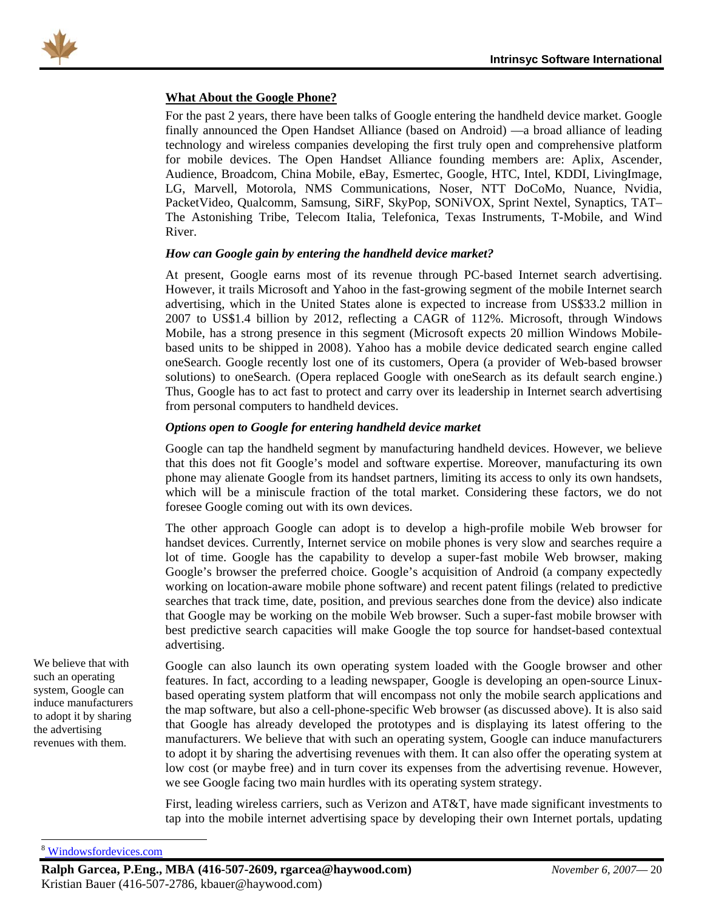**What About the Google Phone?**

For the past 2 years, there have been talks of Google entering the handheld device market. Google finally announced the Open Handset Alliance (based on Android) —a broad alliance of leading technology and wireless companies developing the first truly open and comprehensive platform for mobile devices. The Open Handset Alliance founding members are: Aplix, Ascender, Audience, Broadcom, China Mobile, eBay, Esmertec, Google, HTC, Intel, KDDI, LivingImage, LG, Marvell, Motorola, NMS Communications, Noser, NTT DoCoMo, Nuance, Nvidia, PacketVideo, Qualcomm, Samsung, SiRF, SkyPop, SONiVOX, Sprint Nextel, Synaptics, TAT–The Astonishing Tribe, Telecom Italia, Telefonica, Texas Instruments, T-Mobile, and Wind River.

***How can Google gain by entering the handheld device market?***

At present, Google earns most of its revenue through PC-based Internet search advertising. However, it trails Microsoft and Yahoo in the fast-growing segment of the mobile Internet search advertising, which in the United States alone is expected to increase from US$33.2 million in 2007 to US$1.4 billion by 2012, reflecting a CAGR of 112%. Microsoft, through Windows Mobile, has a strong presence in this segment (Microsoft expects 20 million Windows Mobile-based units to be shipped in 2008). Yahoo has a mobile device dedicated search engine called oneSearch. Google recently lost one of its customers, Opera (a provider of Web-based browser solutions) to oneSearch. (Opera replaced Google with oneSearch as its default search engine.) Thus, Google has to act fast to protect and carry over its leadership in Internet search advertising from personal computers to handheld devices.

***Options open to Google for entering handheld device market***

Google can tap the handheld segment by manufacturing handheld devices. However, we believe that this does not fit Google's model and software expertise. Moreover, manufacturing its own phone may alienate Google from its handset partners, limiting its access to only its own handsets, which will be a miniscule fraction of the total market. Considering these factors, we do not foresee Google coming out with its own devices.

The other approach Google can adopt is to develop a high-profile mobile Web browser for handset devices. Currently, Internet service on mobile phones is very slow and searches require a lot of time. Google has the capability to develop a super-fast mobile Web browser, making Google's browser the preferred choice. Google's acquisition of Android (a company expectedly working on location-aware mobile phone software) and recent patent filings (related to predictive searches that track time, date, position, and previous searches done from the device) also indicate that Google may be working on the mobile Web browser. Such a super-fast mobile browser with best predictive search capacities will make Google the top source for handset-based contextual advertising.

We believe that with such an operating system, Google can induce manufacturers to adopt it by sharing the advertising revenues with them.

Google can also launch its own operating system loaded with the Google browser and other features. In fact, according to a leading newspaper, Google is developing an open-source Linux-based operating system platform that will encompass not only the mobile search applications and the map software, but also a cell-phone-specific Web browser (as discussed above). It is also said that Google has already developed the prototypes and is displaying its latest offering to the manufacturers. We believe that with such an operating system, Google can induce manufacturers to adopt it by sharing the advertising revenues with them. It can also offer the operating system at low cost (or maybe free) and in turn cover its expenses from the advertising revenue. However, we see Google facing two main hurdles with its operating system strategy.

First, leading wireless carriers, such as Verizon and AT&T, have made significant investments to tap into the mobile internet advertising space by developing their own Internet portals, updating

[8] Windowsfordevices.com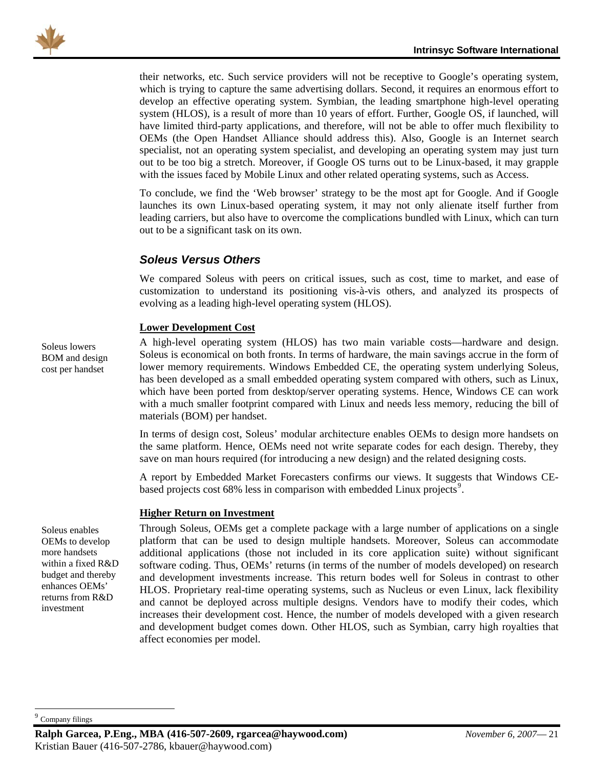their networks, etc. Such service providers will not be receptive to Google's operating system, which is trying to capture the same advertising dollars. Second, it requires an enormous effort to develop an effective operating system. Symbian, the leading smartphone high-level operating system (HLOS), is a result of more than 10 years of effort. Further, Google OS, if launched, will have limited third-party applications, and therefore, will not be able to offer much flexibility to OEMs (the Open Handset Alliance should address this). Also, Google is an Internet search specialist, not an operating system specialist, and developing an operating system may just turn out to be too big a stretch. Moreover, if Google OS turns out to be Linux-based, it may grapple with the issues faced by Mobile Linux and other related operating systems, such as Access.

To conclude, we find the 'Web browser' strategy to be the most apt for Google. And if Google launches its own Linux-based operating system, it may not only alienate itself further from leading carriers, but also have to overcome the complications bundled with Linux, which can turn out to be a significant task on its own.

## *Soleus Versus Others*

We compared Soleus with peers on critical issues, such as cost, time to market, and ease of customization to understand its positioning vis-à-vis others, and analyzed its prospects of evolving as a leading high-level operating system (HLOS).

**Lower Development Cost**

Soleus lowers BOM and design cost per handset

A high-level operating system (HLOS) has two main variable costs—hardware and design. Soleus is economical on both fronts. In terms of hardware, the main savings accrue in the form of lower memory requirements. Windows Embedded CE, the operating system underlying Soleus, has been developed as a small embedded operating system compared with others, such as Linux, which have been ported from desktop/server operating systems. Hence, Windows CE can work with a much smaller footprint compared with Linux and needs less memory, reducing the bill of materials (BOM) per handset.

In terms of design cost, Soleus' modular architecture enables OEMs to design more handsets on the same platform. Hence, OEMs need not write separate codes for each design. Thereby, they save on man hours required (for introducing a new design) and the related designing costs.

A report by Embedded Market Forecasters confirms our views. It suggests that Windows CE-based projects cost 68% less in comparison with embedded Linux projects[9].

**Higher Return on Investment**

Soleus enables OEMs to develop more handsets within a fixed R&D budget and thereby enhances OEMs' returns from R&D investment

Through Soleus, OEMs get a complete package with a large number of applications on a single platform that can be used to design multiple handsets. Moreover, Soleus can accommodate additional applications (those not included in its core application suite) without significant software coding. Thus, OEMs' returns (in terms of the number of models developed) on research and development investments increase. This return bodes well for Soleus in contrast to other HLOS. Proprietary real-time operating systems, such as Nucleus or even Linux, lack flexibility and cannot be deployed across multiple designs. Vendors have to modify their codes, which increases their development cost. Hence, the number of models developed with a given research and development budget comes down. Other HLOS, such as Symbian, carry high royalties that affect economies per model.

[9] Company filings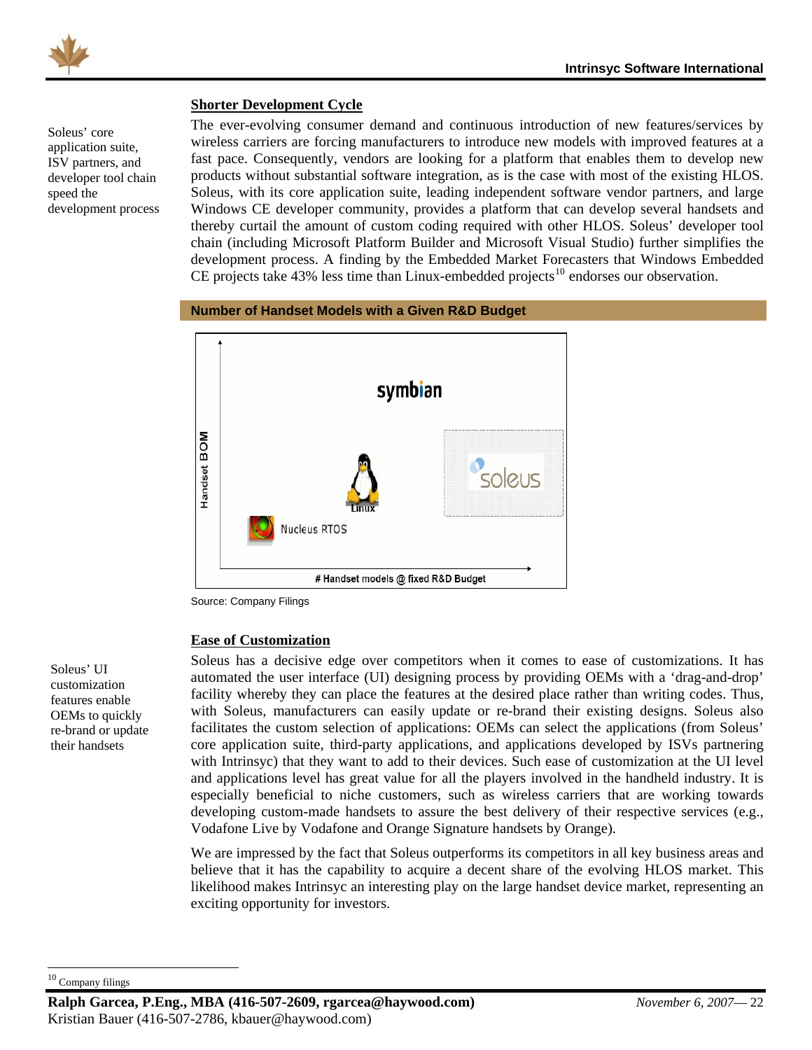## Shorter Development Cycle

Soleus' core application suite, ISV partners, and developer tool chain speed the development process

The ever-evolving consumer demand and continuous introduction of new features/services by wireless carriers are forcing manufacturers to introduce new models with improved features at a fast pace. Consequently, vendors are looking for a platform that enables them to develop new products without substantial software integration, as is the case with most of the existing HLOS. Soleus, with its core application suite, leading independent software vendor partners, and large Windows CE developer community, provides a platform that can develop several handsets and thereby curtail the amount of custom coding required with other HLOS. Soleus' developer tool chain (including Microsoft Platform Builder and Microsoft Visual Studio) further simplifies the development process. A finding by the Embedded Market Forecasters that Windows Embedded CE projects take 43% less time than Linux-embedded projects[10] endorses our observation.

**Number of Handset Models with a Given R&D Budget**

Source: Company Filings

## Ease of Customization

Soleus' UI customization features enable OEMs to quickly re-brand or update their handsets

Soleus has a decisive edge over competitors when it comes to ease of customizations. It has automated the user interface (UI) designing process by providing OEMs with a 'drag-and-drop' facility whereby they can place the features at the desired place rather than writing codes. Thus, with Soleus, manufacturers can easily update or re-brand their existing designs. Soleus also facilitates the custom selection of applications: OEMs can select the applications (from Soleus' core application suite, third-party applications, and applications developed by ISVs partnering with Intrinsyc) that they want to add to their devices. Such ease of customization at the UI level and applications level has great value for all the players involved in the handheld industry. It is especially beneficial to niche customers, such as wireless carriers that are working towards developing custom-made handsets to assure the best delivery of their respective services (e.g., Vodafone Live by Vodafone and Orange Signature handsets by Orange).

We are impressed by the fact that Soleus outperforms its competitors in all key business areas and believe that it has the capability to acquire a decent share of the evolving HLOS market. This likelihood makes Intrinsyc an interesting play on the large handset device market, representing an exciting opportunity for investors.

---

[10] Company filings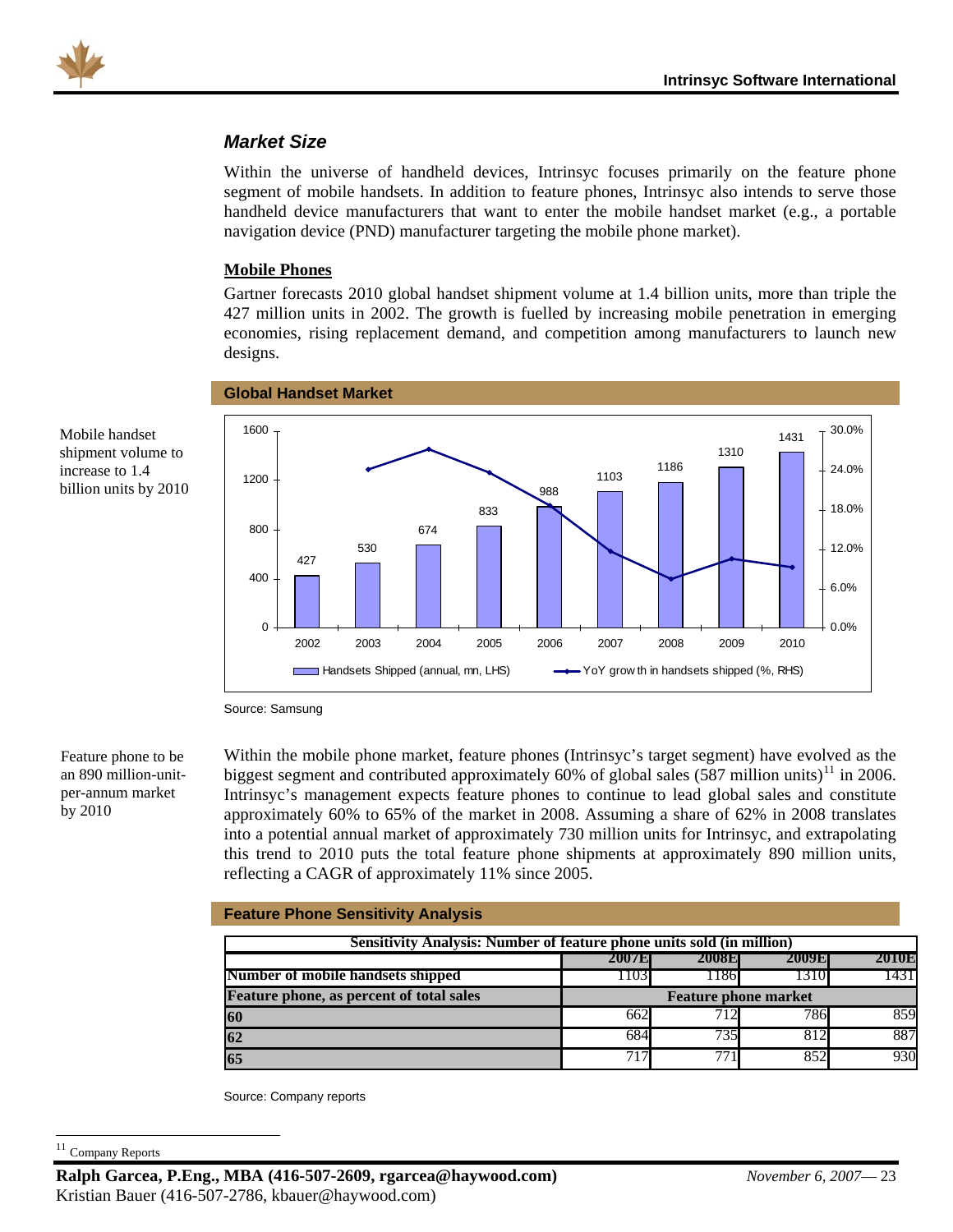## *Market Size*

Within the universe of handheld devices, Intrinsyc focuses primarily on the feature phone segment of mobile handsets. In addition to feature phones, Intrinsyc also intends to serve those handheld device manufacturers that want to enter the mobile handset market (e.g., a portable navigation device (PND) manufacturer targeting the mobile phone market).

### Mobile Phones

Mobile handset shipment volume to increase to 1.4 billion units by 2010

Gartner forecasts 2010 global handset shipment volume at 1.4 billion units, more than triple the 427 million units in 2002. The growth is fuelled by increasing mobile penetration in emerging economies, rising replacement demand, and competition among manufacturers to launch new designs.

**Global Handset Market**

| Year | Handsets Shipped (annual, mn, LHS) |
|---|---|
| 2002 | 427 |
| 2003 | 530 |
| 2004 | 674 |
| 2005 | 833 |
| 2006 | 988 |
| 2007 | 1103 |
| 2008 | 1186 |
| 2009 | 1310 |
| 2010 | 1431 |

Handsets Shipped (annual, mn, LHS) — YoY growth in handsets shipped (%, RHS)

Source: Samsung

Feature phone to be an 890 million-unit-per-annum market by 2010

Within the mobile phone market, feature phones (Intrinsyc's target segment) have evolved as the biggest segment and contributed approximately 60% of global sales (587 million units)[11] in 2006. Intrinsyc's management expects feature phones to continue to lead global sales and constitute approximately 60% to 65% of the market in 2008. Assuming a share of 62% in 2008 translates into a potential annual market of approximately 730 million units for Intrinsyc, and extrapolating this trend to 2010 puts the total feature phone shipments at approximately 890 million units, reflecting a CAGR of approximately 11% since 2005.

**Feature Phone Sensitivity Analysis**

| Sensitivity Analysis: Number of feature phone units sold (in million) | | | | |
|---|---|---|---|---|
| | 2007E | 2008E | 2009E | 2010E |
| **Number of mobile handsets shipped** | 1103 | 1186 | 1310 | 1431 |
| **Feature phone, as percent of total sales** | **Feature phone market** | | | |
| **60** | 662 | 712 | 786 | 859 |
| **62** | 684 | 735 | 812 | 887 |
| **65** | 717 | 771 | 852 | 930 |

Source: Company reports

[11] Company Reports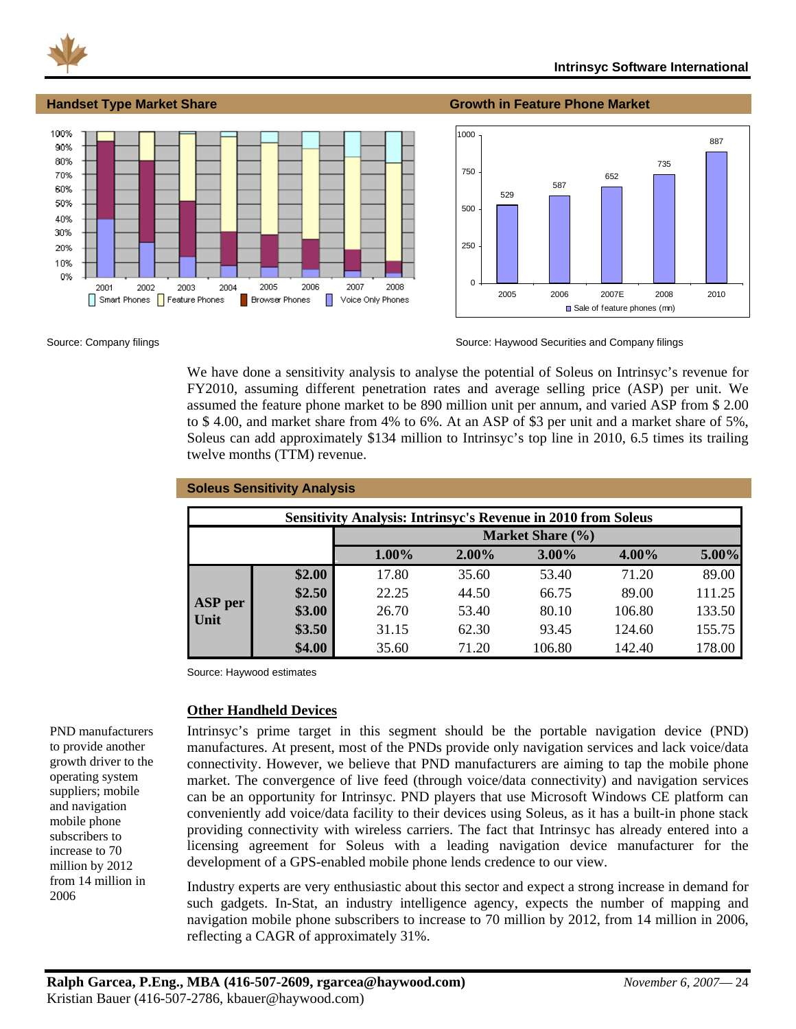### Handset Type Market Share

Source: Company filings

### Growth in Feature Phone Market

Source: Haywood Securities and Company filings

We have done a sensitivity analysis to analyse the potential of Soleus on Intrinsyc's revenue for FY2010, assuming different penetration rates and average selling price (ASP) per unit. We assumed the feature phone market to be 890 million unit per annum, and varied ASP from $ 2.00 to $ 4.00, and market share from 4% to 6%. At an ASP of $3 per unit and a market share of 5%, Soleus can add approximately $134 million to Intrinsyc's top line in 2010, 6.5 times its trailing twelve months (TTM) revenue.

### Soleus Sensitivity Analysis

**Sensitivity Analysis: Intrinsyc's Revenue in 2010 from Soleus**

| | | Market Share (%) | | | | |
|---|---|---|---|---|---|---|
| | | 1.00% | 2.00% | 3.00% | 4.00% | 5.00% |
| ASP per Unit | $2.00 | 17.80 | 35.60 | 53.40 | 71.20 | 89.00 |
| | $2.50 | 22.25 | 44.50 | 66.75 | 89.00 | 111.25 |
| | $3.00 | 26.70 | 53.40 | 80.10 | 106.80 | 133.50 |
| | $3.50 | 31.15 | 62.30 | 93.45 | 124.60 | 155.75 |
| | $4.00 | 35.60 | 71.20 | 106.80 | 142.40 | 178.00 |

Source: Haywood estimates

**Other Handheld Devices**

PND manufacturers to provide another growth driver to the operating system suppliers; mobile and navigation mobile phone subscribers to increase to 70 million by 2012 from 14 million in 2006

Intrinsyc's prime target in this segment should be the portable navigation device (PND) manufactures. At present, most of the PNDs provide only navigation services and lack voice/data connectivity. However, we believe that PND manufacturers are aiming to tap the mobile phone market. The convergence of live feed (through voice/data connectivity) and navigation services can be an opportunity for Intrinsyc. PND players that use Microsoft Windows CE platform can conveniently add voice/data facility to their devices using Soleus, as it has a built-in phone stack providing connectivity with wireless carriers. The fact that Intrinsyc has already entered into a licensing agreement for Soleus with a leading navigation device manufacturer for the development of a GPS-enabled mobile phone lends credence to our view.

Industry experts are very enthusiastic about this sector and expect a strong increase in demand for such gadgets. In-Stat, an industry intelligence agency, expects the number of mapping and navigation mobile phone subscribers to increase to 70 million by 2012, from 14 million in 2006, reflecting a CAGR of approximately 31%.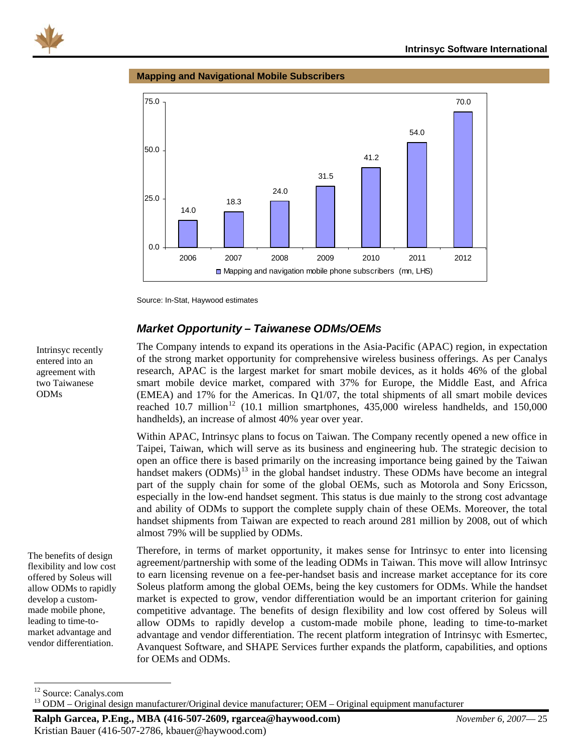**Mapping and Navigational Mobile Subscribers**

| Year | Mapping and navigation mobile phone subscribers (mn, LHS) |
|---|---|
| 2006 | 14.0 |
| 2007 | 18.3 |
| 2008 | 24.0 |
| 2009 | 31.5 |
| 2010 | 41.2 |
| 2011 | 54.0 |
| 2012 | 70.0 |

Source: In-Stat, Haywood estimates

### *Market Opportunity – Taiwanese ODMs/OEMs*

Intrinsyc recently entered into an agreement with two Taiwanese ODMs

The Company intends to expand its operations in the Asia-Pacific (APAC) region, in expectation of the strong market opportunity for comprehensive wireless business offerings. As per Canalys research, APAC is the largest market for smart mobile devices, as it holds 46% of the global smart mobile device market, compared with 37% for Europe, the Middle East, and Africa (EMEA) and 17% for the Americas. In Q1/07, the total shipments of all smart mobile devices reached 10.7 million[12] (10.1 million smartphones, 435,000 wireless handhelds, and 150,000 handhelds), an increase of almost 40% year over year.

Within APAC, Intrinsyc plans to focus on Taiwan. The Company recently opened a new office in Taipei, Taiwan, which will serve as its business and engineering hub. The strategic decision to open an office there is based primarily on the increasing importance being gained by the Taiwan handset makers (ODMs)[13] in the global handset industry. These ODMs have become an integral part of the supply chain for some of the global OEMs, such as Motorola and Sony Ericsson, especially in the low-end handset segment. This status is due mainly to the strong cost advantage and ability of ODMs to support the complete supply chain of these OEMs. Moreover, the total handset shipments from Taiwan are expected to reach around 281 million by 2008, out of which almost 79% will be supplied by ODMs.

The benefits of design flexibility and low cost offered by Soleus will allow ODMs to rapidly develop a custom-made mobile phone, leading to time-to-market advantage and vendor differentiation.

Therefore, in terms of market opportunity, it makes sense for Intrinsyc to enter into licensing agreement/partnership with some of the leading ODMs in Taiwan. This move will allow Intrinsyc to earn licensing revenue on a fee-per-handset basis and increase market acceptance for its core Soleus platform among the global OEMs, being the key customers for ODMs. While the handset market is expected to grow, vendor differentiation would be an important criterion for gaining competitive advantage. The benefits of design flexibility and low cost offered by Soleus will allow ODMs to rapidly develop a custom-made mobile phone, leading to time-to-market advantage and vendor differentiation. The recent platform integration of Intrinsyc with Esmertec, Avanquest Software, and SHAPE Services further expands the platform, capabilities, and options for OEMs and ODMs.

---

[12] Source: Canalys.com

[13] ODM – Original design manufacturer/Original device manufacturer; OEM – Original equipment manufacturer

**Ralph Garcea, P.Eng., MBA (416-507-2609, rgarcea@haywood.com)**
Kristian Bauer (416-507-2786, kbauer@haywood.com)

*November 6, 2007*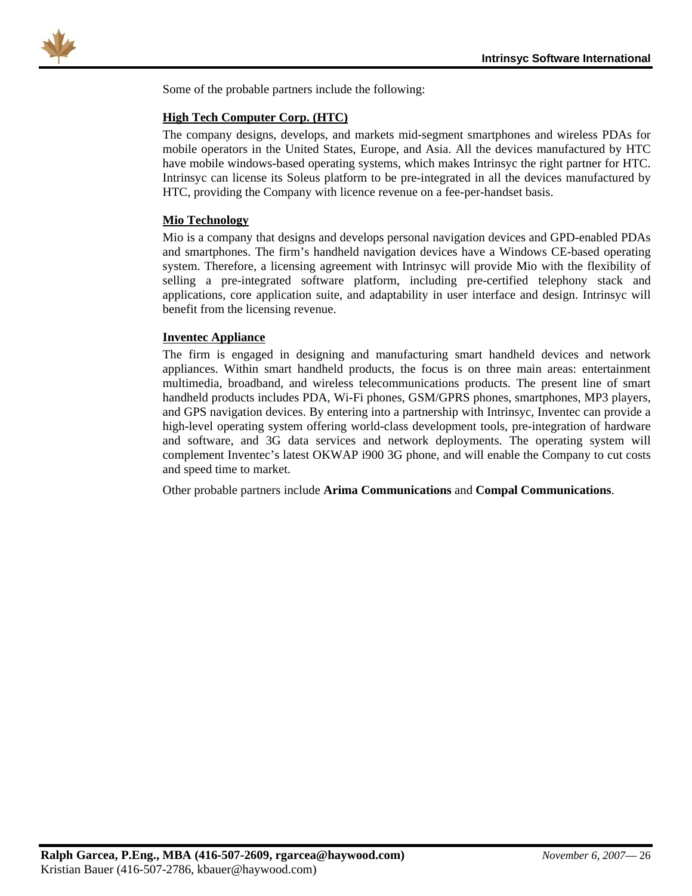Some of the probable partners include the following:

**High Tech Computer Corp. (HTC)**

The company designs, develops, and markets mid-segment smartphones and wireless PDAs for mobile operators in the United States, Europe, and Asia. All the devices manufactured by HTC have mobile windows-based operating systems, which makes Intrinsyc the right partner for HTC. Intrinsyc can license its Soleus platform to be pre-integrated in all the devices manufactured by HTC, providing the Company with licence revenue on a fee-per-handset basis.

**Mio Technology**

Mio is a company that designs and develops personal navigation devices and GPD-enabled PDAs and smartphones. The firm's handheld navigation devices have a Windows CE-based operating system. Therefore, a licensing agreement with Intrinsyc will provide Mio with the flexibility of selling a pre-integrated software platform, including pre-certified telephony stack and applications, core application suite, and adaptability in user interface and design. Intrinsyc will benefit from the licensing revenue.

**Inventec Appliance**

The firm is engaged in designing and manufacturing smart handheld devices and network appliances. Within smart handheld products, the focus is on three main areas: entertainment multimedia, broadband, and wireless telecommunications products. The present line of smart handheld products includes PDA, Wi-Fi phones, GSM/GPRS phones, smartphones, MP3 players, and GPS navigation devices. By entering into a partnership with Intrinsyc, Inventec can provide a high-level operating system offering world-class development tools, pre-integration of hardware and software, and 3G data services and network deployments. The operating system will complement Inventec's latest OKWAP i900 3G phone, and will enable the Company to cut costs and speed time to market.

Other probable partners include **Arima Communications** and **Compal Communications**.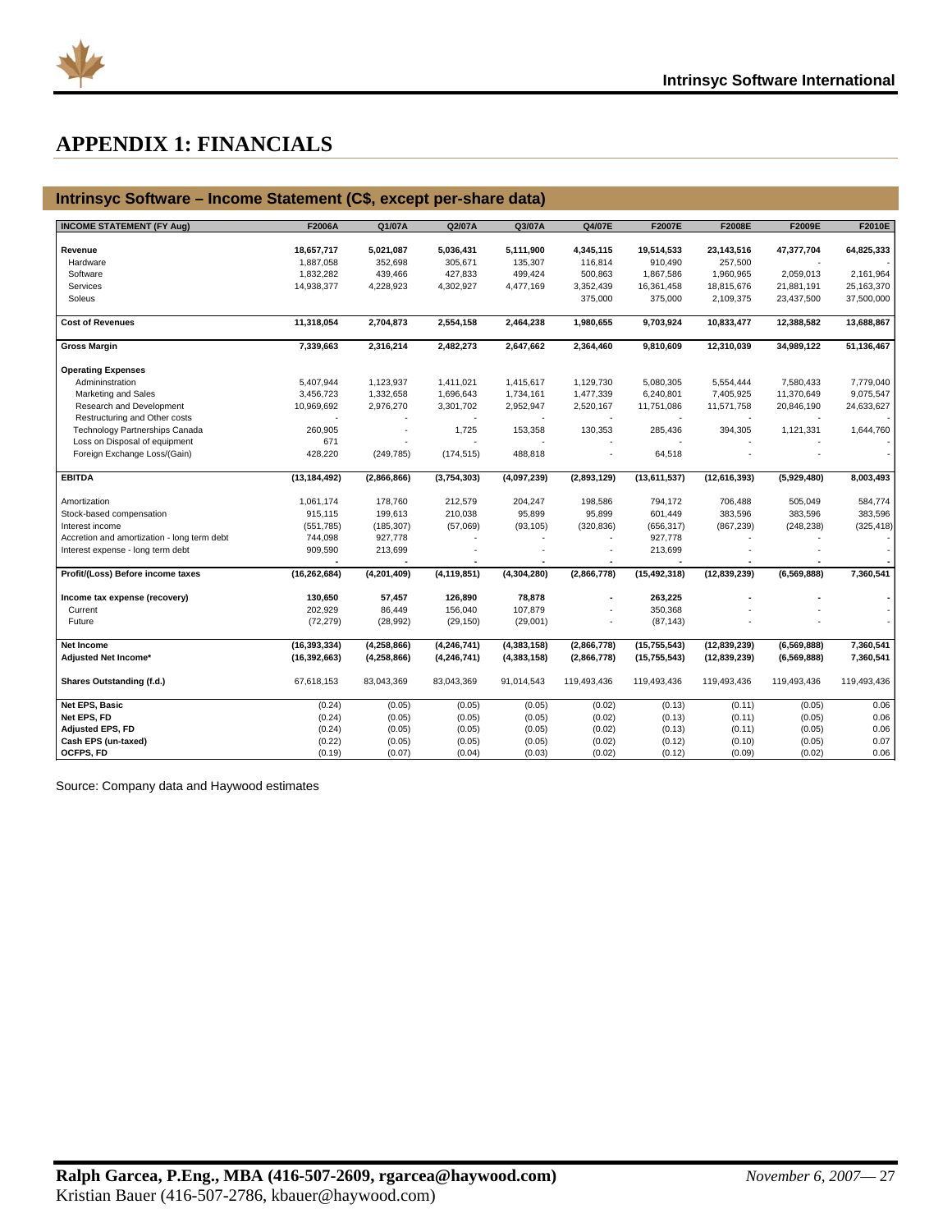# APPENDIX 1: FINANCIALS

## Intrinsyc Software – Income Statement (C$, except per-share data)

| INCOME STATEMENT (FY Aug) | F2006A | Q1/07A | Q2/07A | Q3/07A | Q4/07E | F2007E | F2008E | F2009E | F2010E |
|---|---|---|---|---|---|---|---|---|---|
| **Revenue** | **18,657,717** | **5,021,087** | **5,036,431** | **5,111,900** | **4,345,115** | **19,514,533** | **23,143,516** | **47,377,704** | **64,825,333** |
| Hardware | 1,887,058 | 352,698 | 305,671 | 135,307 | 116,814 | 910,490 | 257,500 | - | - |
| Software | 1,832,282 | 439,466 | 427,833 | 499,424 | 500,863 | 1,867,586 | 1,960,965 | 2,059,013 | 2,161,964 |
| Services | 14,938,377 | 4,228,923 | 4,302,927 | 4,477,169 | 3,352,439 | 16,361,458 | 18,815,676 | 21,881,191 | 25,163,370 |
| Soleus | | | | | 375,000 | 375,000 | 2,109,375 | 23,437,500 | 37,500,000 |
| **Cost of Revenues** | **11,318,054** | **2,704,873** | **2,554,158** | **2,464,238** | **1,980,655** | **9,703,924** | **10,833,477** | **12,388,582** | **13,688,867** |
| **Gross Margin** | **7,339,663** | **2,316,214** | **2,482,273** | **2,647,662** | **2,364,460** | **9,810,609** | **12,310,039** | **34,989,122** | **51,136,467** |
| **Operating Expenses** | | | | | | | | | |
| Admininstration | 5,407,944 | 1,123,937 | 1,411,021 | 1,415,617 | 1,129,730 | 5,080,305 | 5,554,444 | 7,580,433 | 7,779,040 |
| Marketing and Sales | 3,456,723 | 1,332,658 | 1,696,643 | 1,734,161 | 1,477,339 | 6,240,801 | 7,405,925 | 11,370,649 | 9,075,547 |
| Research and Development | 10,969,692 | 2,976,270 | 3,301,702 | 2,952,947 | 2,520,167 | 11,751,086 | 11,571,758 | 20,846,190 | 24,633,627 |
| Restructuring and Other costs | - | - | - | - | - | - | - | - | - |
| Technology Partnerships Canada | 260,905 | - | 1,725 | 153,358 | 130,353 | 285,436 | 394,305 | 1,121,331 | 1,644,760 |
| Loss on Disposal of equipment | 671 | - | - | - | - | - | - | - | - |
| Foreign Exchange Loss/(Gain) | 428,220 | (249,785) | (174,515) | 488,818 | - | 64,518 | - | - | - |
| **EBITDA** | **(13,184,492)** | **(2,866,866)** | **(3,754,303)** | **(4,097,239)** | **(2,893,129)** | **(13,611,537)** | **(12,616,393)** | **(5,929,480)** | **8,003,493** |
| Amortization | 1,061,174 | 178,760 | 212,579 | 204,247 | 198,586 | 794,172 | 706,488 | 505,049 | 584,774 |
| Stock-based compensation | 915,115 | 199,613 | 210,038 | 95,899 | 95,899 | 601,449 | 383,596 | 383,596 | 383,596 |
| Interest income | (551,785) | (185,307) | (57,069) | (93,105) | (320,836) | (656,317) | (867,239) | (248,238) | (325,418) |
| Accretion and amortization - long term debt | 744,098 | 927,778 | - | - | - | 927,778 | - | - | - |
| Interest expense - long term debt | 909,590 | 213,699 | - | - | - | 213,699 | - | - | - |
| | - | - | - | - | - | - | - | - | - |
| **Profit/(Loss) Before income taxes** | **(16,262,684)** | **(4,201,409)** | **(4,119,851)** | **(4,304,280)** | **(2,866,778)** | **(15,492,318)** | **(12,839,239)** | **(6,569,888)** | **7,360,541** |
| **Income tax expense (recovery)** | **130,650** | **57,457** | **126,890** | **78,878** | **-** | **263,225** | **-** | **-** | **-** |
| Current | 202,929 | 86,449 | 156,040 | 107,879 | - | 350,368 | - | - | - |
| Future | (72,279) | (28,992) | (29,150) | (29,001) | - | (87,143) | - | - | - |
| **Net Income** | **(16,393,334)** | **(4,258,866)** | **(4,246,741)** | **(4,383,158)** | **(2,866,778)** | **(15,755,543)** | **(12,839,239)** | **(6,569,888)** | **7,360,541** |
| **Adjusted Net Income*** | **(16,392,663)** | **(4,258,866)** | **(4,246,741)** | **(4,383,158)** | **(2,866,778)** | **(15,755,543)** | **(12,839,239)** | **(6,569,888)** | **7,360,541** |
| **Shares Outstanding (f.d.)** | 67,618,153 | 83,043,369 | 83,043,369 | 91,014,543 | 119,493,436 | 119,493,436 | 119,493,436 | 119,493,436 | 119,493,436 |
| **Net EPS, Basic** | (0.24) | (0.05) | (0.05) | (0.05) | (0.02) | (0.13) | (0.11) | (0.05) | 0.06 |
| **Net EPS, FD** | (0.24) | (0.05) | (0.05) | (0.05) | (0.02) | (0.13) | (0.11) | (0.05) | 0.06 |
| **Adjusted EPS, FD** | (0.24) | (0.05) | (0.05) | (0.05) | (0.02) | (0.13) | (0.11) | (0.05) | 0.06 |
| **Cash EPS (un-taxed)** | (0.22) | (0.05) | (0.05) | (0.05) | (0.02) | (0.12) | (0.10) | (0.05) | 0.07 |
| **OCFPS, FD** | (0.19) | (0.07) | (0.04) | (0.03) | (0.02) | (0.12) | (0.09) | (0.02) | 0.06 |

Source: Company data and Haywood estimates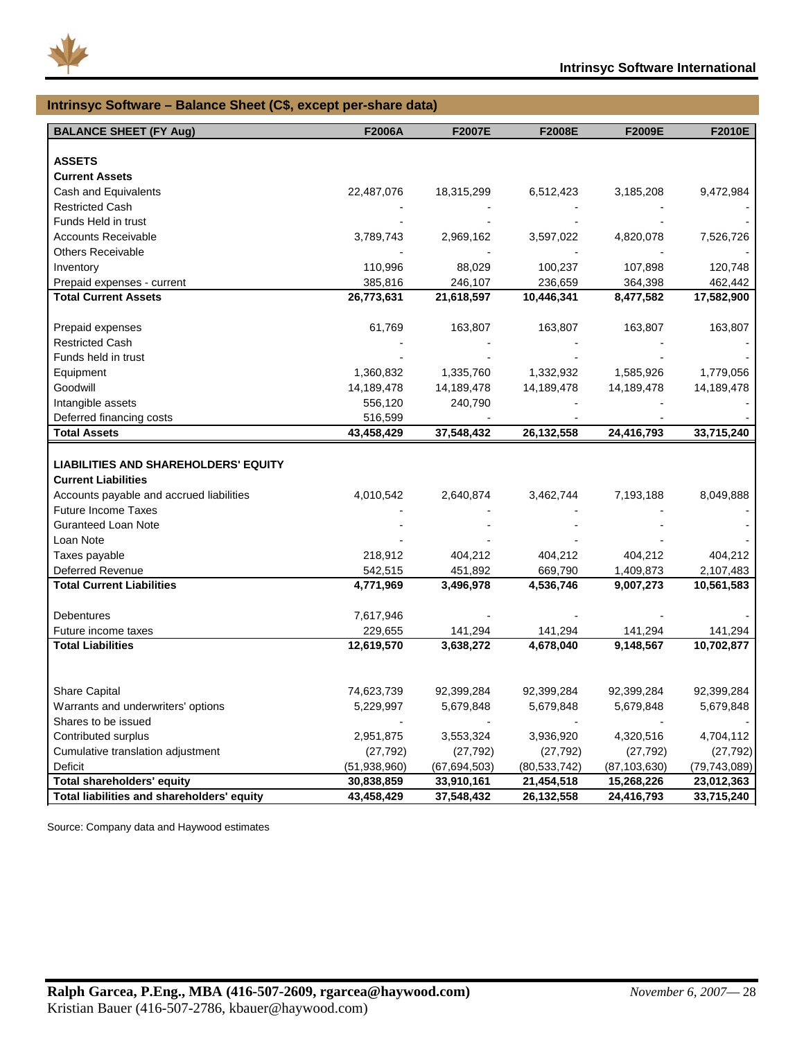## Intrinsyc Software – Balance Sheet (C$, except per-share data)

| BALANCE SHEET (FY Aug) | F2006A | F2007E | F2008E | F2009E | F2010E |
|---|---|---|---|---|---|
| **ASSETS** | | | | | |
| **Current Assets** | | | | | |
| Cash and Equivalents | 22,487,076 | 18,315,299 | 6,512,423 | 3,185,208 | 9,472,984 |
| Restricted Cash | - | - | - | - | - |
| Funds Held in trust | - | - | - | - | - |
| Accounts Receivable | 3,789,743 | 2,969,162 | 3,597,022 | 4,820,078 | 7,526,726 |
| Others Receivable | - | - | - | - | - |
| Inventory | 110,996 | 88,029 | 100,237 | 107,898 | 120,748 |
| Prepaid expenses - current | 385,816 | 246,107 | 236,659 | 364,398 | 462,442 |
| **Total Current Assets** | **26,773,631** | **21,618,597** | **10,446,341** | **8,477,582** | **17,582,900** |
| Prepaid expenses | 61,769 | 163,807 | 163,807 | 163,807 | 163,807 |
| Restricted Cash | - | - | - | - | - |
| Funds held in trust | - | - | - | - | - |
| Equipment | 1,360,832 | 1,335,760 | 1,332,932 | 1,585,926 | 1,779,056 |
| Goodwill | 14,189,478 | 14,189,478 | 14,189,478 | 14,189,478 | 14,189,478 |
| Intangible assets | 556,120 | 240,790 | - | - | - |
| Deferred financing costs | 516,599 | - | - | - | - |
| **Total Assets** | **43,458,429** | **37,548,432** | **26,132,558** | **24,416,793** | **33,715,240** |
| **LIABILITIES AND SHAREHOLDERS' EQUITY** | | | | | |
| **Current Liabilities** | | | | | |
| Accounts payable and accrued liabilities | 4,010,542 | 2,640,874 | 3,462,744 | 7,193,188 | 8,049,888 |
| Future Income Taxes | - | - | - | - | - |
| Guranteed Loan Note | - | - | - | - | - |
| Loan Note | - | - | - | - | - |
| Taxes payable | 218,912 | 404,212 | 404,212 | 404,212 | 404,212 |
| Deferred Revenue | 542,515 | 451,892 | 669,790 | 1,409,873 | 2,107,483 |
| **Total Current Liabilities** | **4,771,969** | **3,496,978** | **4,536,746** | **9,007,273** | **10,561,583** |
| Debentures | 7,617,946 | - | - | - | - |
| Future income taxes | 229,655 | 141,294 | 141,294 | 141,294 | 141,294 |
| **Total Liabilities** | **12,619,570** | **3,638,272** | **4,678,040** | **9,148,567** | **10,702,877** |
| Share Capital | 74,623,739 | 92,399,284 | 92,399,284 | 92,399,284 | 92,399,284 |
| Warrants and underwriters' options | 5,229,997 | 5,679,848 | 5,679,848 | 5,679,848 | 5,679,848 |
| Shares to be issued | - | - | - | - | - |
| Contributed surplus | 2,951,875 | 3,553,324 | 3,936,920 | 4,320,516 | 4,704,112 |
| Cumulative translation adjustment | (27,792) | (27,792) | (27,792) | (27,792) | (27,792) |
| Deficit | (51,938,960) | (67,694,503) | (80,533,742) | (87,103,630) | (79,743,089) |
| **Total shareholders' equity** | **30,838,859** | **33,910,161** | **21,454,518** | **15,268,226** | **23,012,363** |
| **Total liabilities and shareholders' equity** | **43,458,429** | **37,548,432** | **26,132,558** | **24,416,793** | **33,715,240** |

Source: Company data and Haywood estimates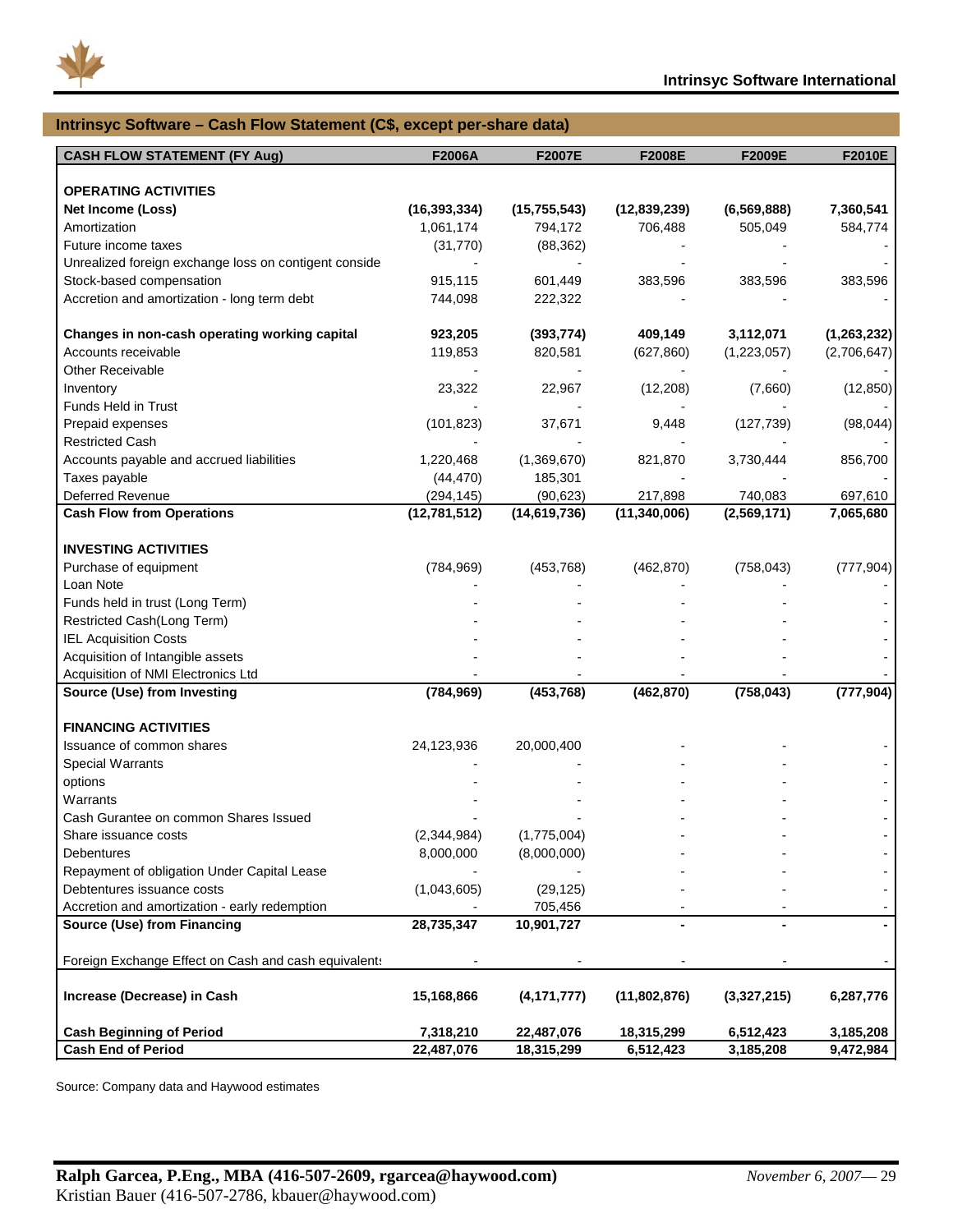## Intrinsyc Software – Cash Flow Statement (C$, except per-share data)

| CASH FLOW STATEMENT (FY Aug) | F2006A | F2007E | F2008E | F2009E | F2010E |
|---|---|---|---|---|---|
| **OPERATING ACTIVITIES** | | | | | |
| **Net Income (Loss)** | **(16,393,334)** | **(15,755,543)** | **(12,839,239)** | **(6,569,888)** | **7,360,541** |
| Amortization | 1,061,174 | 794,172 | 706,488 | 505,049 | 584,774 |
| Future income taxes | (31,770) | (88,362) | - | - | - |
| Unrealized foreign exchange loss on contigent conside | - | - | - | - | - |
| Stock-based compensation | 915,115 | 601,449 | 383,596 | 383,596 | 383,596 |
| Accretion and amortization - long term debt | 744,098 | 222,322 | - | - | - |
| **Changes in non-cash operating working capital** | **923,205** | **(393,774)** | **409,149** | **3,112,071** | **(1,263,232)** |
| Accounts receivable | 119,853 | 820,581 | (627,860) | (1,223,057) | (2,706,647) |
| Other Receivable | - | - | - | - | - |
| Inventory | 23,322 | 22,967 | (12,208) | (7,660) | (12,850) |
| Funds Held in Trust | - | - | - | - | - |
| Prepaid expenses | (101,823) | 37,671 | 9,448 | (127,739) | (98,044) |
| Restricted Cash | - | - | - | - | - |
| Accounts payable and accrued liabilities | 1,220,468 | (1,369,670) | 821,870 | 3,730,444 | 856,700 |
| Taxes payable | (44,470) | 185,301 | - | - | - |
| Deferred Revenue | (294,145) | (90,623) | 217,898 | 740,083 | 697,610 |
| **Cash Flow from Operations** | **(12,781,512)** | **(14,619,736)** | **(11,340,006)** | **(2,569,171)** | **7,065,680** |
| **INVESTING ACTIVITIES** | | | | | |
| Purchase of equipment | (784,969) | (453,768) | (462,870) | (758,043) | (777,904) |
| Loan Note | - | - | - | - | - |
| Funds held in trust (Long Term) | - | - | - | - | - |
| Restricted Cash(Long Term) | - | - | - | - | - |
| IEL Acquisition Costs | - | - | - | - | - |
| Acquisition of Intangible assets | - | - | - | - | - |
| Acquisition of NMI Electronics Ltd | - | - | - | - | - |
| **Source (Use) from Investing** | **(784,969)** | **(453,768)** | **(462,870)** | **(758,043)** | **(777,904)** |
| **FINANCING ACTIVITIES** | | | | | |
| Issuance of common shares | 24,123,936 | 20,000,400 | - | - | - |
| Special Warrants | - | - | - | - | - |
| options | - | - | - | - | - |
| Warrants | - | - | - | - | - |
| Cash Gurantee on common Shares Issued | - | - | - | - | - |
| Share issuance costs | (2,344,984) | (1,775,004) | - | - | - |
| Debentures | 8,000,000 | (8,000,000) | - | - | - |
| Repayment of obligation Under Capital Lease | - | - | - | - | - |
| Debtentures issuance costs | (1,043,605) | (29,125) | - | - | - |
| Accretion and amortization - early redemption | - | 705,456 | - | - | - |
| **Source (Use) from Financing** | **28,735,347** | **10,901,727** | **-** | **-** | **-** |
| Foreign Exchange Effect on Cash and cash equivalents | - | - | - | - | - |
| **Increase (Decrease) in Cash** | **15,168,866** | **(4,171,777)** | **(11,802,876)** | **(3,327,215)** | **6,287,776** |
| **Cash Beginning of Period** | **7,318,210** | **22,487,076** | **18,315,299** | **6,512,423** | **3,185,208** |
| **Cash End of Period** | **22,487,076** | **18,315,299** | **6,512,423** | **3,185,208** | **9,472,984** |

Source: Company data and Haywood estimates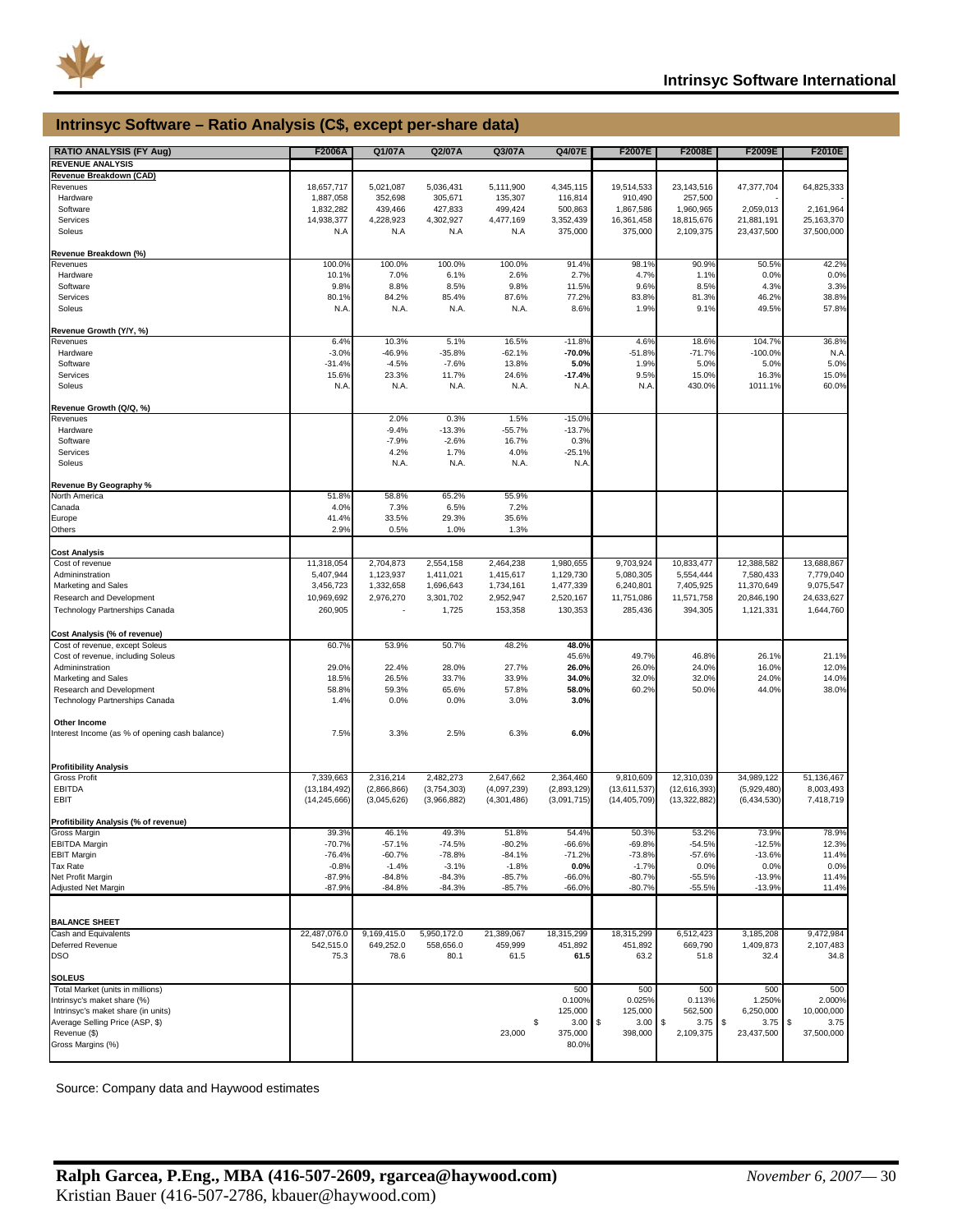## Intrinsyc Software – Ratio Analysis (C$, except per-share data)

| RATIO ANALYSIS (FY Aug) | F2006A | Q1/07A | Q2/07A | Q3/07A | Q4/07E | F2007E | F2008E | F2009E | F2010E |
|---|---|---|---|---|---|---|---|---|---|
| **REVENUE ANALYSIS** | | | | | | | | | |
| **Revenue Breakdown (CAD)** | | | | | | | | | |
| Revenues | 18,657,717 | 5,021,087 | 5,036,431 | 5,111,900 | 4,345,115 | 19,514,533 | 23,143,516 | 47,377,704 | 64,825,333 |
| Hardware | 1,887,058 | 352,698 | 305,671 | 135,307 | 116,814 | 910,490 | 257,500 | - | - |
| Software | 1,832,282 | 439,466 | 427,833 | 499,424 | 500,863 | 1,867,586 | 1,960,965 | 2,059,013 | 2,161,964 |
| Services | 14,938,377 | 4,228,923 | 4,302,927 | 4,477,169 | 3,352,439 | 16,361,458 | 18,815,676 | 21,881,191 | 25,163,370 |
| Soleus | N.A | N.A | N.A | N.A | 375,000 | 375,000 | 2,109,375 | 23,437,500 | 37,500,000 |
| **Revenue Breakdown (%)** | | | | | | | | | |
| Revenues | 100.0% | 100.0% | 100.0% | 100.0% | 91.4% | 98.1% | 90.9% | 50.5% | 42.2% |
| Hardware | 10.1% | 7.0% | 6.1% | 2.6% | 2.7% | 4.7% | 1.1% | 0.0% | 0.0% |
| Software | 9.8% | 8.8% | 8.5% | 9.8% | 11.5% | 9.6% | 8.5% | 4.3% | 3.3% |
| Services | 80.1% | 84.2% | 85.4% | 87.6% | 77.2% | 83.8% | 81.3% | 46.2% | 38.8% |
| Soleus | N.A. | N.A. | N.A. | N.A. | 8.6% | 1.9% | 9.1% | 49.5% | 57.8% |
| **Revenue Growth (Y/Y, %)** | | | | | | | | | |
| Revenues | 6.4% | 10.3% | 5.1% | 16.5% | -11.8% | 4.6% | 18.6% | 104.7% | 36.8% |
| Hardware | -3.0% | -46.9% | -35.8% | -62.1% | **-70.0%** | -51.8% | -71.7% | -100.0% | N.A. |
| Software | -31.4% | -4.5% | -7.6% | 13.8% | **5.0%** | 1.9% | 5.0% | 5.0% | 5.0% |
| Services | 15.6% | 23.3% | 11.7% | 24.6% | **-17.4%** | 9.5% | 15.0% | 16.3% | 15.0% |
| Soleus | N.A. | N.A. | N.A. | N.A. | N.A. | N.A. | 430.0% | 1011.1% | 60.0% |
| **Revenue Growth (Q/Q, %)** | | | | | | | | | |
| Revenues | | 2.0% | 0.3% | 1.5% | -15.0% | | | | |
| Hardware | | -9.4% | -13.3% | -55.7% | -13.7% | | | | |
| Software | | -7.9% | -2.6% | 16.7% | 0.3% | | | | |
| Services | | 4.2% | 1.7% | 4.0% | -25.1% | | | | |
| Soleus | | N.A. | N.A. | N.A. | N.A. | | | | |
| **Revenue By Geography %** | | | | | | | | | |
| North America | 51.8% | 58.8% | 65.2% | 55.9% | | | | | |
| Canada | 4.0% | 7.3% | 6.5% | 7.2% | | | | | |
| Europe | 41.4% | 33.5% | 29.3% | 35.6% | | | | | |
| Others | 2.9% | 0.5% | 1.0% | 1.3% | | | | | |
| **Cost Analysis** | | | | | | | | | |
| Cost of revenue | 11,318,054 | 2,704,873 | 2,554,158 | 2,464,238 | 1,980,655 | 9,703,924 | 10,833,477 | 12,388,582 | 13,688,867 |
| Admininstration | 5,407,944 | 1,123,937 | 1,411,021 | 1,415,617 | 1,129,730 | 5,080,305 | 5,554,444 | 7,580,433 | 7,779,040 |
| Marketing and Sales | 3,456,723 | 1,332,658 | 1,696,643 | 1,734,161 | 1,477,339 | 6,240,801 | 7,405,925 | 11,370,649 | 9,075,547 |
| Research and Development | 10,969,692 | 2,976,270 | 3,301,702 | 2,952,947 | 2,520,167 | 11,751,086 | 11,571,758 | 20,846,190 | 24,633,627 |
| Technology Partnerships Canada | 260,905 | - | 1,725 | 153,358 | 130,353 | 285,436 | 394,305 | 1,121,331 | 1,644,760 |
| **Cost Analysis (% of revenue)** | | | | | | | | | |
| Cost of revenue, except Soleus | 60.7% | 53.9% | 50.7% | 48.2% | **48.0%** | | | | |
| Cost of revenue, including Soleus | | | | | 45.6% | 49.7% | 46.8% | 26.1% | 21.1% |
| Admininstration | 29.0% | 22.4% | 28.0% | 27.7% | **26.0%** | 26.0% | 24.0% | 16.0% | 12.0% |
| Marketing and Sales | 18.5% | 26.5% | 33.7% | 33.9% | **34.0%** | 32.0% | 32.0% | 24.0% | 14.0% |
| Research and Development | 58.8% | 59.3% | 65.6% | 57.8% | **58.0%** | 60.2% | 50.0% | 44.0% | 38.0% |
| Technology Partnerships Canada | 1.4% | 0.0% | 0.0% | 3.0% | **3.0%** | | | | |
| **Other Income** | | | | | | | | | |
| Interest Income (as % of opening cash balance) | 7.5% | 3.3% | 2.5% | 6.3% | **6.0%** | | | | |
| **Profitibility Analysis** | | | | | | | | | |
| Gross Profit | 7,339,663 | 2,316,214 | 2,482,273 | 2,647,662 | 2,364,460 | 9,810,609 | 12,310,039 | 34,989,122 | 51,136,467 |
| EBITDA | (13,184,492) | (2,866,866) | (3,754,303) | (4,097,239) | (2,893,129) | (13,611,537) | (12,616,393) | (5,929,480) | 8,003,493 |
| EBIT | (14,245,666) | (3,045,626) | (3,966,882) | (4,301,486) | (3,091,715) | (14,405,709) | (13,322,882) | (6,434,530) | 7,418,719 |
| **Profitibility Analysis (% of revenue)** | | | | | | | | | |
| Gross Margin | 39.3% | 46.1% | 49.3% | 51.8% | 54.4% | 50.3% | 53.2% | 73.9% | 78.9% |
| EBITDA Margin | -70.7% | -57.1% | -74.5% | -80.2% | -66.6% | -69.8% | -54.5% | -12.5% | 12.3% |
| EBIT Margin | -76.4% | -60.7% | -78.8% | -84.1% | -71.2% | -73.8% | -57.6% | -13.6% | 11.4% |
| Tax Rate | -0.8% | -1.4% | -3.1% | -1.8% | **0.0%** | -1.7% | 0.0% | 0.0% | 0.0% |
| Net Profit Margin | -87.9% | -84.8% | -84.3% | -85.7% | -66.0% | -80.7% | -55.5% | -13.9% | 11.4% |
| Adjusted Net Margin | -87.9% | -84.8% | -84.3% | -85.7% | -66.0% | -80.7% | -55.5% | -13.9% | 11.4% |
| **BALANCE SHEET** | | | | | | | | | |
| Cash and Equivalents | 22,487,076.0 | 9,169,415.0 | 5,950,172.0 | 21,389,067 | 18,315,299 | 18,315,299 | 6,512,423 | 3,185,208 | 9,472,984 |
| Deferred Revenue | 542,515.0 | 649,252.0 | 558,656.0 | 459,999 | 451,892 | 451,892 | 669,790 | 1,409,873 | 2,107,483 |
| DSO | 75.3 | 78.6 | 80.1 | 61.5 | **61.5** | 63.2 | 51.8 | 32.4 | 34.8 |
| **SOLEUS** | | | | | | | | | |
| Total Market (units in millions) | | | | | 500 | 500 | 500 | 500 | 500 |
| Intrinsyc's maket share (%) | | | | | 0.100% | 0.025% | 0.113% | 1.250% | 2.000% |
| Intrinsyc's maket share (in units) | | | | | 125,000 | 125,000 | 562,500 | 6,250,000 | 10,000,000 |
| Average Selling Price (ASP, $) | | | | | $ 3.00 | $ 3.00 | $ 3.75 | $ 3.75 | $ 3.75 |
| Revenue ($) | | | | 23,000 | 375,000 | 398,000 | 2,109,375 | 23,437,500 | 37,500,000 |
| Gross Margins (%) | | | | | 80.0% | | | | |

Source: Company data and Haywood estimates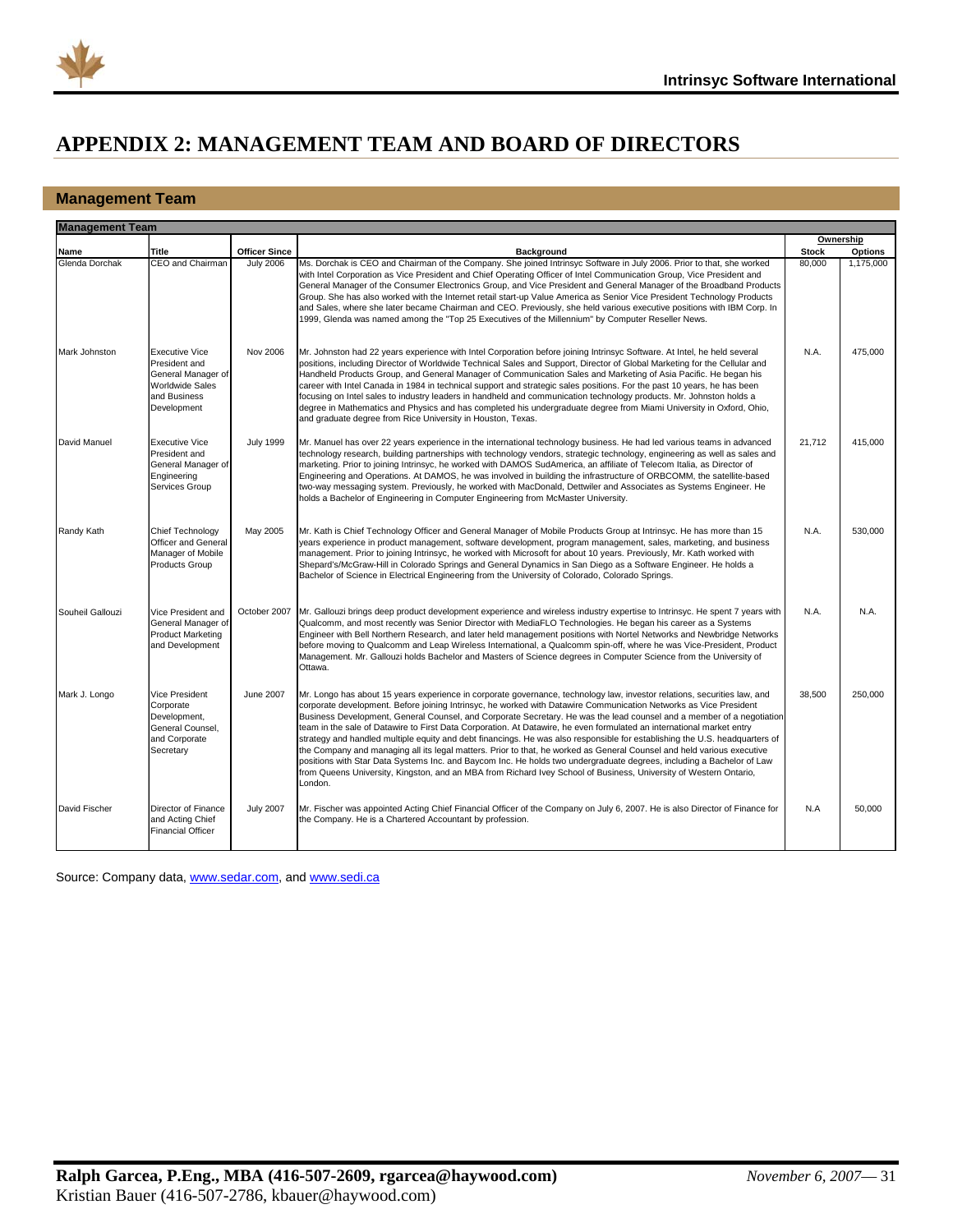# APPENDIX 2: MANAGEMENT TEAM AND BOARD OF DIRECTORS

## Management Team

| Management Team | | | | | |
|---|---|---|---|---|---|
| | | | | Ownership | |
| Name | Title | Officer Since | Background | Stock | Options |
| Glenda Dorchak | CEO and Chairman | July 2006 | Ms. Dorchak is CEO and Chairman of the Company. She joined Intrinsyc Software in July 2006. Prior to that, she worked with Intel Corporation as Vice President and Chief Operating Officer of Intel Communication Group, Vice President and General Manager of the Consumer Electronics Group, and Vice President and General Manager of the Broadband Products Group. She has also worked with the Internet retail start-up Value America as Senior Vice President Technology Products and Sales, where she later became Chairman and CEO. Previously, she held various executive positions with IBM Corp. In 1999, Glenda was named among the "Top 25 Executives of the Millennium" by Computer Reseller News. | 80,000 | 1,175,000 |
| Mark Johnston | Executive Vice President and General Manager of Worldwide Sales and Business Development | Nov 2006 | Mr. Johnston had 22 years experience with Intel Corporation before joining Intrinsyc Software. At Intel, he held several positions, including Director of Worldwide Technical Sales and Support, Director of Global Marketing for the Cellular and Handheld Products Group, and General Manager of Communication Sales and Marketing of Asia Pacific. He began his career with Intel Canada in 1984 in technical support and strategic sales positions. For the past 10 years, he has been focusing on Intel sales to industry leaders in handheld and communication technology products. Mr. Johnston holds a degree in Mathematics and Physics and has completed his undergraduate degree from Miami University in Oxford, Ohio, and graduate degree from Rice University in Houston, Texas. | N.A. | 475,000 |
| David Manuel | Executive Vice President and General Manager of Engineering Services Group | July 1999 | Mr. Manuel has over 22 years experience in the international technology business. He had led various teams in advanced technology research, building partnerships with technology vendors, strategic technology, engineering as well as sales and marketing. Prior to joining Intrinsyc, he worked with DAMOS SudAmerica, an affiliate of Telecom Italia, as Director of Engineering and Operations. At DAMOS, he was involved in building the infrastructure of ORBCOMM, the satellite-based two-way messaging system. Previously, he worked with MacDonald, Dettwiler and Associates as Systems Engineer. He holds a Bachelor of Engineering in Computer Engineering from McMaster University. | 21,712 | 415,000 |
| Randy Kath | Chief Technology Officer and General Manager of Mobile Products Group | May 2005 | Mr. Kath is Chief Technology Officer and General Manager of Mobile Products Group at Intrinsyc. He has more than 15 years experience in product management, software development, program management, sales, marketing, and business management. Prior to joining Intrinsyc, he worked with Microsoft for about 10 years. Previously, Mr. Kath worked with Shepard's/McGraw-Hill in Colorado Springs and General Dynamics in San Diego as a Software Engineer. He holds a Bachelor of Science in Electrical Engineering from the University of Colorado, Colorado Springs. | N.A. | 530,000 |
| Souheil Gallouzi | Vice President and General Manager of Product Marketing and Development | October 2007 | Mr. Gallouzi brings deep product development experience and wireless industry expertise to Intrinsyc. He spent 7 years with Qualcomm, and most recently was Senior Director with MediaFLO Technologies. He began his career as a Systems Engineer with Bell Northern Research, and later held management positions with Nortel Networks and Newbridge Networks before moving to Qualcomm and Leap Wireless International, a Qualcomm spin-off, where he was Vice-President, Product Management. Mr. Gallouzi holds Bachelor and Masters of Science degrees in Computer Science from the University of Ottawa. | N.A. | N.A. |
| Mark J. Longo | Vice President Corporate Development, General Counsel, and Corporate Secretary | June 2007 | Mr. Longo has about 15 years experience in corporate governance, technology law, investor relations, securities law, and corporate development. Before joining Intrinsyc, he worked with Datawire Communication Networks as Vice President Business Development, General Counsel, and Corporate Secretary. He was the lead counsel and a member of a negotiation team in the sale of Datawire to First Data Corporation. At Datawire, he even formulated an international market entry strategy and handled multiple equity and debt financings. He was also responsible for establishing the U.S. headquarters of the Company and managing all its legal matters. Prior to that, he worked as General Counsel and held various executive positions with Star Data Systems Inc. and Baycom Inc. He holds two undergraduate degrees, including a Bachelor of Law from Queens University, Kingston, and an MBA from Richard Ivey School of Business, University of Western Ontario, London. | 38,500 | 250,000 |
| David Fischer | Director of Finance and Acting Chief Financial Officer | July 2007 | Mr. Fischer was appointed Acting Chief Financial Officer of the Company on July 6, 2007. He is also Director of Finance for the Company. He is a Chartered Accountant by profession. | N.A | 50,000 |

Source: Company data, www.sedar.com, and www.sedi.ca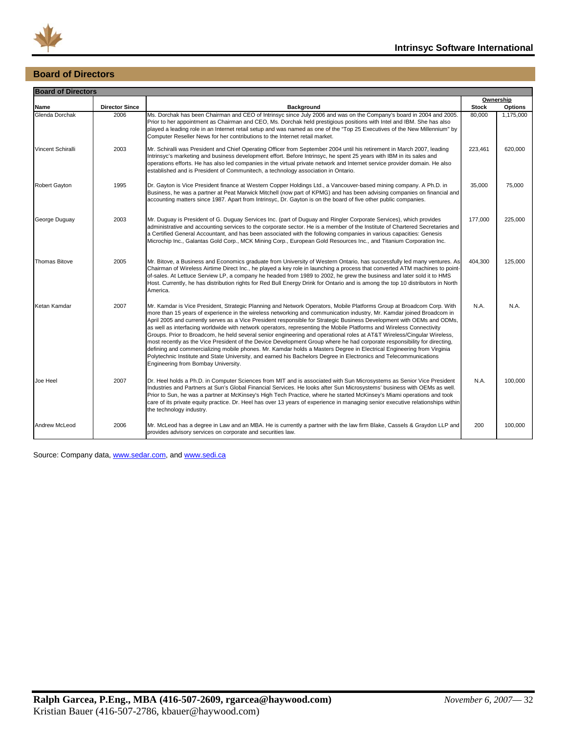## Board of Directors

| Board of Directors | | | | |
|---|---|---|---|---|
| | | | Ownership | |
| Name | Director Since | Background | Stock | Options |
| Glenda Dorchak | 2006 | Ms. Dorchak has been Chairman and CEO of Intrinsyc since July 2006 and was on the Company's board in 2004 and 2005. Prior to her appointment as Chairman and CEO, Ms. Dorchak held prestigious positions with Intel and IBM. She has also played a leading role in an Internet retail setup and was named as one of the "Top 25 Executives of the New Millennium" by Computer Reseller News for her contributions to the Internet retail market. | 80,000 | 1,175,000 |
| Vincent Schiralli | 2003 | Mr. Schiralli was President and Chief Operating Officer from September 2004 until his retirement in March 2007, leading Intrinsyc's marketing and business development effort. Before Intrinsyc, he spent 25 years with IBM in its sales and operations efforts. He has also led companies in the virtual private network and Internet service provider domain. He also established and is President of Communitech, a technology association in Ontario. | 223,461 | 620,000 |
| Robert Gayton | 1995 | Dr. Gayton is Vice President finance at Western Copper Holdings Ltd., a Vancouver-based mining company. A Ph.D. in Business, he was a partner at Peat Marwick Mitchell (now part of KPMG) and has been advising companies on financial and accounting matters since 1987. Apart from Intrinsyc, Dr. Gayton is on the board of five other public companies. | 35,000 | 75,000 |
| George Duguay | 2003 | Mr. Duguay is President of G. Duguay Services Inc. (part of Duguay and Ringler Corporate Services), which provides administrative and accounting services to the corporate sector. He is a member of the Institute of Chartered Secretaries and a Certified General Accountant, and has been associated with the following companies in various capacities: Genesis Microchip Inc., Galantas Gold Corp., MCK Mining Corp., European Gold Resources Inc., and Titanium Corporation Inc. | 177,000 | 225,000 |
| Thomas Bitove | 2005 | Mr. Bitove, a Business and Economics graduate from University of Western Ontario, has successfully led many ventures. As Chairman of Wireless Airtime Direct Inc., he played a key role in launching a process that converted ATM machines to point-of-sales. At Lettuce Serview LP, a company he headed from 1989 to 2002, he grew the business and later sold it to HMS Host. Currently, he has distribution rights for Red Bull Energy Drink for Ontario and is among the top 10 distributors in North America. | 404,300 | 125,000 |
| Ketan Kamdar | 2007 | Mr. Kamdar is Vice President, Strategic Planning and Network Operators, Mobile Platforms Group at Broadcom Corp. With more than 15 years of experience in the wireless networking and communication industry, Mr. Kamdar joined Broadcom in April 2005 and currently serves as a Vice President responsible for Strategic Business Development with OEMs and ODMs, as well as interfacing worldwide with network operators, representing the Mobile Platforms and Wireless Connectivity Groups. Prior to Broadcom, he held several senior engineering and operational roles at AT&T Wireless/Cingular Wireless, most recently as the Vice President of the Device Development Group where he had corporate responsibility for directing, defining and commercializing mobile phones. Mr. Kamdar holds a Masters Degree in Electrical Engineering from Virginia Polytechnic Institute and State University, and earned his Bachelors Degree in Electronics and Telecommunications Engineering from Bombay University. | N.A. | N.A. |
| Joe Heel | 2007 | Dr. Heel holds a Ph.D. in Computer Sciences from MIT and is associated with Sun Microsystems as Senior Vice President Industries and Partners at Sun's Global Financial Services. He looks after Sun Microsystems' business with OEMs as well. Prior to Sun, he was a partner at McKinsey's High Tech Practice, where he started McKinsey's Miami operations and took care of its private equity practice. Dr. Heel has over 13 years of experience in managing senior executive relationships within the technology industry. | N.A. | 100,000 |
| Andrew McLeod | 2006 | Mr. McLeod has a degree in Law and an MBA. He is currently a partner with the law firm Blake, Cassels & Graydon LLP and provides advisory services on corporate and securities law. | 200 | 100,000 |

Source: Company data, www.sedar.com, and www.sedi.ca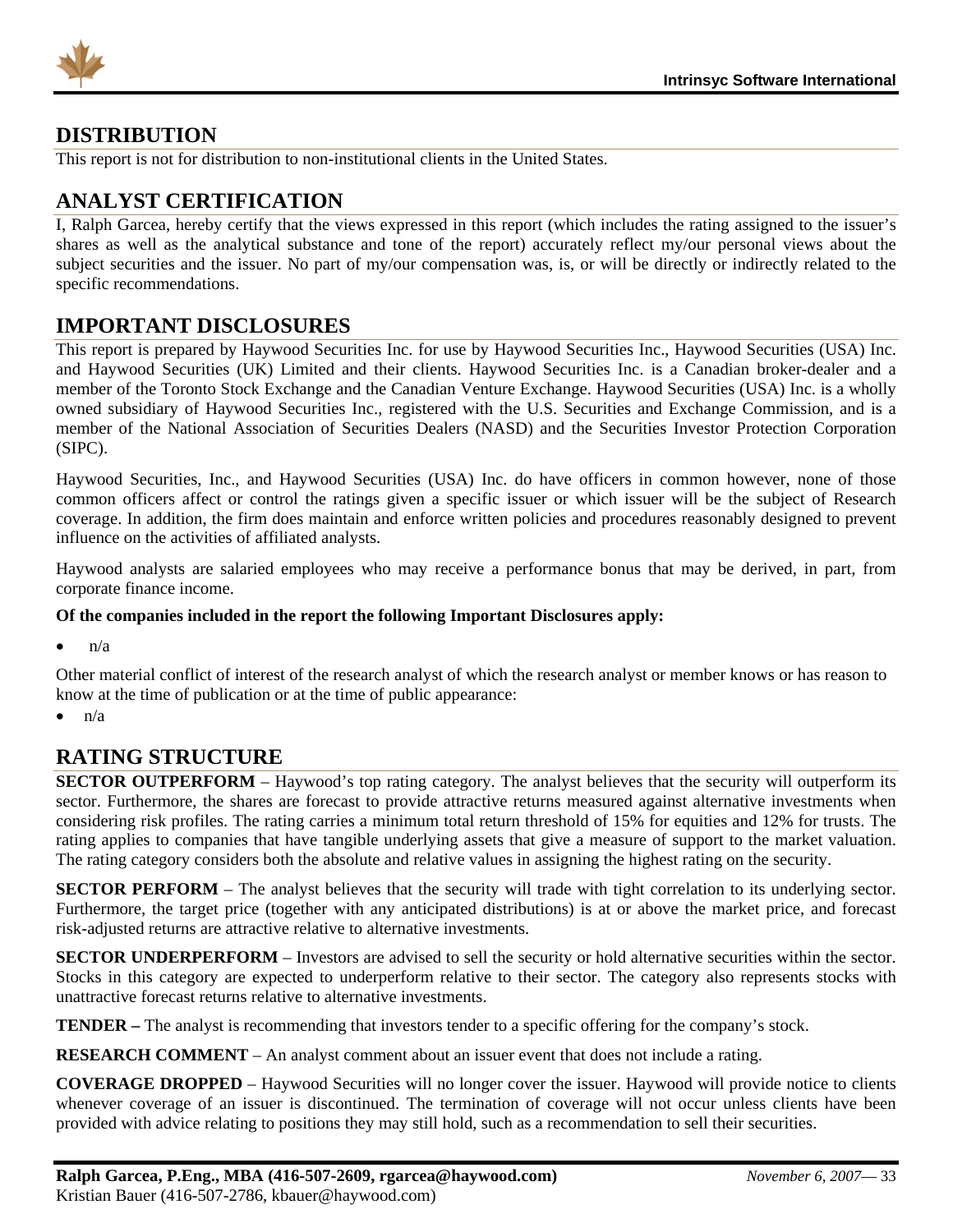## DISTRIBUTION

This report is not for distribution to non-institutional clients in the United States.

## ANALYST CERTIFICATION

I, Ralph Garcea, hereby certify that the views expressed in this report (which includes the rating assigned to the issuer's shares as well as the analytical substance and tone of the report) accurately reflect my/our personal views about the subject securities and the issuer. No part of my/our compensation was, is, or will be directly or indirectly related to the specific recommendations.

## IMPORTANT DISCLOSURES

This report is prepared by Haywood Securities Inc. for use by Haywood Securities Inc., Haywood Securities (USA) Inc. and Haywood Securities (UK) Limited and their clients. Haywood Securities Inc. is a Canadian broker-dealer and a member of the Toronto Stock Exchange and the Canadian Venture Exchange. Haywood Securities (USA) Inc. is a wholly owned subsidiary of Haywood Securities Inc., registered with the U.S. Securities and Exchange Commission, and is a member of the National Association of Securities Dealers (NASD) and the Securities Investor Protection Corporation (SIPC).

Haywood Securities, Inc., and Haywood Securities (USA) Inc. do have officers in common however, none of those common officers affect or control the ratings given a specific issuer or which issuer will be the subject of Research coverage. In addition, the firm does maintain and enforce written policies and procedures reasonably designed to prevent influence on the activities of affiliated analysts.

Haywood analysts are salaried employees who may receive a performance bonus that may be derived, in part, from corporate finance income.

**Of the companies included in the report the following Important Disclosures apply:**

- n/a

Other material conflict of interest of the research analyst of which the research analyst or member knows or has reason to know at the time of publication or at the time of public appearance:

- n/a

## RATING STRUCTURE

**SECTOR OUTPERFORM** – Haywood's top rating category. The analyst believes that the security will outperform its sector. Furthermore, the shares are forecast to provide attractive returns measured against alternative investments when considering risk profiles. The rating carries a minimum total return threshold of 15% for equities and 12% for trusts. The rating applies to companies that have tangible underlying assets that give a measure of support to the market valuation. The rating category considers both the absolute and relative values in assigning the highest rating on the security.

**SECTOR PERFORM** – The analyst believes that the security will trade with tight correlation to its underlying sector. Furthermore, the target price (together with any anticipated distributions) is at or above the market price, and forecast risk-adjusted returns are attractive relative to alternative investments.

**SECTOR UNDERPERFORM** – Investors are advised to sell the security or hold alternative securities within the sector. Stocks in this category are expected to underperform relative to their sector. The category also represents stocks with unattractive forecast returns relative to alternative investments.

**TENDER –** The analyst is recommending that investors tender to a specific offering for the company's stock.

**RESEARCH COMMENT** – An analyst comment about an issuer event that does not include a rating.

**COVERAGE DROPPED** – Haywood Securities will no longer cover the issuer. Haywood will provide notice to clients whenever coverage of an issuer is discontinued. The termination of coverage will not occur unless clients have been provided with advice relating to positions they may still hold, such as a recommendation to sell their securities.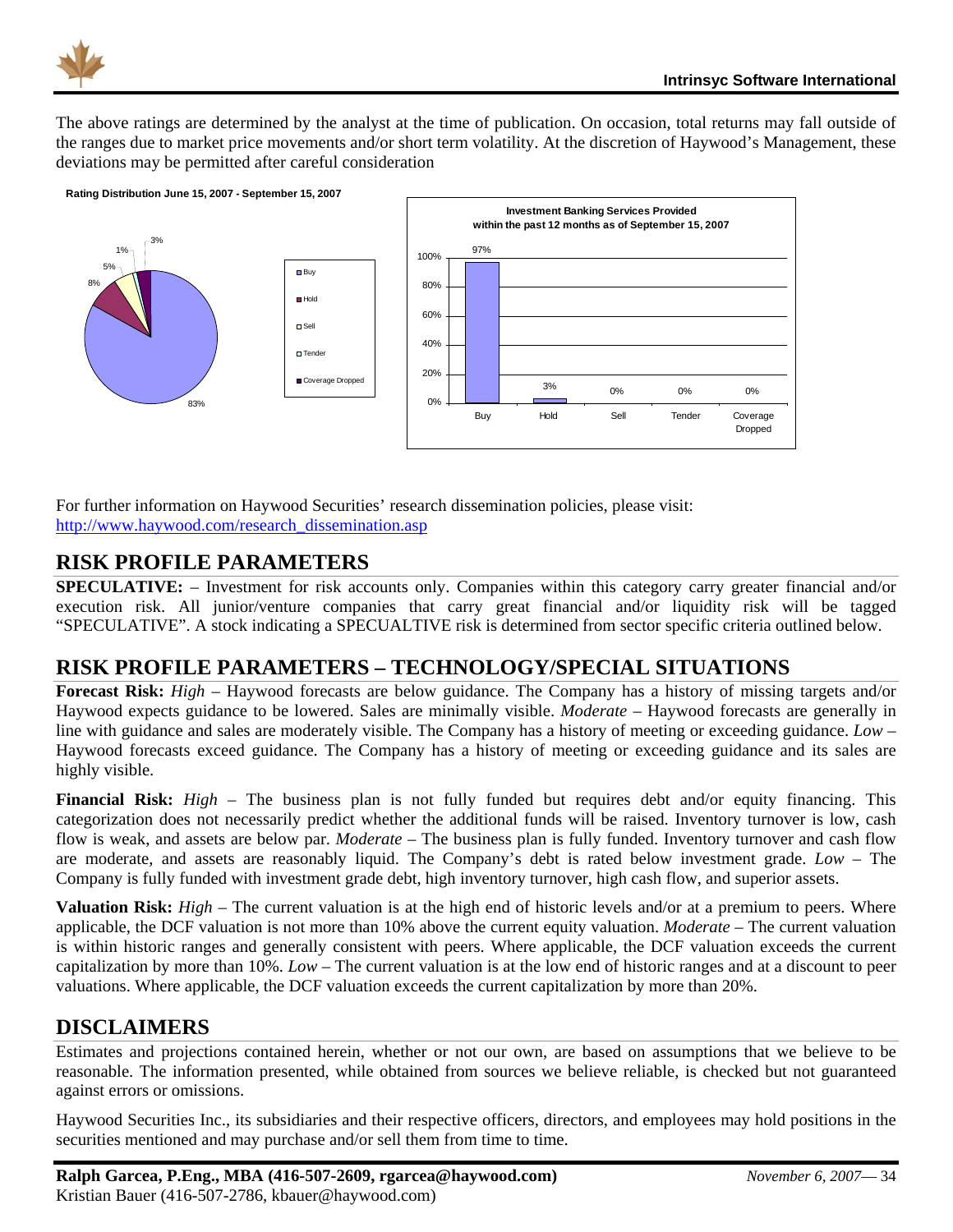The above ratings are determined by the analyst at the time of publication. On occasion, total returns may fall outside of the ranges due to market price movements and/or short term volatility. At the discretion of Haywood's Management, these deviations may be permitted after careful consideration

**Rating Distribution June 15, 2007 - September 15, 2007**

| Rating | % |
|---|---|
| Buy | 83% |
| Hold | 8% |
| Sell | 5% |
| Tender | 1% |
| Coverage Dropped | 3% |

**Investment Banking Services Provided within the past 12 months as of September 15, 2007**

| Rating | % |
|---|---|
| Buy | 97% |
| Hold | 3% |
| Sell | 0% |
| Tender | 0% |
| Coverage Dropped | 0% |

For further information on Haywood Securities' research dissemination policies, please visit:
http://www.haywood.com/research_dissemination.asp

## RISK PROFILE PARAMETERS

**SPECULATIVE:** – Investment for risk accounts only. Companies within this category carry greater financial and/or execution risk. All junior/venture companies that carry great financial and/or liquidity risk will be tagged "SPECULATIVE". A stock indicating a SPECUALTIVE risk is determined from sector specific criteria outlined below.

## RISK PROFILE PARAMETERS – TECHNOLOGY/SPECIAL SITUATIONS

**Forecast Risk:** *High* – Haywood forecasts are below guidance. The Company has a history of missing targets and/or Haywood expects guidance to be lowered. Sales are minimally visible. *Moderate* – Haywood forecasts are generally in line with guidance and sales are moderately visible. The Company has a history of meeting or exceeding guidance. *Low* – Haywood forecasts exceed guidance. The Company has a history of meeting or exceeding guidance and its sales are highly visible.

**Financial Risk:** *High* – The business plan is not fully funded but requires debt and/or equity financing. This categorization does not necessarily predict whether the additional funds will be raised. Inventory turnover is low, cash flow is weak, and assets are below par. *Moderate* – The business plan is fully funded. Inventory turnover and cash flow are moderate, and assets are reasonably liquid. The Company's debt is rated below investment grade. *Low* – The Company is fully funded with investment grade debt, high inventory turnover, high cash flow, and superior assets.

**Valuation Risk:** *High* – The current valuation is at the high end of historic levels and/or at a premium to peers. Where applicable, the DCF valuation is not more than 10% above the current equity valuation. *Moderate* – The current valuation is within historic ranges and generally consistent with peers. Where applicable, the DCF valuation exceeds the current capitalization by more than 10%. *Low* – The current valuation is at the low end of historic ranges and at a discount to peer valuations. Where applicable, the DCF valuation exceeds the current capitalization by more than 20%.

## DISCLAIMERS

Estimates and projections contained herein, whether or not our own, are based on assumptions that we believe to be reasonable. The information presented, while obtained from sources we believe reliable, is checked but not guaranteed against errors or omissions.

Haywood Securities Inc., its subsidiaries and their respective officers, directors, and employees may hold positions in the securities mentioned and may purchase and/or sell them from time to time.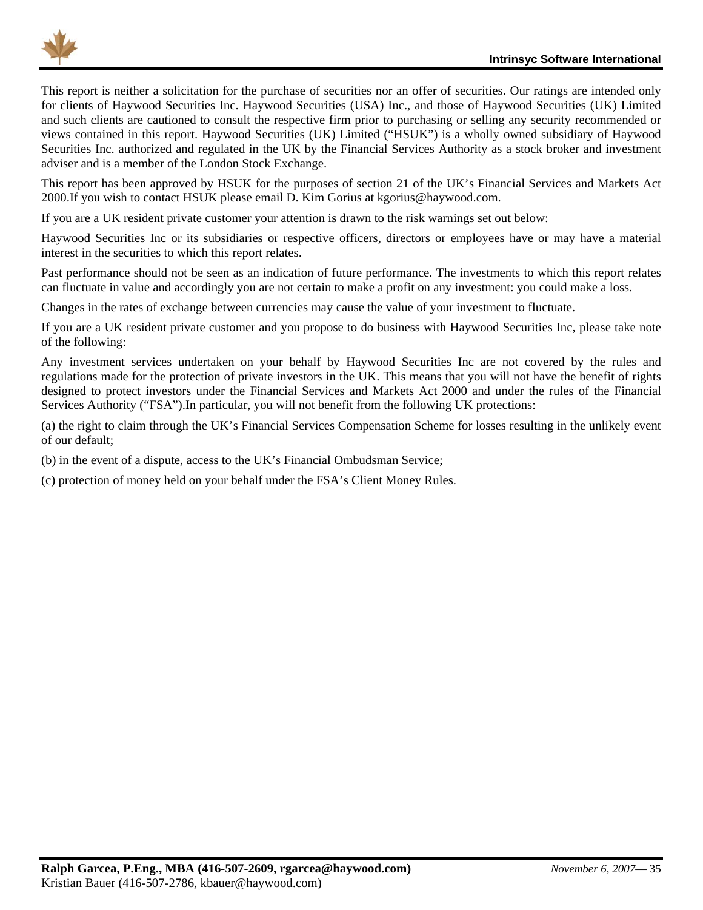This report is neither a solicitation for the purchase of securities nor an offer of securities. Our ratings are intended only for clients of Haywood Securities Inc. Haywood Securities (USA) Inc., and those of Haywood Securities (UK) Limited and such clients are cautioned to consult the respective firm prior to purchasing or selling any security recommended or views contained in this report. Haywood Securities (UK) Limited ("HSUK") is a wholly owned subsidiary of Haywood Securities Inc. authorized and regulated in the UK by the Financial Services Authority as a stock broker and investment adviser and is a member of the London Stock Exchange.

This report has been approved by HSUK for the purposes of section 21 of the UK's Financial Services and Markets Act 2000.If you wish to contact HSUK please email D. Kim Gorius at kgorius@haywood.com.

If you are a UK resident private customer your attention is drawn to the risk warnings set out below:

Haywood Securities Inc or its subsidiaries or respective officers, directors or employees have or may have a material interest in the securities to which this report relates.

Past performance should not be seen as an indication of future performance. The investments to which this report relates can fluctuate in value and accordingly you are not certain to make a profit on any investment: you could make a loss.

Changes in the rates of exchange between currencies may cause the value of your investment to fluctuate.

If you are a UK resident private customer and you propose to do business with Haywood Securities Inc, please take note of the following:

Any investment services undertaken on your behalf by Haywood Securities Inc are not covered by the rules and regulations made for the protection of private investors in the UK. This means that you will not have the benefit of rights designed to protect investors under the Financial Services and Markets Act 2000 and under the rules of the Financial Services Authority ("FSA").In particular, you will not benefit from the following UK protections:

(a) the right to claim through the UK's Financial Services Compensation Scheme for losses resulting in the unlikely event of our default;

(b) in the event of a dispute, access to the UK's Financial Ombudsman Service;

(c) protection of money held on your behalf under the FSA's Client Money Rules.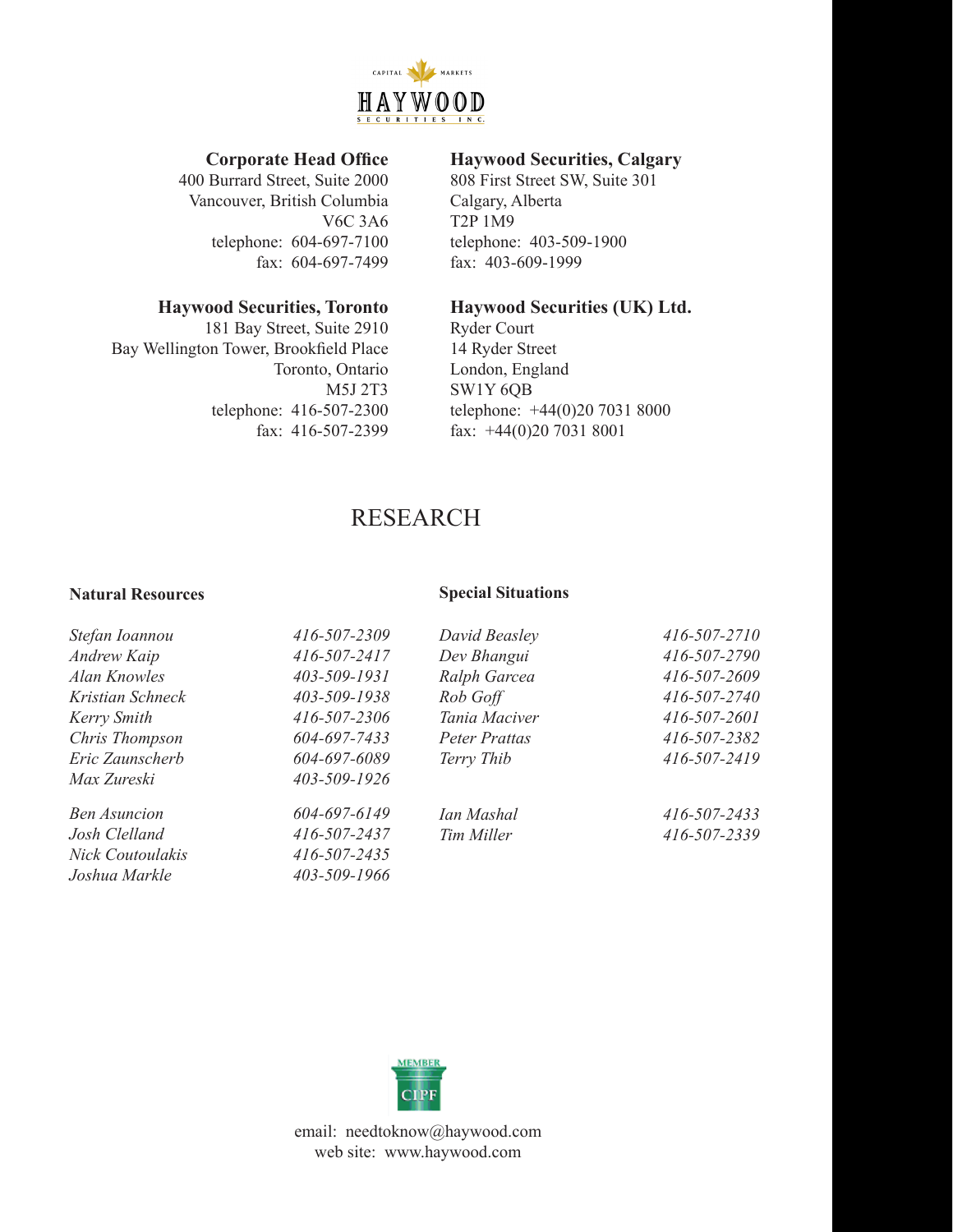CAPITAL MARKETS

HAYWOOD

SECURITIES INC.

**Corporate Head Office**
400 Burrard Street, Suite 2000
Vancouver, British Columbia
V6C 3A6
telephone: 604-697-7100
fax: 604-697-7499

**Haywood Securities, Calgary**
808 First Street SW, Suite 301
Calgary, Alberta
T2P 1M9
telephone: 403-509-1900
fax: 403-609-1999

**Haywood Securities, Toronto**
181 Bay Street, Suite 2910
Bay Wellington Tower, Brookfield Place
Toronto, Ontario
M5J 2T3
telephone: 416-507-2300
fax: 416-507-2399

**Haywood Securities (UK) Ltd.**
Ryder Court
14 Ryder Street
London, England
SW1Y 6QB
telephone: +44(0)20 7031 8000
fax: +44(0)20 7031 8001

# RESEARCH

**Natural Resources**

| | |
|---|---|
| *Stefan Ioannou* | *416-507-2309* |
| *Andrew Kaip* | *416-507-2417* |
| *Alan Knowles* | *403-509-1931* |
| *Kristian Schneck* | *403-509-1938* |
| *Kerry Smith* | *416-507-2306* |
| *Chris Thompson* | *604-697-7433* |
| *Eric Zaunscherb* | *604-697-6089* |
| *Max Zureski* | *403-509-1926* |
| *Ben Asuncion* | *604-697-6149* |
| *Josh Clelland* | *416-507-2437* |
| *Nick Coutoulakis* | *416-507-2435* |
| *Joshua Markle* | *403-509-1966* |

**Special Situations**

| | |
|---|---|
| *David Beasley* | *416-507-2710* |
| *Dev Bhangui* | *416-507-2790* |
| *Ralph Garcea* | *416-507-2609* |
| *Rob Goff* | *416-507-2740* |
| *Tania Maciver* | *416-507-2601* |
| *Peter Prattas* | *416-507-2382* |
| *Terry Thib* | *416-507-2419* |
| *Ian Mashal* | *416-507-2433* |
| *Tim Miller* | *416-507-2339* |

MEMBER CIPF

email: needtoknow@haywood.com
web site: www.haywood.com